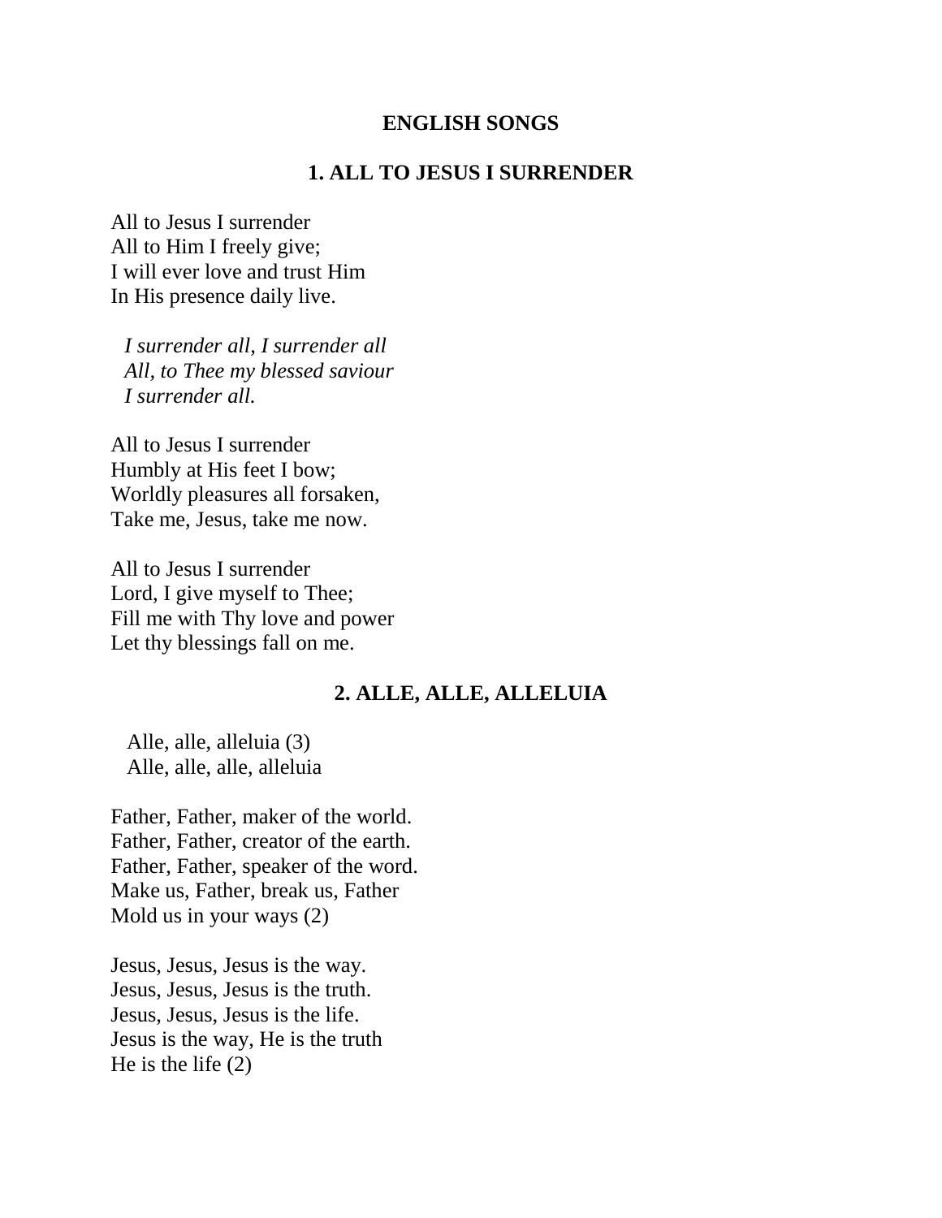# ENGLISH SONGS

## 1. ALL TO JESUS I SURRENDER

All to Jesus I surrender
All to Him I freely give;
I will ever love and trust Him
In His presence daily live.

*I surrender all, I surrender all*
*All, to Thee my blessed saviour*
*I surrender all.*

All to Jesus I surrender
Humbly at His feet I bow;
Worldly pleasures all forsaken,
Take me, Jesus, take me now.

All to Jesus I surrender
Lord, I give myself to Thee;
Fill me with Thy love and power
Let thy blessings fall on me.

## 2. ALLE, ALLE, ALLELUIA

Alle, alle, alleluia (3)
Alle, alle, alle, alleluia

Father, Father, maker of the world.
Father, Father, creator of the earth.
Father, Father, speaker of the word.
Make us, Father, break us, Father
Mold us in your ways (2)

Jesus, Jesus, Jesus is the way.
Jesus, Jesus, Jesus is the truth.
Jesus, Jesus, Jesus is the life.
Jesus is the way, He is the truth
He is the life (2)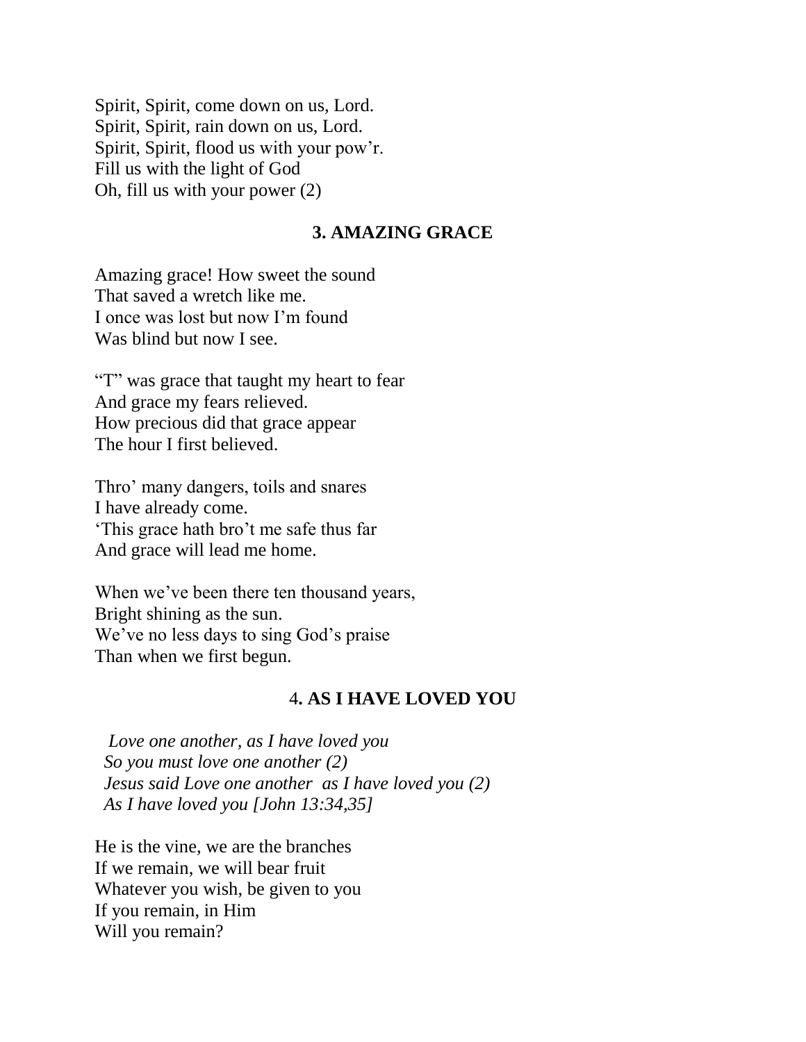Spirit, Spirit, come down on us, Lord.
Spirit, Spirit, rain down on us, Lord.
Spirit, Spirit, flood us with your pow'r.
Fill us with the light of God
Oh, fill us with your power (2)

## 3. AMAZING GRACE

Amazing grace! How sweet the sound
That saved a wretch like me.
I once was lost but now I'm found
Was blind but now I see.

"T" was grace that taught my heart to fear
And grace my fears relieved.
How precious did that grace appear
The hour I first believed.

Thro' many dangers, toils and snares
I have already come.
'This grace hath bro't me safe thus far
And grace will lead me home.

When we've been there ten thousand years,
Bright shining as the sun.
We've no less days to sing God's praise
Than when we first begun.

## 4. AS I HAVE LOVED YOU

*Love one another, as I have loved you*
*So you must love one another (2)*
*Jesus said Love one another as I have loved you (2)*
*As I have loved you [John 13:34,35]*

He is the vine, we are the branches
If we remain, we will bear fruit
Whatever you wish, be given to you
If you remain, in Him
Will you remain?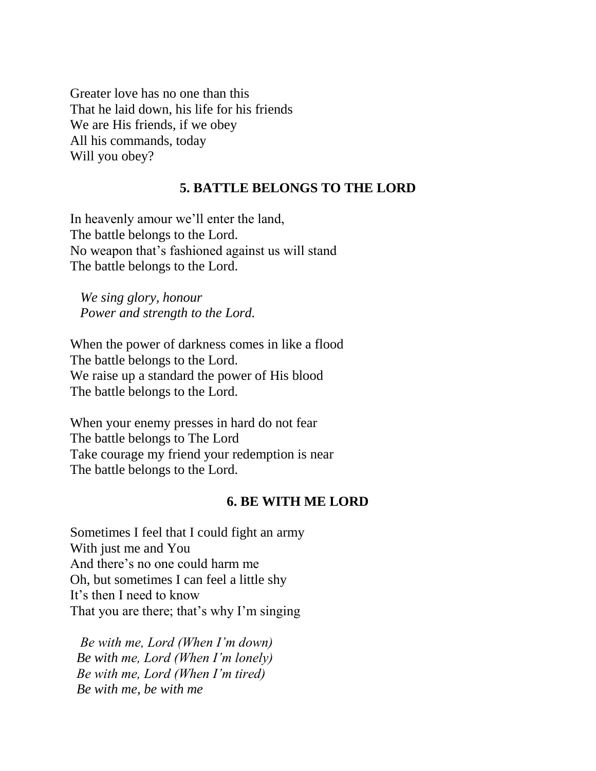Greater love has no one than this
That he laid down, his life for his friends
We are His friends, if we obey
All his commands, today
Will you obey?

## 5. BATTLE BELONGS TO THE LORD

In heavenly amour we'll enter the land,
The battle belongs to the Lord.
No weapon that's fashioned against us will stand
The battle belongs to the Lord.

*We sing glory, honour*
*Power and strength to the Lord.*

When the power of darkness comes in like a flood
The battle belongs to the Lord.
We raise up a standard the power of His blood
The battle belongs to the Lord.

When your enemy presses in hard do not fear
The battle belongs to The Lord
Take courage my friend your redemption is near
The battle belongs to the Lord.

## 6. BE WITH ME LORD

Sometimes I feel that I could fight an army
With just me and You
And there's no one could harm me
Oh, but sometimes I can feel a little shy
It's then I need to know
That you are there; that's why I'm singing

*Be with me, Lord (When I'm down)*
*Be with me, Lord (When I'm lonely)*
*Be with me, Lord (When I'm tired)*
*Be with me, be with me*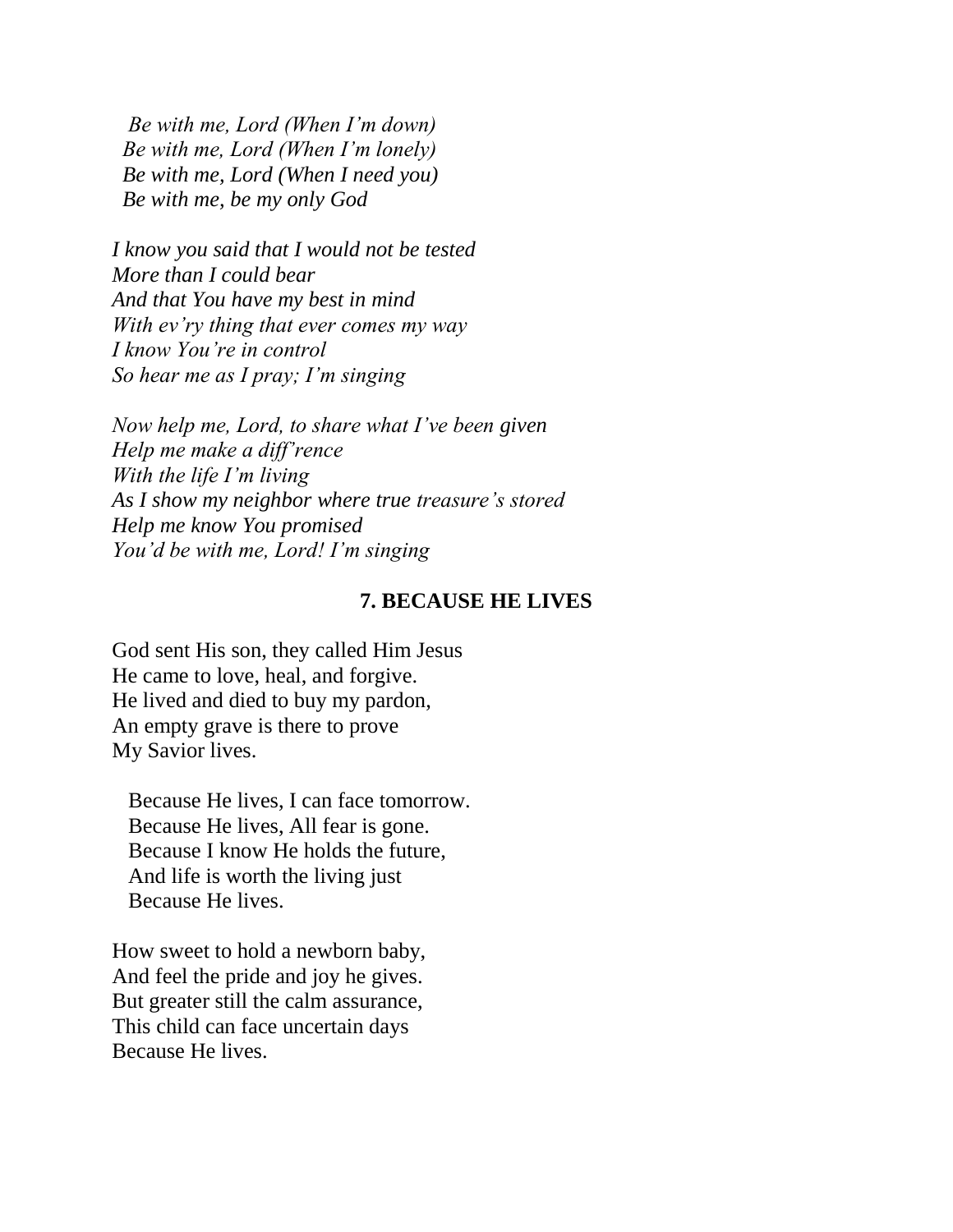*Be with me, Lord (When I'm down)*
*Be with me, Lord (When I'm lonely)*
*Be with me, Lord (When I need you)*
*Be with me, be my only God*

*I know you said that I would not be tested*
*More than I could bear*
*And that You have my best in mind*
*With ev'ry thing that ever comes my way*
*I know You're in control*
*So hear me as I pray; I'm singing*

*Now help me, Lord, to share what I've been given*
*Help me make a diff'rence*
*With the life I'm living*
*As I show my neighbor where true treasure's stored*
*Help me know You promised*
*You'd be with me, Lord! I'm singing*

## 7. BECAUSE HE LIVES

God sent His son, they called Him Jesus
He came to love, heal, and forgive.
He lived and died to buy my pardon,
An empty grave is there to prove
My Savior lives.

Because He lives, I can face tomorrow.
Because He lives, All fear is gone.
Because I know He holds the future,
And life is worth the living just
Because He lives.

How sweet to hold a newborn baby,
And feel the pride and joy he gives.
But greater still the calm assurance,
This child can face uncertain days
Because He lives.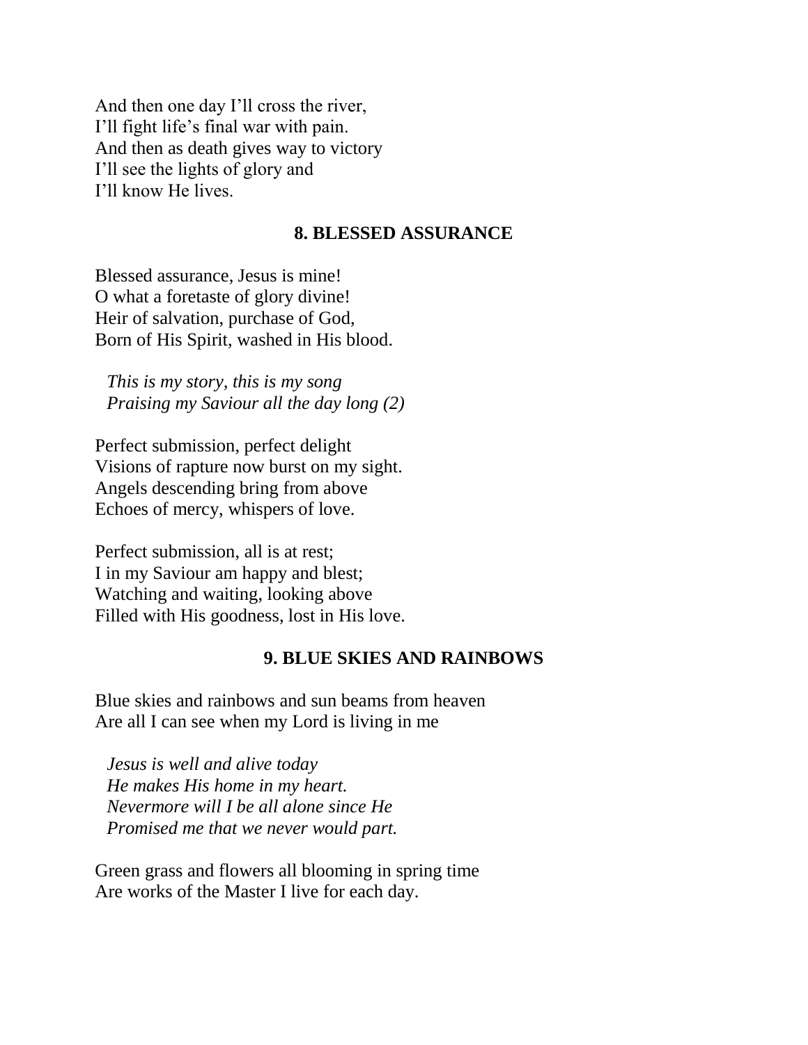And then one day I'll cross the river,
I'll fight life's final war with pain.
And then as death gives way to victory
I'll see the lights of glory and
I'll know He lives.

## 8. BLESSED ASSURANCE

Blessed assurance, Jesus is mine!
O what a foretaste of glory divine!
Heir of salvation, purchase of God,
Born of His Spirit, washed in His blood.

*This is my story, this is my song*
*Praising my Saviour all the day long (2)*

Perfect submission, perfect delight
Visions of rapture now burst on my sight.
Angels descending bring from above
Echoes of mercy, whispers of love.

Perfect submission, all is at rest;
I in my Saviour am happy and blest;
Watching and waiting, looking above
Filled with His goodness, lost in His love.

## 9. BLUE SKIES AND RAINBOWS

Blue skies and rainbows and sun beams from heaven
Are all I can see when my Lord is living in me

*Jesus is well and alive today*
*He makes His home in my heart.*
*Nevermore will I be all alone since He*
*Promised me that we never would part.*

Green grass and flowers all blooming in spring time
Are works of the Master I live for each day.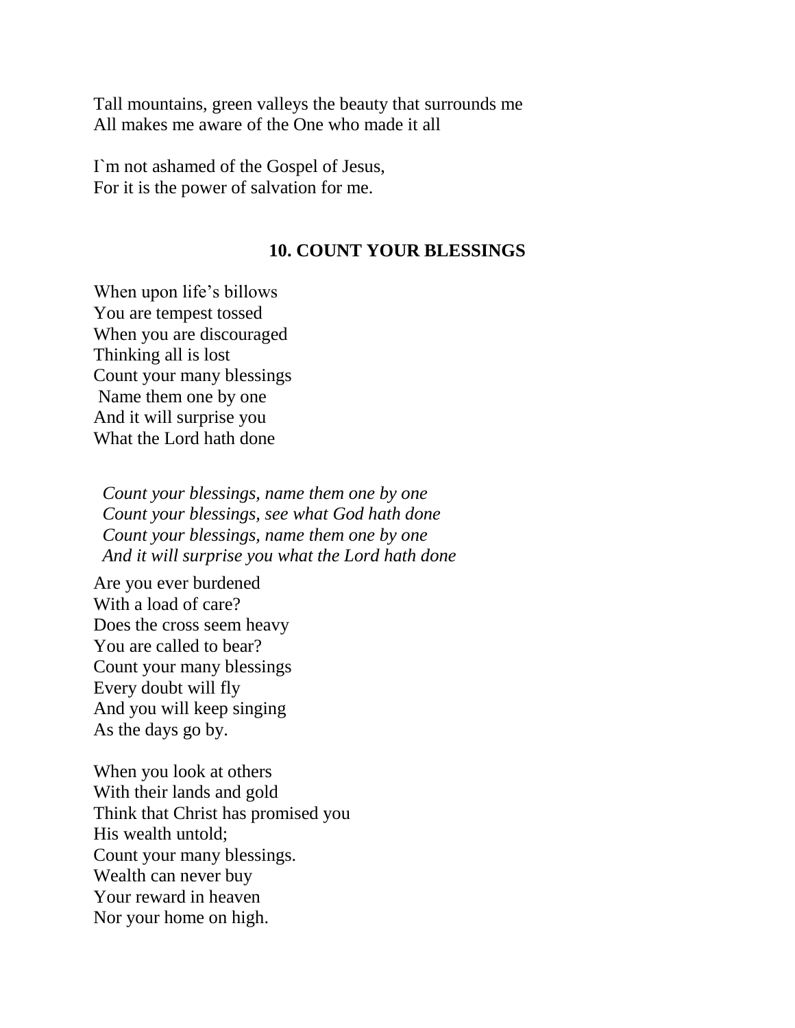Tall mountains, green valleys the beauty that surrounds me
All makes me aware of the One who made it all

I`m not ashamed of the Gospel of Jesus,
For it is the power of salvation for me.

### 10. COUNT YOUR BLESSINGS

When upon life's billows
You are tempest tossed
When you are discouraged
Thinking all is lost
Count your many blessings
Name them one by one
And it will surprise you
What the Lord hath done

*Count your blessings, name them one by one*
*Count your blessings, see what God hath done*
*Count your blessings, name them one by one*
*And it will surprise you what the Lord hath done*

Are you ever burdened
With a load of care?
Does the cross seem heavy
You are called to bear?
Count your many blessings
Every doubt will fly
And you will keep singing
As the days go by.

When you look at others
With their lands and gold
Think that Christ has promised you
His wealth untold;
Count your many blessings.
Wealth can never buy
Your reward in heaven
Nor your home on high.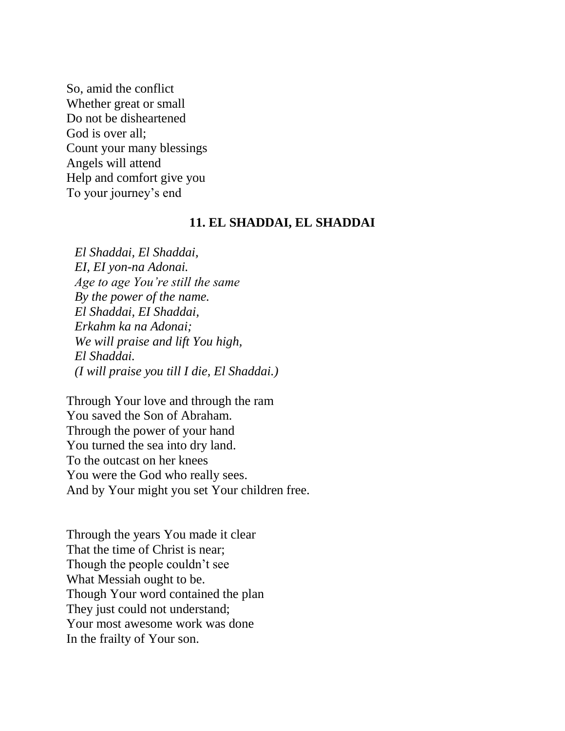So, amid the conflict
Whether great or small
Do not be disheartened
God is over all;
Count your many blessings
Angels will attend
Help and comfort give you
To your journey's end

## 11. EL SHADDAI, EL SHADDAI

*El Shaddai, El Shaddai,*
*EI, EI yon-na Adonai.*
*Age to age You're still the same*
*By the power of the name.*
*El Shaddai, EI Shaddai,*
*Erkahm ka na Adonai;*
*We will praise and lift You high,*
*El Shaddai.*
*(I will praise you till I die, El Shaddai.)*

Through Your love and through the ram
You saved the Son of Abraham.
Through the power of your hand
You turned the sea into dry land.
To the outcast on her knees
You were the God who really sees.
And by Your might you set Your children free.

Through the years You made it clear
That the time of Christ is near;
Though the people couldn't see
What Messiah ought to be.
Though Your word contained the plan
They just could not understand;
Your most awesome work was done
In the frailty of Your son.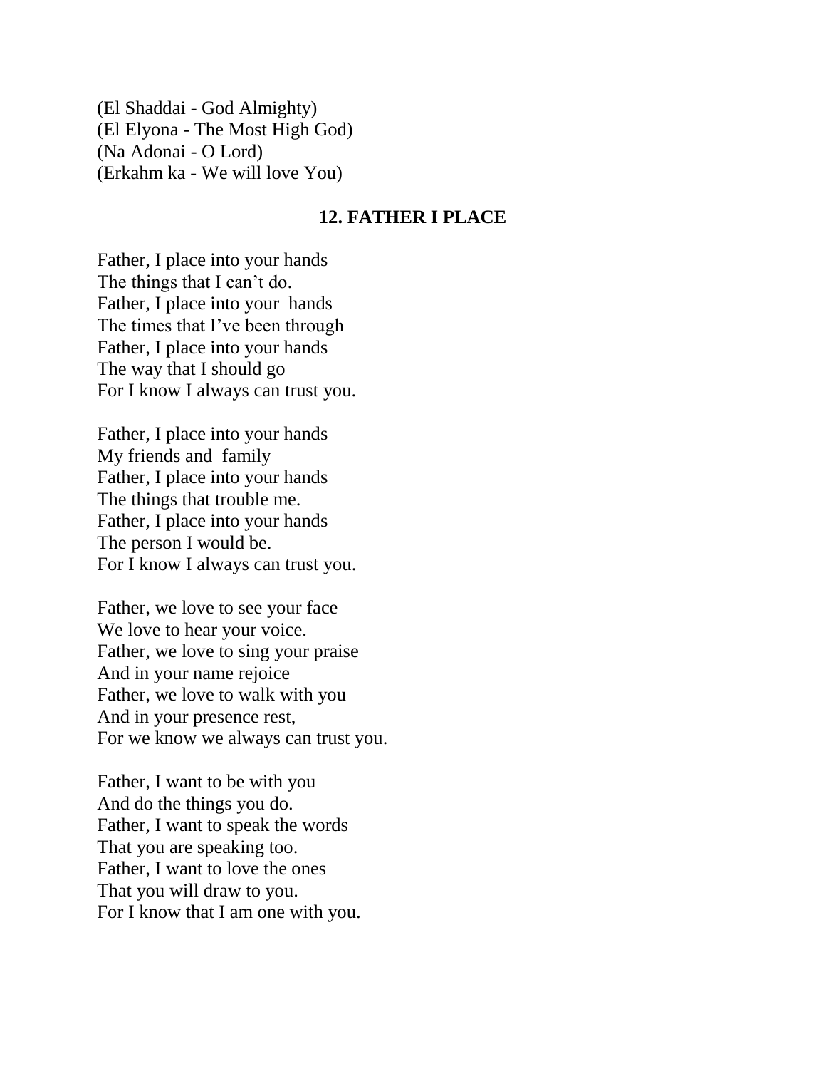(El Shaddai - God Almighty)
(El Elyona - The Most High God)
(Na Adonai - O Lord)
(Erkahm ka - We will love You)

## 12. FATHER I PLACE

Father, I place into your hands
The things that I can't do.
Father, I place into your hands
The times that I've been through
Father, I place into your hands
The way that I should go
For I know I always can trust you.

Father, I place into your hands
My friends and family
Father, I place into your hands
The things that trouble me.
Father, I place into your hands
The person I would be.
For I know I always can trust you.

Father, we love to see your face
We love to hear your voice.
Father, we love to sing your praise
And in your name rejoice
Father, we love to walk with you
And in your presence rest,
For we know we always can trust you.

Father, I want to be with you
And do the things you do.
Father, I want to speak the words
That you are speaking too.
Father, I want to love the ones
That you will draw to you.
For I know that I am one with you.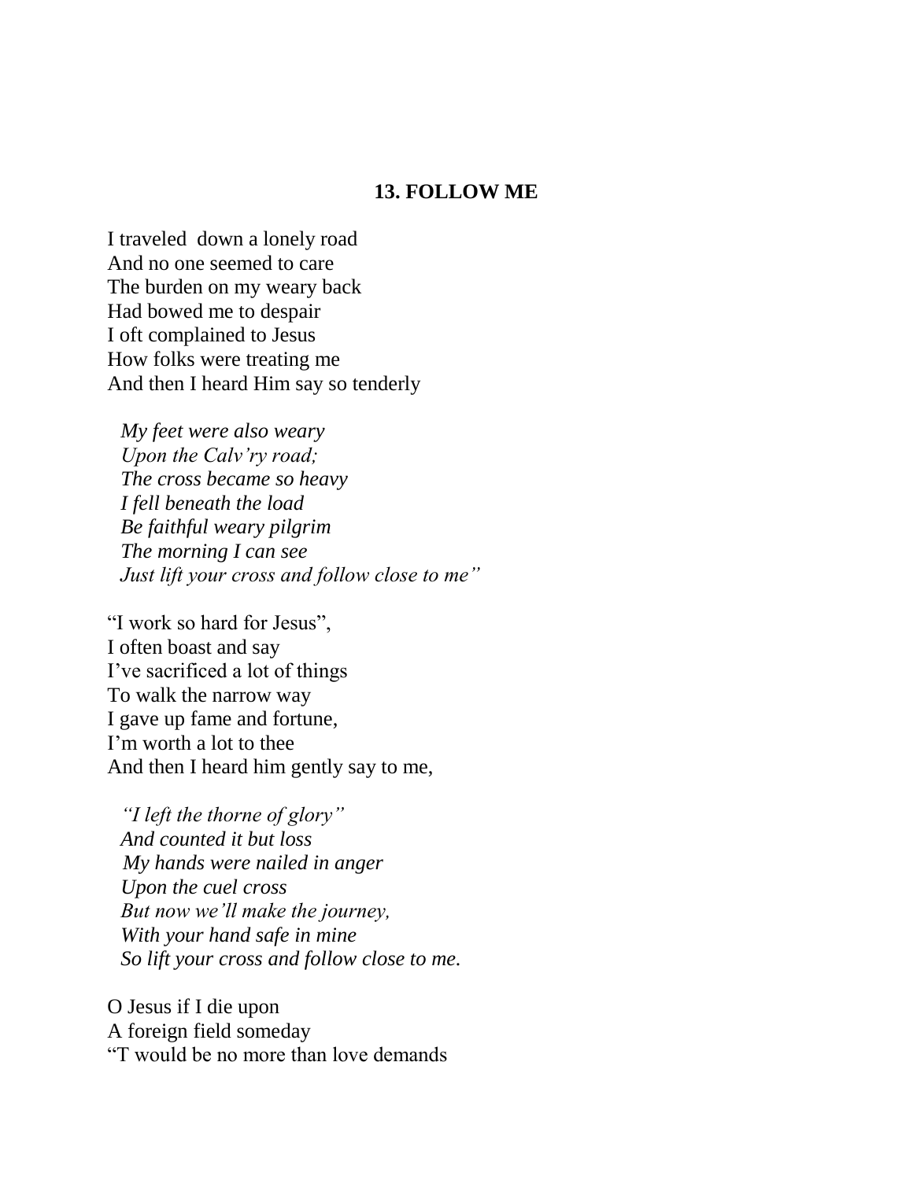**13. FOLLOW ME**

I traveled  down a lonely road
And no one seemed to care
The burden on my weary back
Had bowed me to despair
I oft complained to Jesus
How folks were treating me
And then I heard Him say so tenderly

*My feet were also weary*
*Upon the Calv'ry road;*
*The cross became so heavy*
*I fell beneath the load*
*Be faithful weary pilgrim*
*The morning I can see*
*Just lift your cross and follow close to me"*

"I work so hard for Jesus",
I often boast and say
I've sacrificed a lot of things
To walk the narrow way
I gave up fame and fortune,
I'm worth a lot to thee
And then I heard him gently say to me,

*"I left the thorne of glory"*
*And counted it but loss*
*My hands were nailed in anger*
*Upon the cuel cross*
*But now we'll make the journey,*
*With your hand safe in mine*
*So lift your cross and follow close to me.*

O Jesus if I die upon
A foreign field someday
"T would be no more than love demands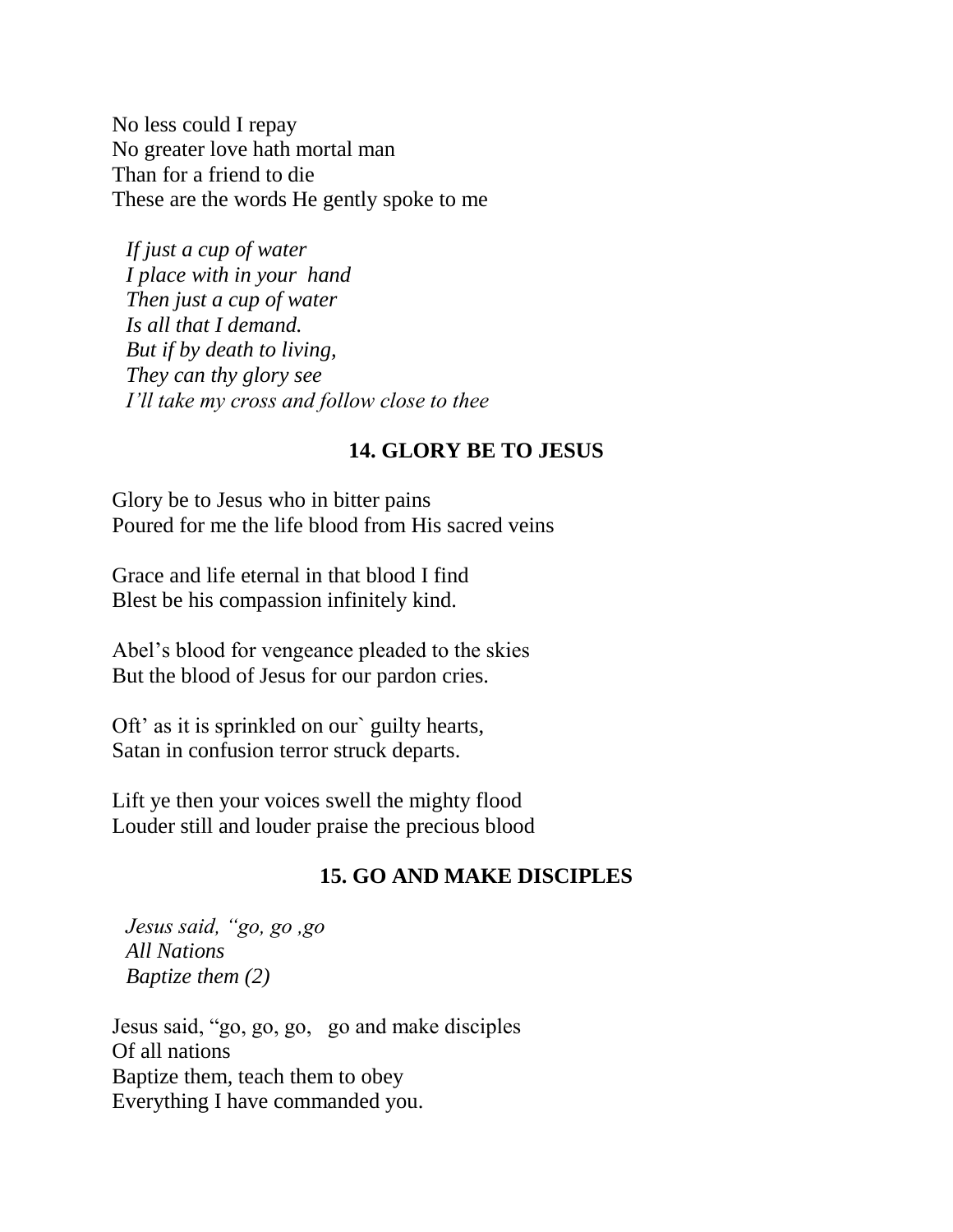No less could I repay
No greater love hath mortal man
Than for a friend to die
These are the words He gently spoke to me

*If just a cup of water*
*I place with in your hand*
*Then just a cup of water*
*Is all that I demand.*
*But if by death to living,*
*They can thy glory see*
*I'll take my cross and follow close to thee*

## 14. GLORY BE TO JESUS

Glory be to Jesus who in bitter pains
Poured for me the life blood from His sacred veins

Grace and life eternal in that blood I find
Blest be his compassion infinitely kind.

Abel's blood for vengeance pleaded to the skies
But the blood of Jesus for our pardon cries.

Oft' as it is sprinkled on our` guilty hearts,
Satan in confusion terror struck departs.

Lift ye then your voices swell the mighty flood
Louder still and louder praise the precious blood

## 15. GO AND MAKE DISCIPLES

*Jesus said, "go, go ,go*
*All Nations*
*Baptize them (2)*

Jesus said, "go, go, go, go and make disciples
Of all nations
Baptize them, teach them to obey
Everything I have commanded you.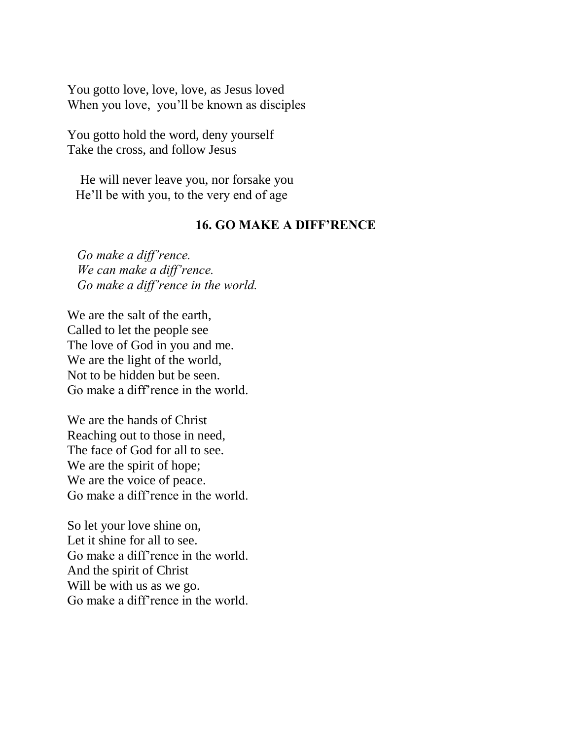You gotto love, love, love, as Jesus loved
When you love, you'll be known as disciples

You gotto hold the word, deny yourself
Take the cross, and follow Jesus

He will never leave you, nor forsake you
He'll be with you, to the very end of age

### 16. GO MAKE A DIFF'RENCE

*Go make a diff'rence.*
*We can make a diff'rence.*
*Go make a diff'rence in the world.*

We are the salt of the earth,
Called to let the people see
The love of God in you and me.
We are the light of the world,
Not to be hidden but be seen.
Go make a diff'rence in the world.

We are the hands of Christ
Reaching out to those in need,
The face of God for all to see.
We are the spirit of hope;
We are the voice of peace.
Go make a diff'rence in the world.

So let your love shine on,
Let it shine for all to see.
Go make a diff'rence in the world.
And the spirit of Christ
Will be with us as we go.
Go make a diff'rence in the world.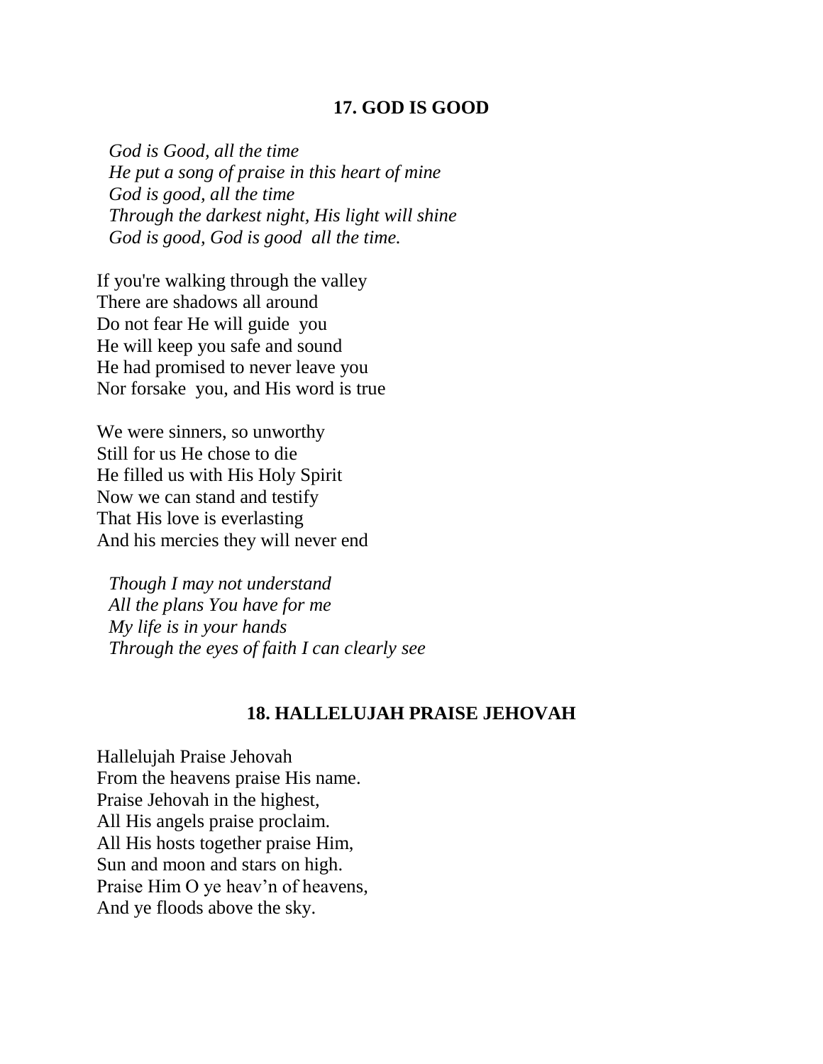## 17. GOD IS GOOD

*God is Good, all the time*
*He put a song of praise in this heart of mine*
*God is good, all the time*
*Through the darkest night, His light will shine*
*God is good, God is good  all the time.*

If you're walking through the valley
There are shadows all around
Do not fear He will guide  you
He will keep you safe and sound
He had promised to never leave you
Nor forsake  you, and His word is true

We were sinners, so unworthy
Still for us He chose to die
He filled us with His Holy Spirit
Now we can stand and testify
That His love is everlasting
And his mercies they will never end

*Though I may not understand*
*All the plans You have for me*
*My life is in your hands*
*Through the eyes of faith I can clearly see*

## 18. HALLELUJAH PRAISE JEHOVAH

Hallelujah Praise Jehovah
From the heavens praise His name.
Praise Jehovah in the highest,
All His angels praise proclaim.
All His hosts together praise Him,
Sun and moon and stars on high.
Praise Him O ye heav'n of heavens,
And ye floods above the sky.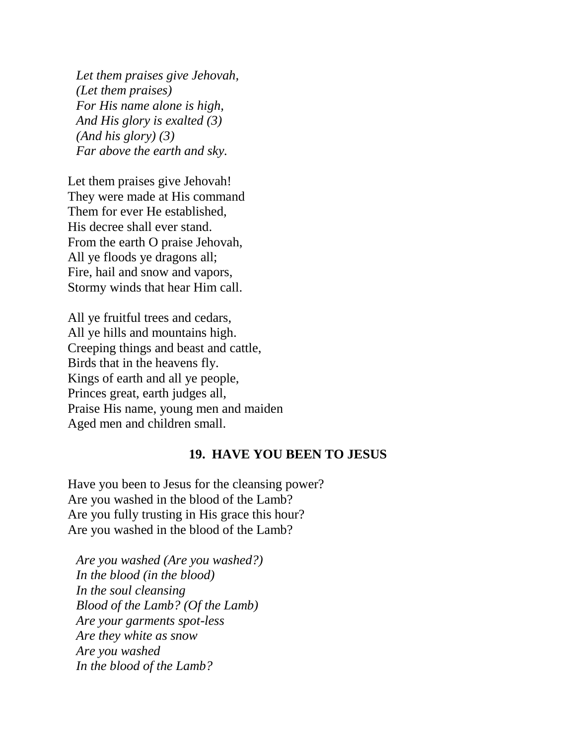*Let them praises give Jehovah,*
*(Let them praises)*
*For His name alone is high,*
*And His glory is exalted (3)*
*(And his glory) (3)*
*Far above the earth and sky.*

Let them praises give Jehovah!
They were made at His command
Them for ever He established,
His decree shall ever stand.
From the earth O praise Jehovah,
All ye floods ye dragons all;
Fire, hail and snow and vapors,
Stormy winds that hear Him call.

All ye fruitful trees and cedars,
All ye hills and mountains high.
Creeping things and beast and cattle,
Birds that in the heavens fly.
Kings of earth and all ye people,
Princes great, earth judges all,
Praise His name, young men and maiden
Aged men and children small.

### 19. HAVE YOU BEEN TO JESUS

Have you been to Jesus for the cleansing power?
Are you washed in the blood of the Lamb?
Are you fully trusting in His grace this hour?
Are you washed in the blood of the Lamb?

*Are you washed (Are you washed?)*
*In the blood (in the blood)*
*In the soul cleansing*
*Blood of the Lamb? (Of the Lamb)*
*Are your garments spot-less*
*Are they white as snow*
*Are you washed*
*In the blood of the Lamb?*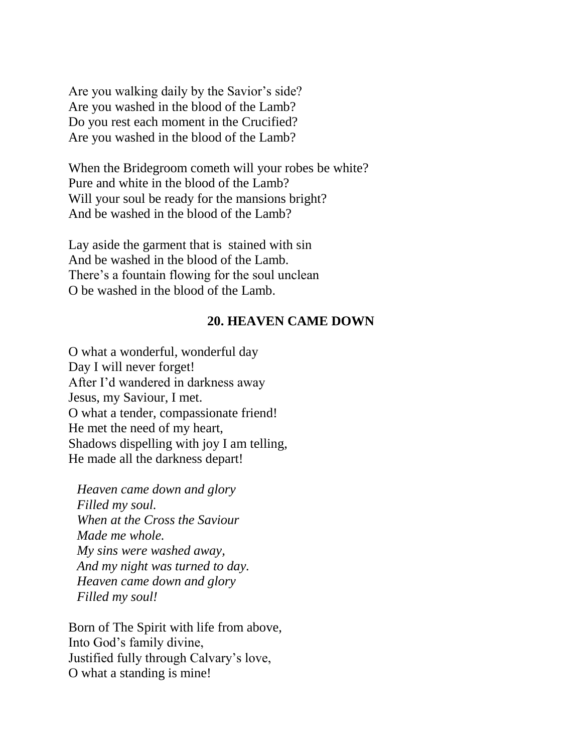Are you walking daily by the Savior's side?
Are you washed in the blood of the Lamb?
Do you rest each moment in the Crucified?
Are you washed in the blood of the Lamb?

When the Bridegroom cometh will your robes be white?
Pure and white in the blood of the Lamb?
Will your soul be ready for the mansions bright?
And be washed in the blood of the Lamb?

Lay aside the garment that is stained with sin
And be washed in the blood of the Lamb.
There's a fountain flowing for the soul unclean
O be washed in the blood of the Lamb.

## 20. HEAVEN CAME DOWN

O what a wonderful, wonderful day
Day I will never forget!
After I'd wandered in darkness away
Jesus, my Saviour, I met.
O what a tender, compassionate friend!
He met the need of my heart,
Shadows dispelling with joy I am telling,
He made all the darkness depart!

*Heaven came down and glory*
*Filled my soul.*
*When at the Cross the Saviour*
*Made me whole.*
*My sins were washed away,*
*And my night was turned to day.*
*Heaven came down and glory*
*Filled my soul!*

Born of The Spirit with life from above,
Into God's family divine,
Justified fully through Calvary's love,
O what a standing is mine!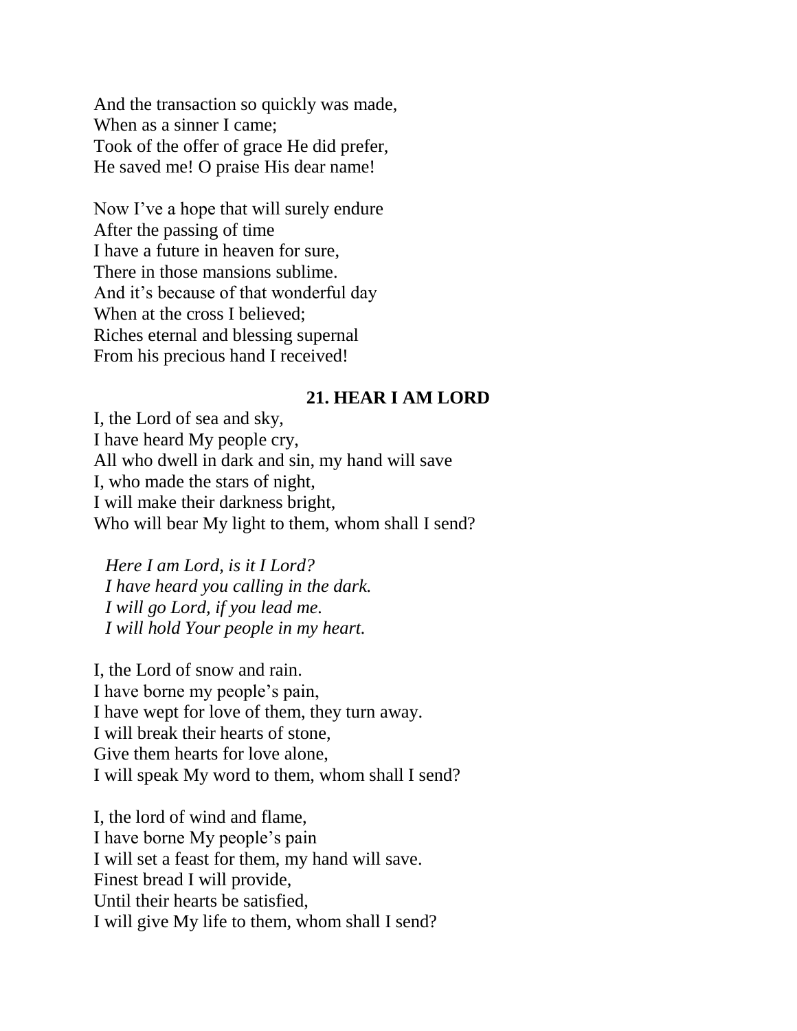And the transaction so quickly was made,
When as a sinner I came;
Took of the offer of grace He did prefer,
He saved me! O praise His dear name!

Now I've a hope that will surely endure
After the passing of time
I have a future in heaven for sure,
There in those mansions sublime.
And it's because of that wonderful day
When at the cross I believed;
Riches eternal and blessing supernal
From his precious hand I received!

### 21. HEAR I AM LORD

I, the Lord of sea and sky,
I have heard My people cry,
All who dwell in dark and sin, my hand will save
I, who made the stars of night,
I will make their darkness bright,
Who will bear My light to them, whom shall I send?

*Here I am Lord, is it I Lord?*
*I have heard you calling in the dark.*
*I will go Lord, if you lead me.*
*I will hold Your people in my heart.*

I, the Lord of snow and rain.
I have borne my people's pain,
I have wept for love of them, they turn away.
I will break their hearts of stone,
Give them hearts for love alone,
I will speak My word to them, whom shall I send?

I, the lord of wind and flame,
I have borne My people's pain
I will set a feast for them, my hand will save.
Finest bread I will provide,
Until their hearts be satisfied,
I will give My life to them, whom shall I send?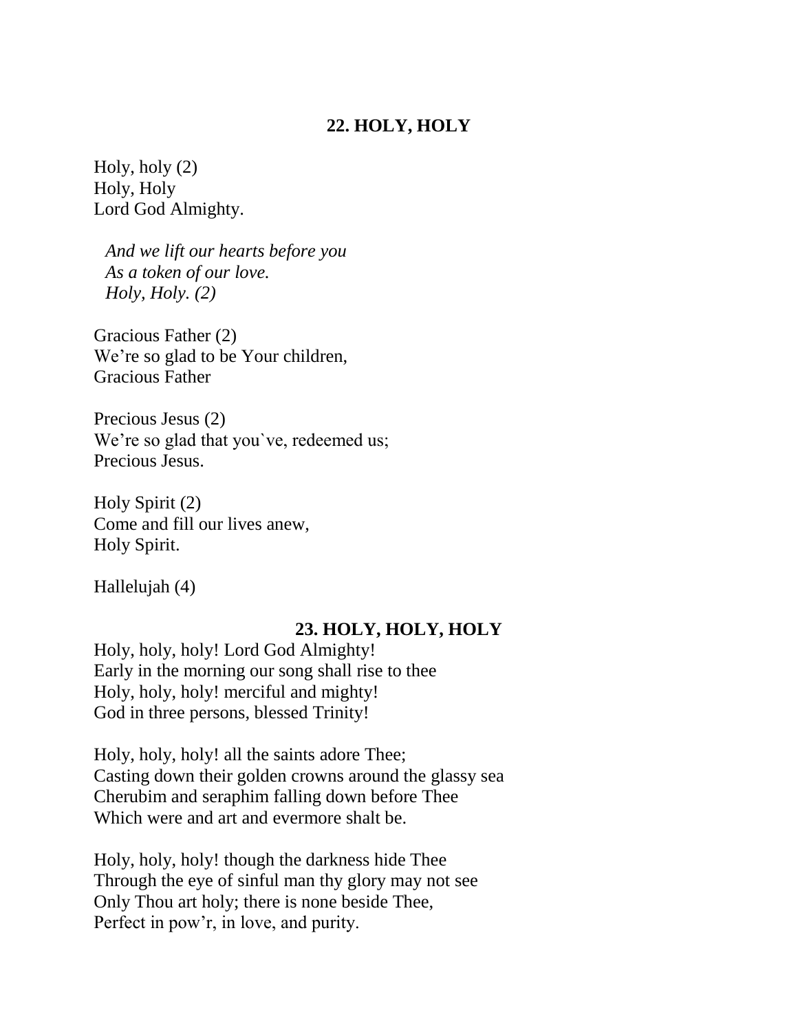## 22. HOLY, HOLY

Holy, holy (2)
Holy, Holy
Lord God Almighty.

*And we lift our hearts before you*
*As a token of our love.*
*Holy, Holy. (2)*

Gracious Father (2)
We're so glad to be Your children,
Gracious Father

Precious Jesus (2)
We're so glad that you`ve, redeemed us;
Precious Jesus.

Holy Spirit (2)
Come and fill our lives anew,
Holy Spirit.

Hallelujah (4)

## 23. HOLY, HOLY, HOLY

Holy, holy, holy! Lord God Almighty!
Early in the morning our song shall rise to thee
Holy, holy, holy! merciful and mighty!
God in three persons, blessed Trinity!

Holy, holy, holy! all the saints adore Thee;
Casting down their golden crowns around the glassy sea
Cherubim and seraphim falling down before Thee
Which were and art and evermore shalt be.

Holy, holy, holy! though the darkness hide Thee
Through the eye of sinful man thy glory may not see
Only Thou art holy; there is none beside Thee,
Perfect in pow'r, in love, and purity.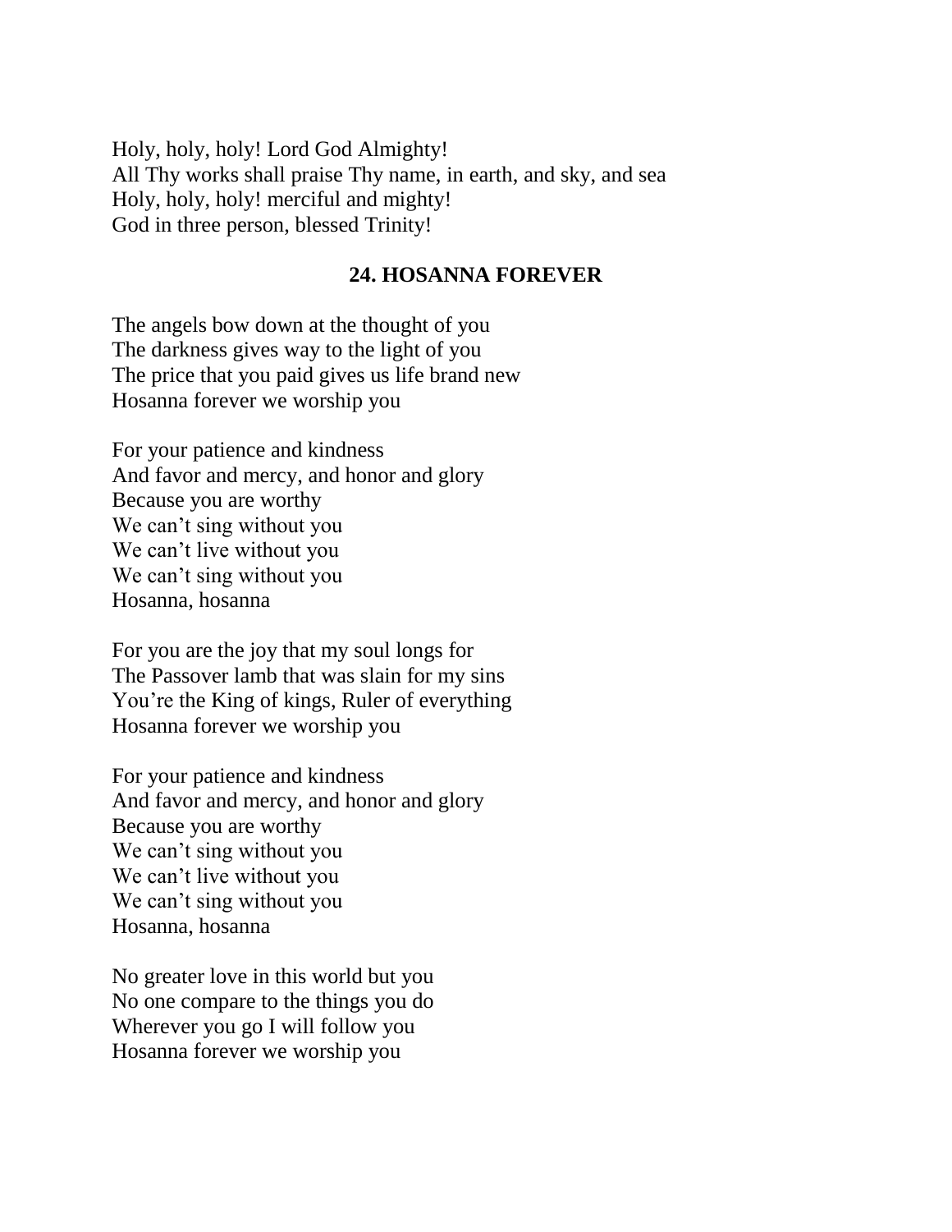Holy, holy, holy! Lord God Almighty!
All Thy works shall praise Thy name, in earth, and sky, and sea
Holy, holy, holy! merciful and mighty!
God in three person, blessed Trinity!

## 24. HOSANNA FOREVER

The angels bow down at the thought of you
The darkness gives way to the light of you
The price that you paid gives us life brand new
Hosanna forever we worship you

For your patience and kindness
And favor and mercy, and honor and glory
Because you are worthy
We can’t sing without you
We can’t live without you
We can’t sing without you
Hosanna, hosanna

For you are the joy that my soul longs for
The Passover lamb that was slain for my sins
You’re the King of kings, Ruler of everything
Hosanna forever we worship you

For your patience and kindness
And favor and mercy, and honor and glory
Because you are worthy
We can’t sing without you
We can’t live without you
We can’t sing without you
Hosanna, hosanna

No greater love in this world but you
No one compare to the things you do
Wherever you go I will follow you
Hosanna forever we worship you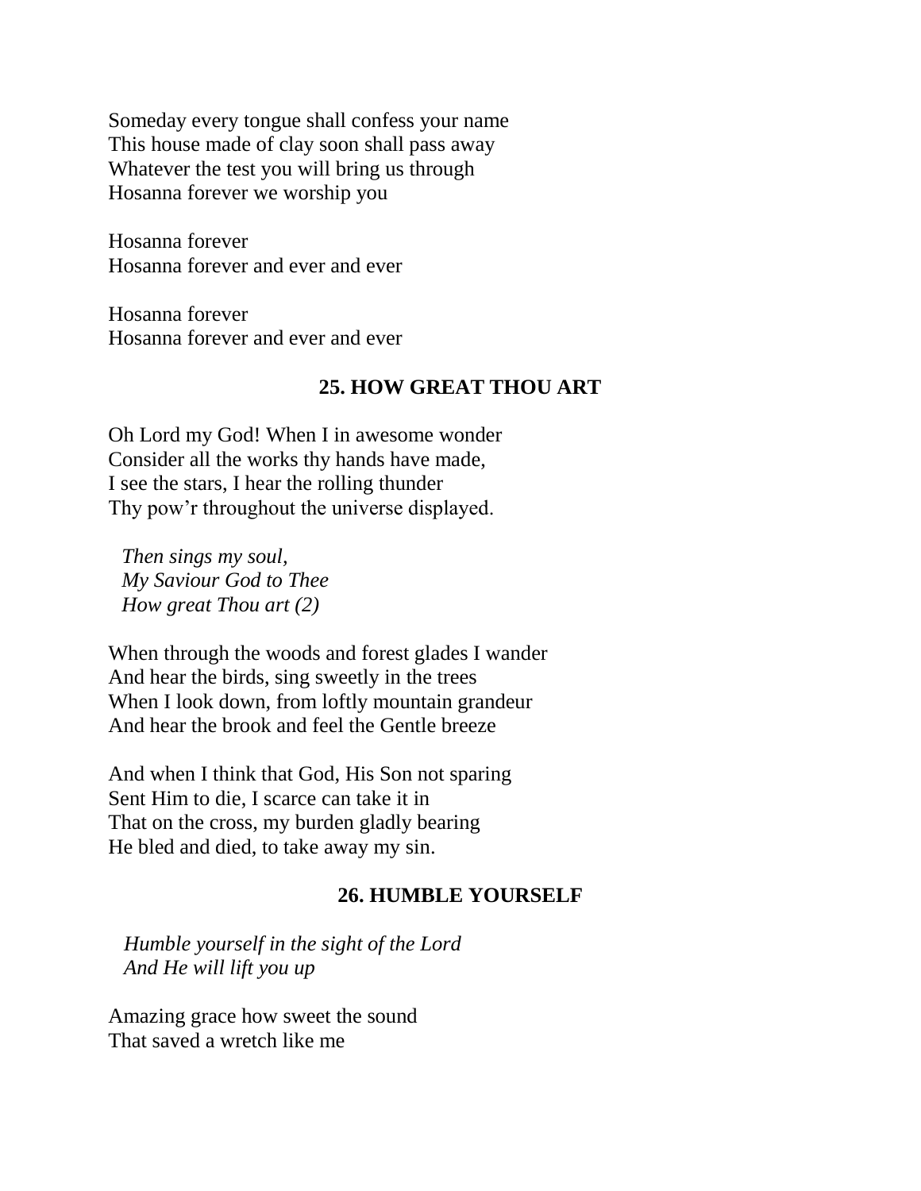Someday every tongue shall confess your name
This house made of clay soon shall pass away
Whatever the test you will bring us through
Hosanna forever we worship you

Hosanna forever
Hosanna forever and ever and ever

Hosanna forever
Hosanna forever and ever and ever

## 25. HOW GREAT THOU ART

Oh Lord my God! When I in awesome wonder
Consider all the works thy hands have made,
I see the stars, I hear the rolling thunder
Thy pow'r throughout the universe displayed.

*Then sings my soul,*
*My Saviour God to Thee*
*How great Thou art (2)*

When through the woods and forest glades I wander
And hear the birds, sing sweetly in the trees
When I look down, from loftly mountain grandeur
And hear the brook and feel the Gentle breeze

And when I think that God, His Son not sparing
Sent Him to die, I scarce can take it in
That on the cross, my burden gladly bearing
He bled and died, to take away my sin.

## 26. HUMBLE YOURSELF

*Humble yourself in the sight of the Lord*
*And He will lift you up*

Amazing grace how sweet the sound
That saved a wretch like me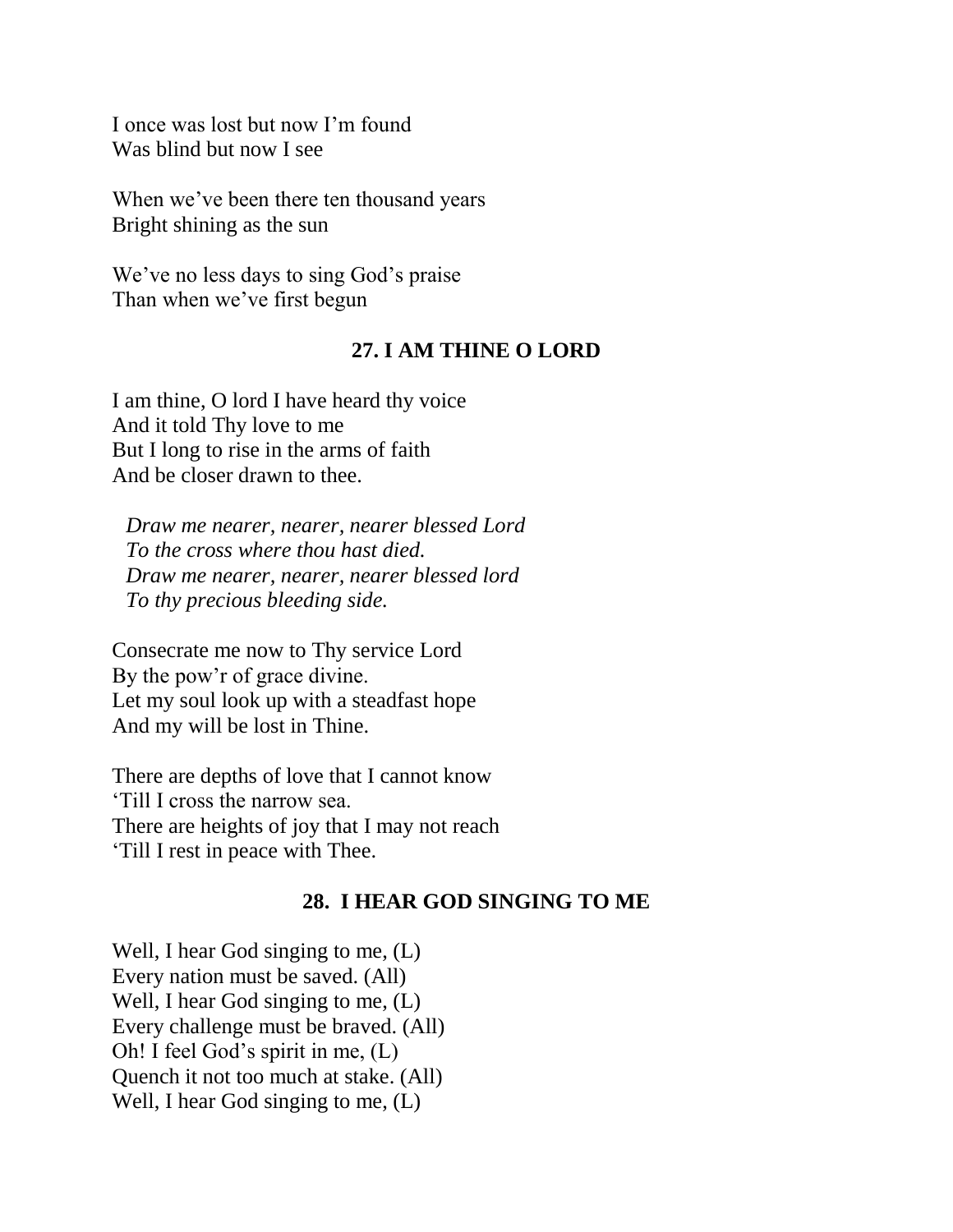I once was lost but now I'm found
Was blind but now I see

When we've been there ten thousand years
Bright shining as the sun

We've no less days to sing God's praise
Than when we've first begun

### 27. I AM THINE O LORD

I am thine, O lord I have heard thy voice
And it told Thy love to me
But I long to rise in the arms of faith
And be closer drawn to thee.

*Draw me nearer, nearer, nearer blessed Lord*
*To the cross where thou hast died.*
*Draw me nearer, nearer, nearer blessed lord*
*To thy precious bleeding side.*

Consecrate me now to Thy service Lord
By the pow'r of grace divine.
Let my soul look up with a steadfast hope
And my will be lost in Thine.

There are depths of love that I cannot know
'Till I cross the narrow sea.
There are heights of joy that I may not reach
'Till I rest in peace with Thee.

### 28. I HEAR GOD SINGING TO ME

Well, I hear God singing to me, (L)
Every nation must be saved. (All)
Well, I hear God singing to me, (L)
Every challenge must be braved. (All)
Oh! I feel God's spirit in me, (L)
Quench it not too much at stake. (All)
Well, I hear God singing to me, (L)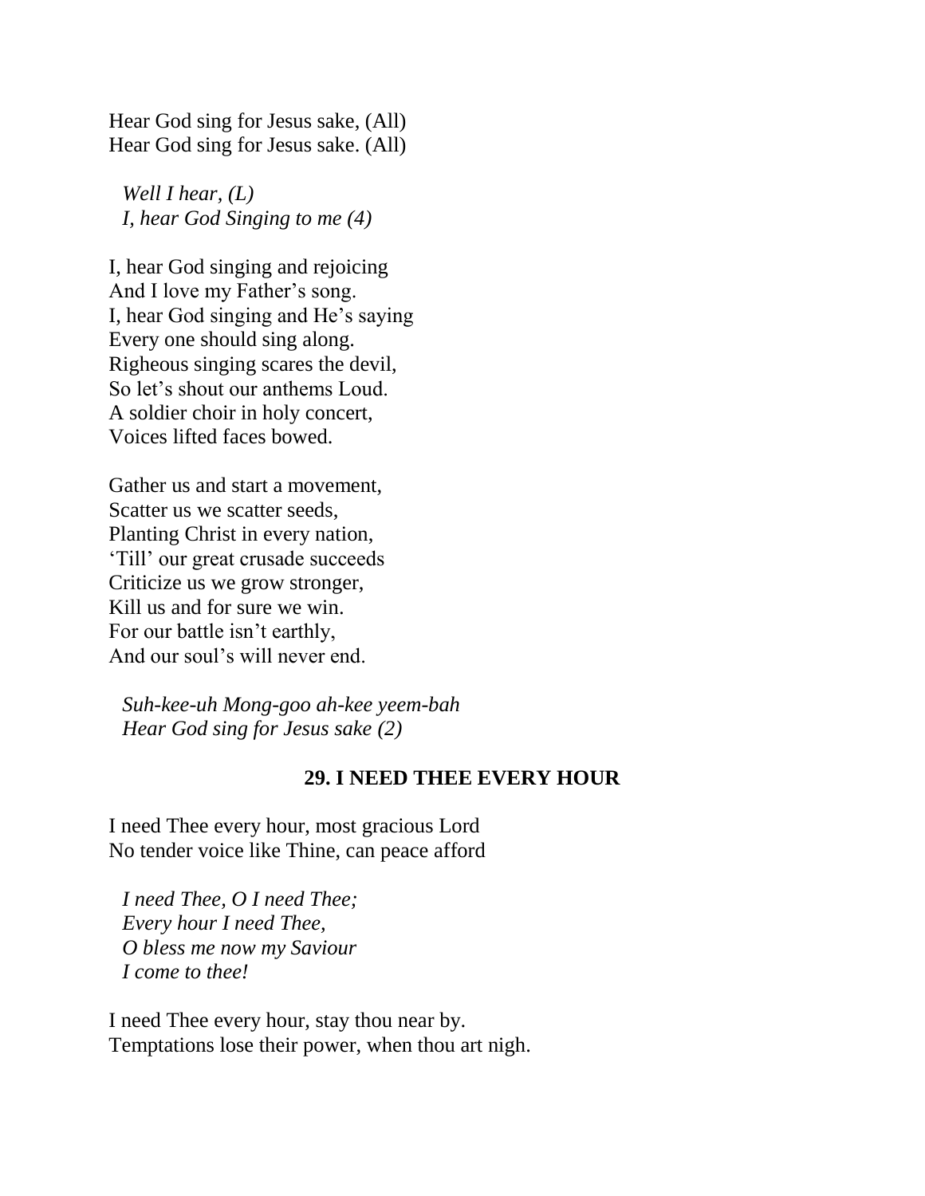Hear God sing for Jesus sake, (All)
Hear God sing for Jesus sake. (All)

*Well I hear, (L)*
*I, hear God Singing to me (4)*

I, hear God singing and rejoicing
And I love my Father's song.
I, hear God singing and He's saying
Every one should sing along.
Righeous singing scares the devil,
So let's shout our anthems Loud.
A soldier choir in holy concert,
Voices lifted faces bowed.

Gather us and start a movement,
Scatter us we scatter seeds,
Planting Christ in every nation,
'Till' our great crusade succeeds
Criticize us we grow stronger,
Kill us and for sure we win.
For our battle isn't earthly,
And our soul's will never end.

*Suh-kee-uh Mong-goo ah-kee yeem-bah*
*Hear God sing for Jesus sake (2)*

### 29. I NEED THEE EVERY HOUR

I need Thee every hour, most gracious Lord
No tender voice like Thine, can peace afford

*I need Thee, O I need Thee;*
*Every hour I need Thee,*
*O bless me now my Saviour*
*I come to thee!*

I need Thee every hour, stay thou near by.
Temptations lose their power, when thou art nigh.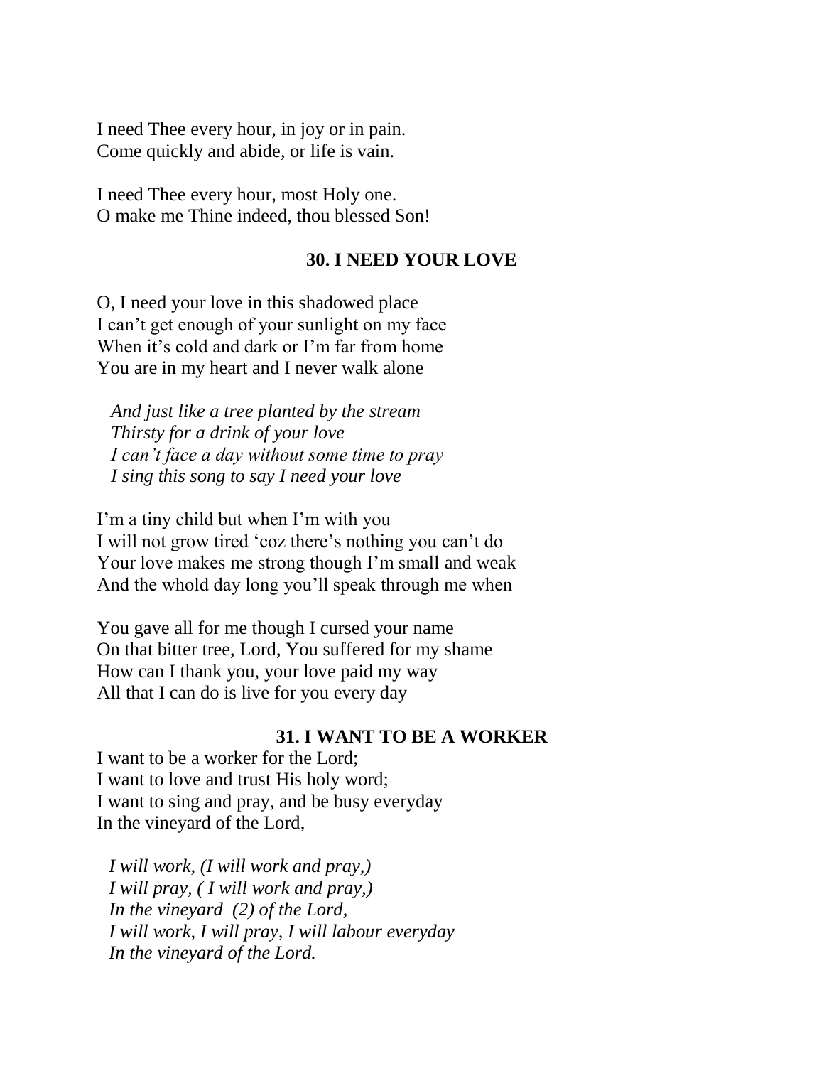I need Thee every hour, in joy or in pain.
Come quickly and abide, or life is vain.

I need Thee every hour, most Holy one.
O make me Thine indeed, thou blessed Son!

### 30. I NEED YOUR LOVE

O, I need your love in this shadowed place
I can't get enough of your sunlight on my face
When it's cold and dark or I'm far from home
You are in my heart and I never walk alone

*And just like a tree planted by the stream*
*Thirsty for a drink of your love*
*I can't face a day without some time to pray*
*I sing this song to say I need your love*

I'm a tiny child but when I'm with you
I will not grow tired 'coz there's nothing you can't do
Your love makes me strong though I'm small and weak
And the whold day long you'll speak through me when

You gave all for me though I cursed your name
On that bitter tree, Lord, You suffered for my shame
How can I thank you, your love paid my way
All that I can do is live for you every day

### 31. I WANT TO BE A WORKER

I want to be a worker for the Lord;
I want to love and trust His holy word;
I want to sing and pray, and be busy everyday
In the vineyard of the Lord,

*I will work, (I will work and pray,)*
*I will pray, ( I will work and pray,)*
*In the vineyard (2) of the Lord,*
*I will work, I will pray, I will labour everyday*
*In the vineyard of the Lord.*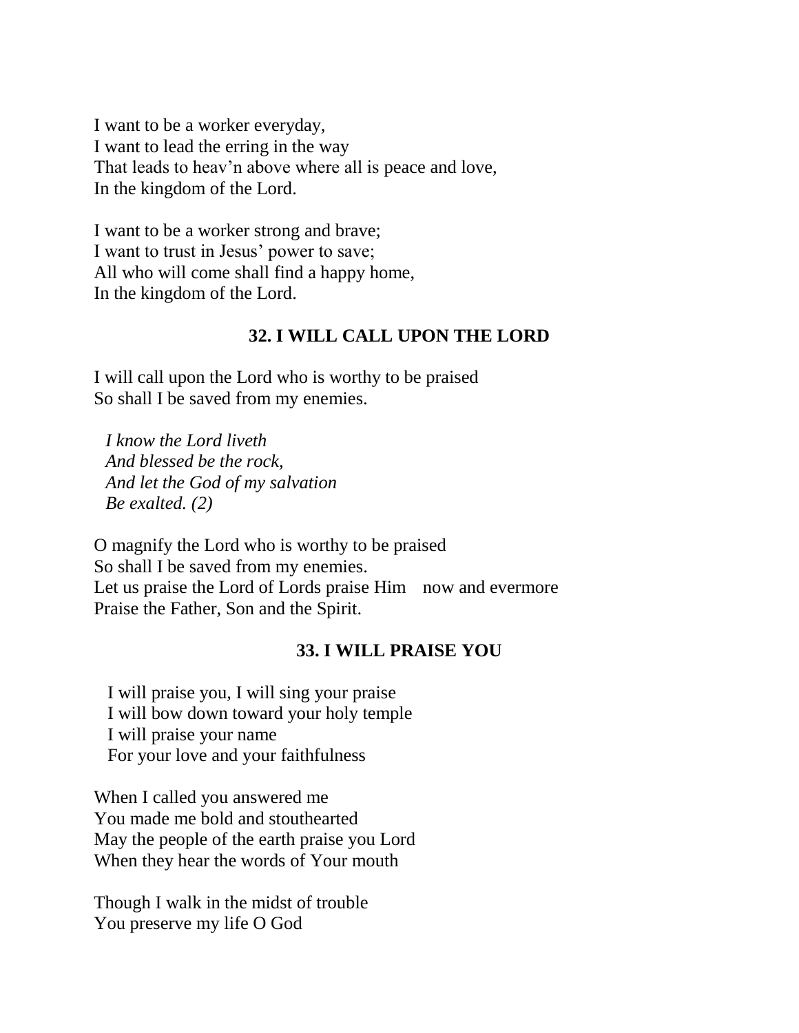I want to be a worker everyday,
I want to lead the erring in the way
That leads to heav'n above where all is peace and love,
In the kingdom of the Lord.

I want to be a worker strong and brave;
I want to trust in Jesus' power to save;
All who will come shall find a happy home,
In the kingdom of the Lord.

## 32. I WILL CALL UPON THE LORD

I will call upon the Lord who is worthy to be praised
So shall I be saved from my enemies.

*I know the Lord liveth*
*And blessed be the rock,*
*And let the God of my salvation*
*Be exalted. (2)*

O magnify the Lord who is worthy to be praised
So shall I be saved from my enemies.
Let us praise the Lord of Lords praise Him now and evermore
Praise the Father, Son and the Spirit.

## 33. I WILL PRAISE YOU

I will praise you, I will sing your praise
I will bow down toward your holy temple
I will praise your name
For your love and your faithfulness

When I called you answered me
You made me bold and stouthearted
May the people of the earth praise you Lord
When they hear the words of Your mouth

Though I walk in the midst of trouble
You preserve my life O God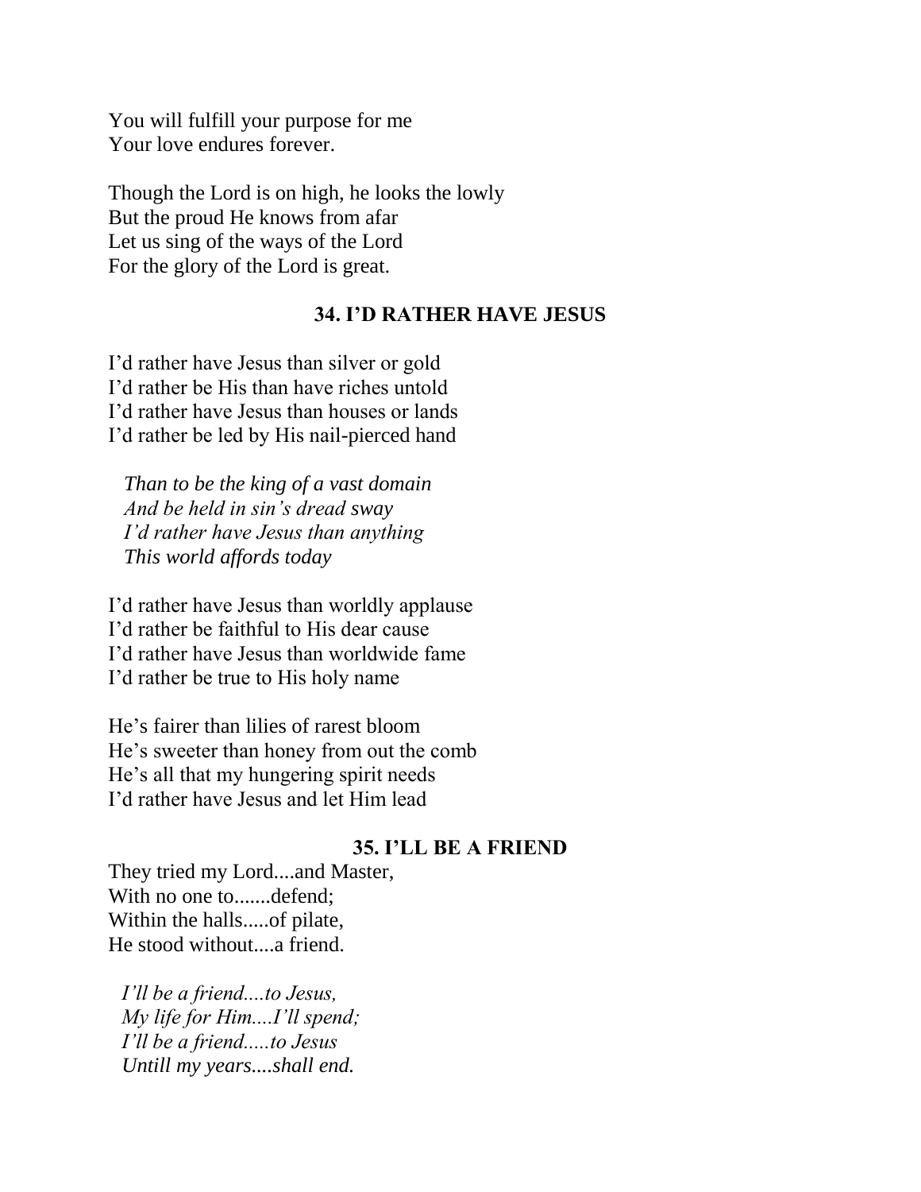You will fulfill your purpose for me
Your love endures forever.

Though the Lord is on high, he looks the lowly
But the proud He knows from afar
Let us sing of the ways of the Lord
For the glory of the Lord is great.

## 34. I'D RATHER HAVE JESUS

I'd rather have Jesus than silver or gold
I'd rather be His than have riches untold
I'd rather have Jesus than houses or lands
I'd rather be led by His nail-pierced hand

*Than to be the king of a vast domain*
*And be held in sin's dread sway*
*I'd rather have Jesus than anything*
*This world affords today*

I'd rather have Jesus than worldly applause
I'd rather be faithful to His dear cause
I'd rather have Jesus than worldwide fame
I'd rather be true to His holy name

He's fairer than lilies of rarest bloom
He's sweeter than honey from out the comb
He's all that my hungering spirit needs
I'd rather have Jesus and let Him lead

## 35. I'LL BE A FRIEND

They tried my Lord....and Master,
With no one to.......defend;
Within the halls.....of pilate,
He stood without....a friend.

*I'll be a friend....to Jesus,*
*My life for Him....I'll spend;*
*I'll be a friend.....to Jesus*
*Untill my years....shall end.*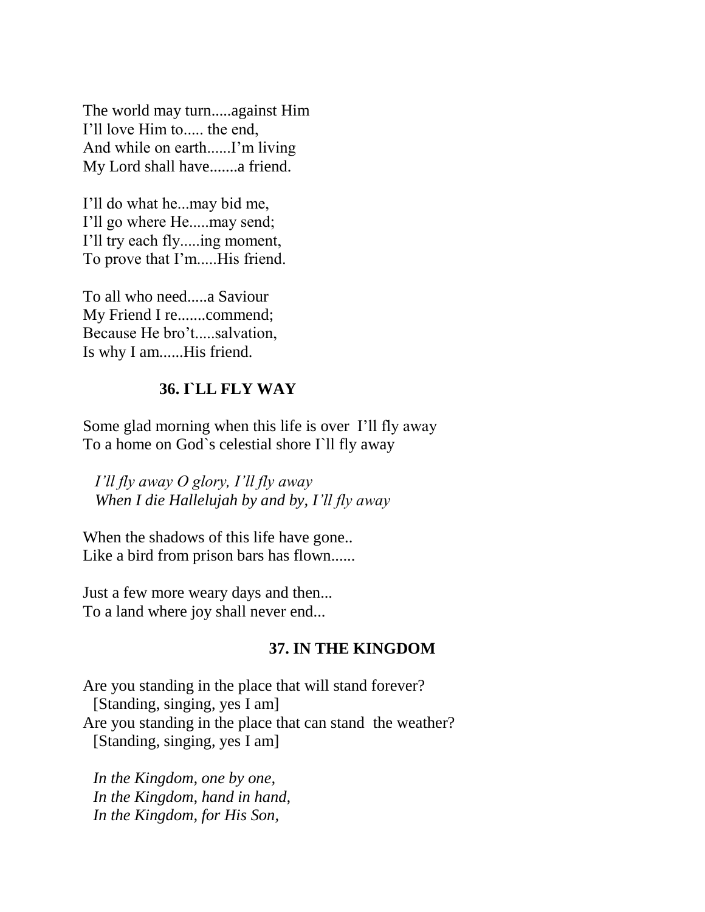The world may turn.....against Him
I'll love Him to..... the end,
And while on earth......I'm living
My Lord shall have.......a friend.

I'll do what he...may bid me,
I'll go where He.....may send;
I'll try each fly.....ing moment,
To prove that I'm.....His friend.

To all who need.....a Saviour
My Friend I re.......commend;
Because He bro't.....salvation,
Is why I am......His friend.

## 36. I`LL FLY WAY

Some glad morning when this life is over  I'll fly away
To a home on God`s celestial shore I`ll fly away

*I'll fly away O glory, I'll fly away*
*When I die Hallelujah by and by, I'll fly away*

When the shadows of this life have gone..
Like a bird from prison bars has flown......

Just a few more weary days and then...
To a land where joy shall never end...

## 37. IN THE KINGDOM

Are you standing in the place that will stand forever?
[Standing, singing, yes I am]
Are you standing in the place that can stand  the weather?
[Standing, singing, yes I am]

*In the Kingdom, one by one,*
*In the Kingdom, hand in hand,*
*In the Kingdom, for His Son,*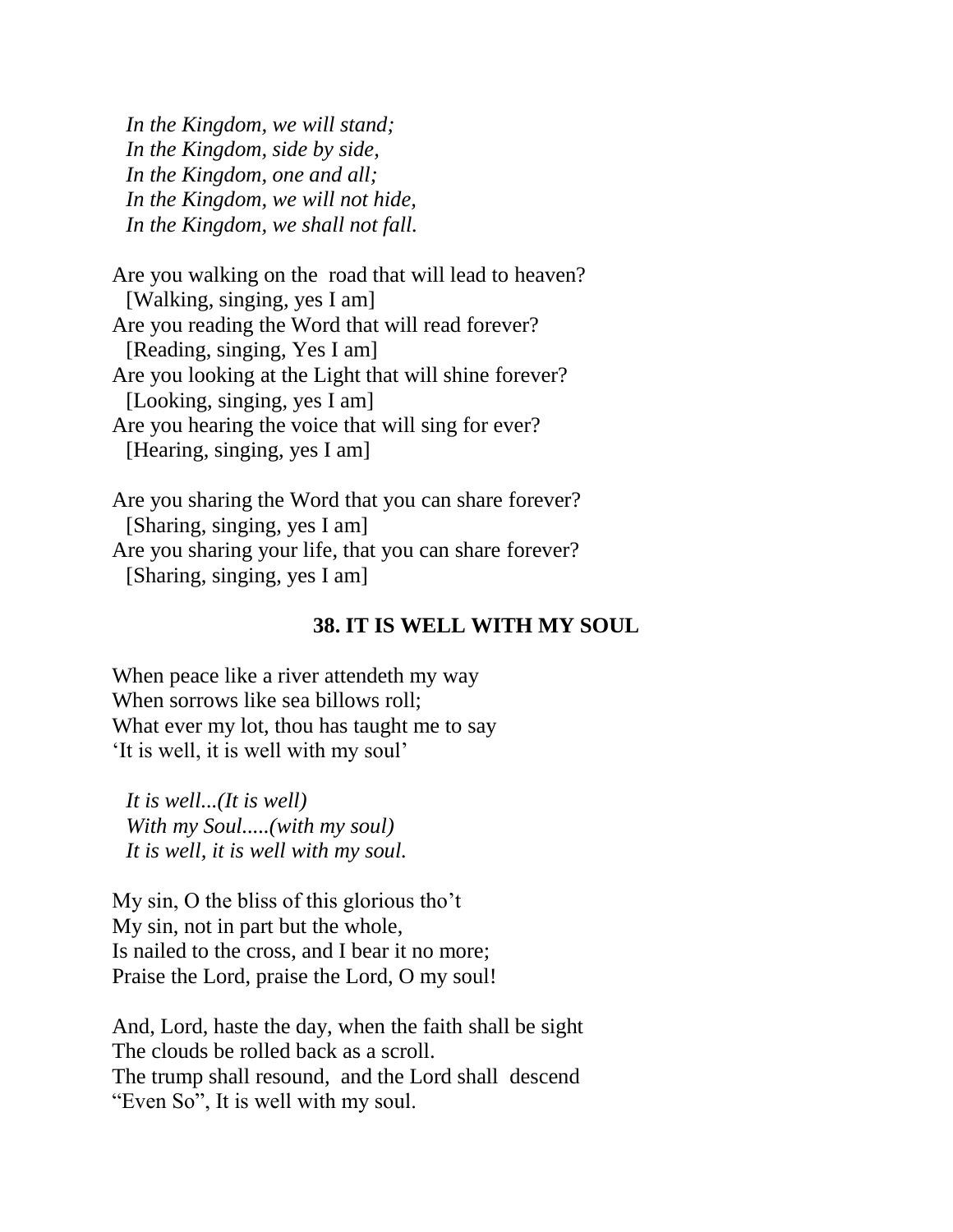*In the Kingdom, we will stand;*
*In the Kingdom, side by side,*
*In the Kingdom, one and all;*
*In the Kingdom, we will not hide,*
*In the Kingdom, we shall not fall.*

Are you walking on the road that will lead to heaven?
[Walking, singing, yes I am]
Are you reading the Word that will read forever?
[Reading, singing, Yes I am]
Are you looking at the Light that will shine forever?
[Looking, singing, yes I am]
Are you hearing the voice that will sing for ever?
[Hearing, singing, yes I am]

Are you sharing the Word that you can share forever?
[Sharing, singing, yes I am]
Are you sharing your life, that you can share forever?
[Sharing, singing, yes I am]

## 38. IT IS WELL WITH MY SOUL

When peace like a river attendeth my way
When sorrows like sea billows roll;
What ever my lot, thou has taught me to say
'It is well, it is well with my soul'

*It is well...(It is well)*
*With my Soul.....(with my soul)*
*It is well, it is well with my soul.*

My sin, O the bliss of this glorious tho't
My sin, not in part but the whole,
Is nailed to the cross, and I bear it no more;
Praise the Lord, praise the Lord, O my soul!

And, Lord, haste the day, when the faith shall be sight
The clouds be rolled back as a scroll.
The trump shall resound, and the Lord shall descend
"Even So", It is well with my soul.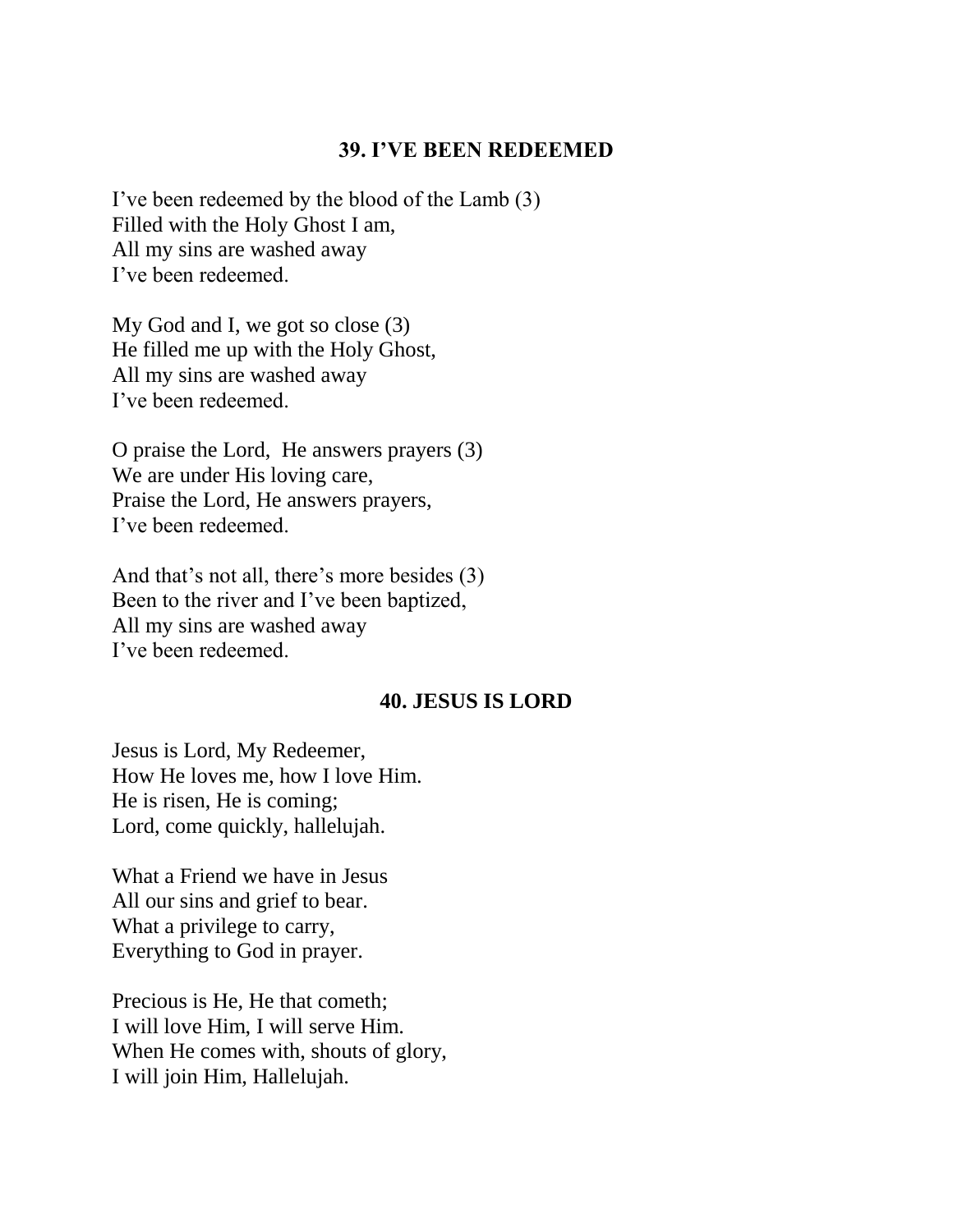## 39. I'VE BEEN REDEEMED

I've been redeemed by the blood of the Lamb (3)  
Filled with the Holy Ghost I am,  
All my sins are washed away  
I've been redeemed.

My God and I, we got so close (3)  
He filled me up with the Holy Ghost,  
All my sins are washed away  
I've been redeemed.

O praise the Lord,  He answers prayers (3)  
We are under His loving care,  
Praise the Lord, He answers prayers,  
I've been redeemed.

And that's not all, there's more besides (3)  
Been to the river and I've been baptized,  
All my sins are washed away  
I've been redeemed.

## 40. JESUS IS LORD

Jesus is Lord, My Redeemer,  
How He loves me, how I love Him.  
He is risen, He is coming;  
Lord, come quickly, hallelujah.

What a Friend we have in Jesus  
All our sins and grief to bear.  
What a privilege to carry,  
Everything to God in prayer.

Precious is He, He that cometh;  
I will love Him, I will serve Him.  
When He comes with, shouts of glory,  
I will join Him, Hallelujah.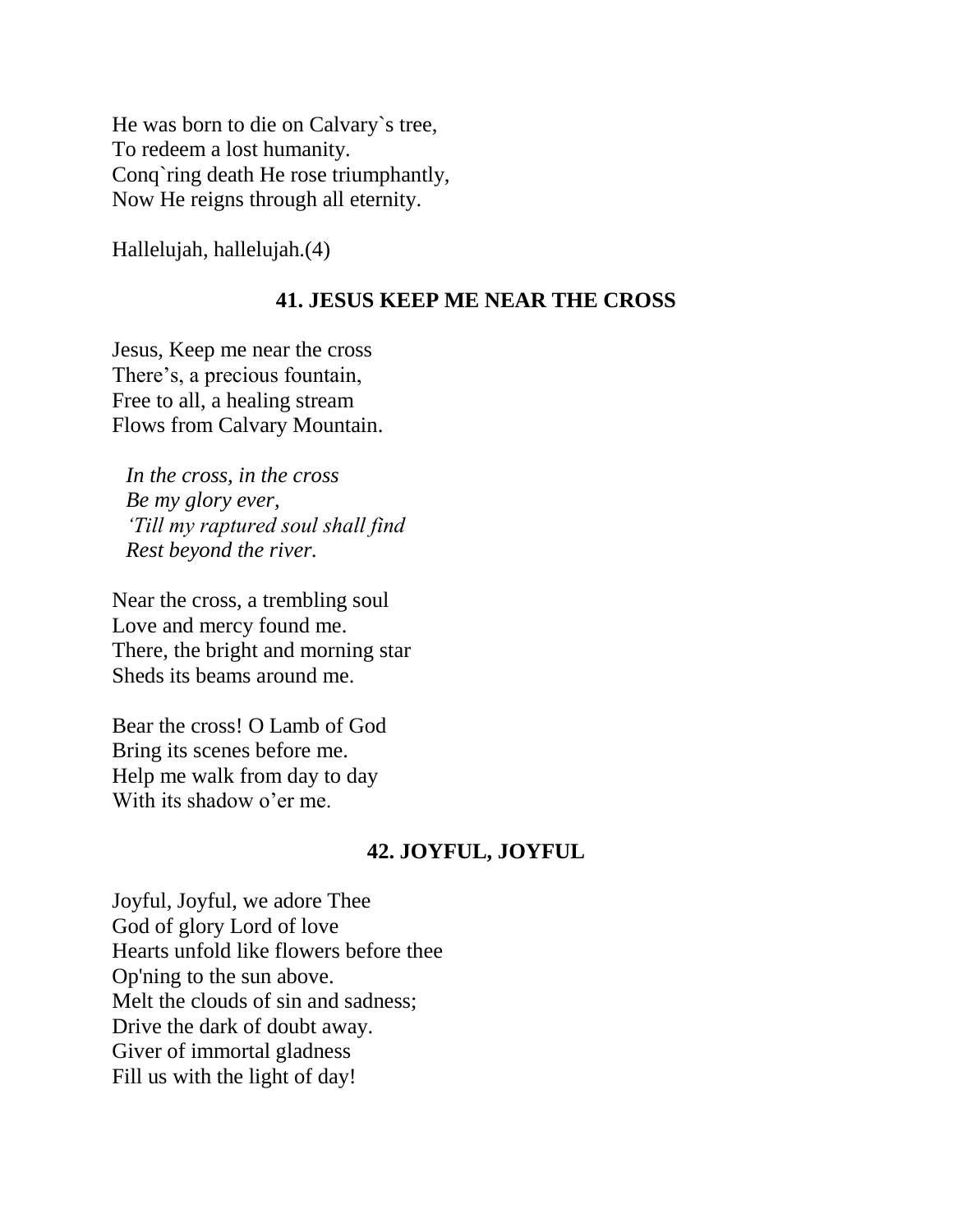He was born to die on Calvary`s tree,
To redeem a lost humanity.
Conq`ring death He rose triumphantly,
Now He reigns through all eternity.

Hallelujah, hallelujah.(4)

### 41. JESUS KEEP ME NEAR THE CROSS

Jesus, Keep me near the cross
There's, a precious fountain,
Free to all, a healing stream
Flows from Calvary Mountain.

*In the cross, in the cross*
*Be my glory ever,*
*'Till my raptured soul shall find*
*Rest beyond the river.*

Near the cross, a trembling soul
Love and mercy found me.
There, the bright and morning star
Sheds its beams around me.

Bear the cross! O Lamb of God
Bring its scenes before me.
Help me walk from day to day
With its shadow o'er me.

### 42. JOYFUL, JOYFUL

Joyful, Joyful, we adore Thee
God of glory Lord of love
Hearts unfold like flowers before thee
Op'ning to the sun above.
Melt the clouds of sin and sadness;
Drive the dark of doubt away.
Giver of immortal gladness
Fill us with the light of day!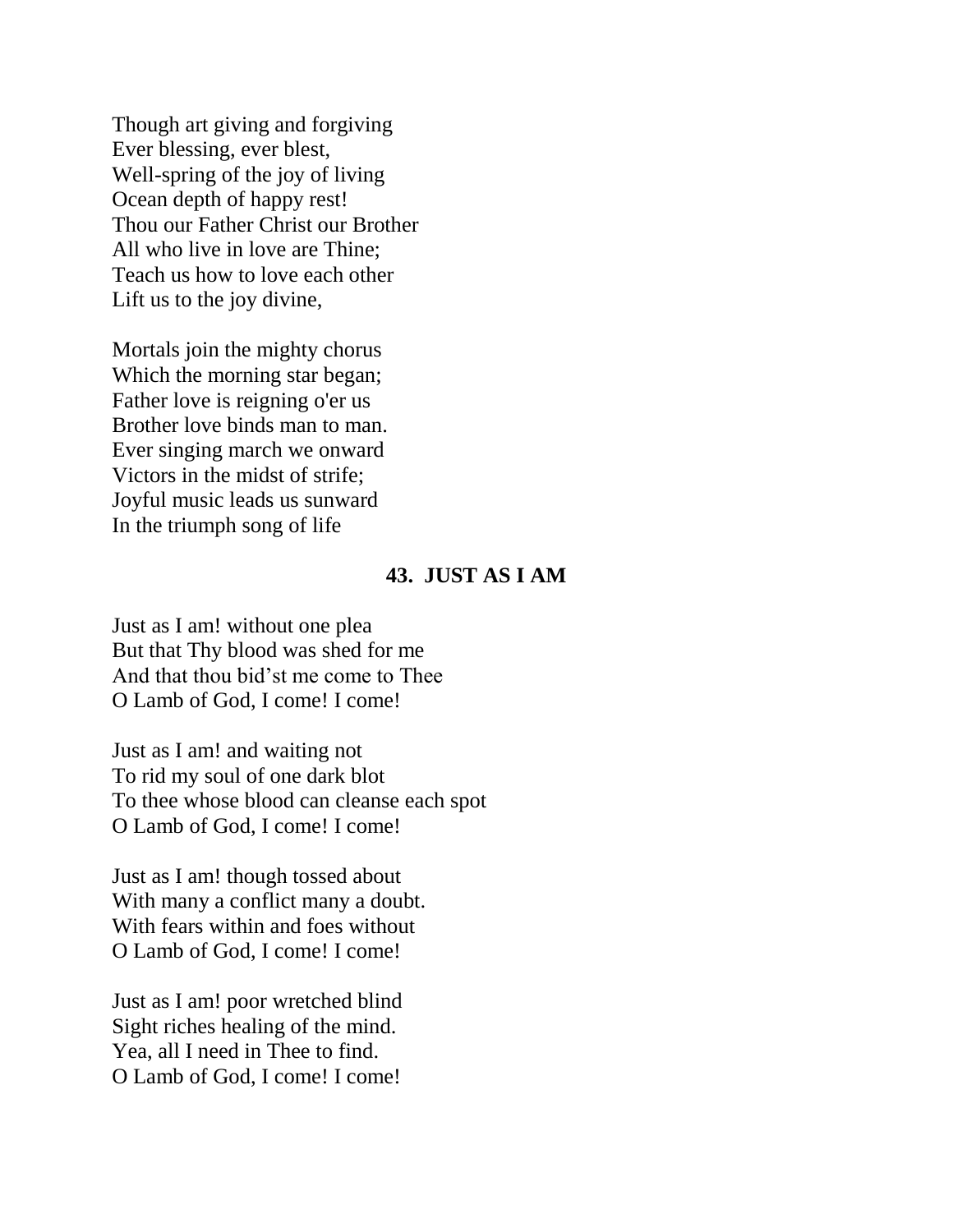Though art giving and forgiving
Ever blessing, ever blest,
Well-spring of the joy of living
Ocean depth of happy rest!
Thou our Father Christ our Brother
All who live in love are Thine;
Teach us how to love each other
Lift us to the joy divine,

Mortals join the mighty chorus
Which the morning star began;
Father love is reigning o'er us
Brother love binds man to man.
Ever singing march we onward
Victors in the midst of strife;
Joyful music leads us sunward
In the triumph song of life

## 43. JUST AS I AM

Just as I am! without one plea
But that Thy blood was shed for me
And that thou bid’st me come to Thee
O Lamb of God, I come! I come!

Just as I am! and waiting not
To rid my soul of one dark blot
To thee whose blood can cleanse each spot
O Lamb of God, I come! I come!

Just as I am! though tossed about
With many a conflict many a doubt.
With fears within and foes without
O Lamb of God, I come! I come!

Just as I am! poor wretched blind
Sight riches healing of the mind.
Yea, all I need in Thee to find.
O Lamb of God, I come! I come!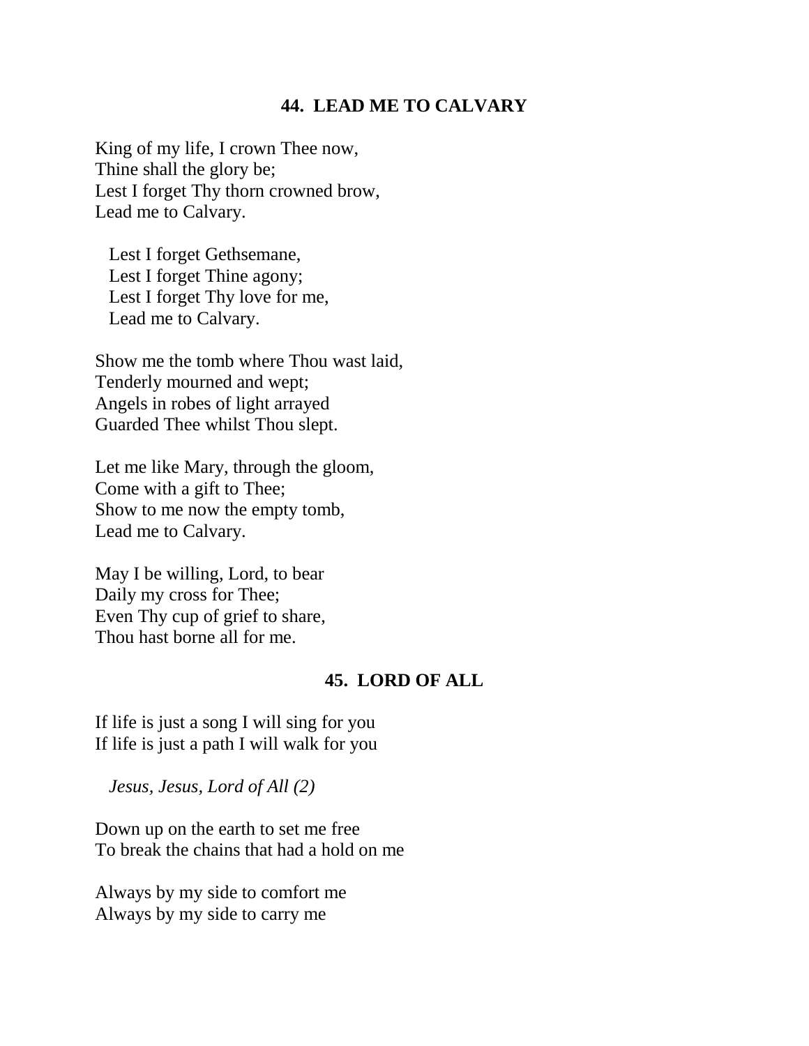## 44. LEAD ME TO CALVARY

King of my life, I crown Thee now,
Thine shall the glory be;
Lest I forget Thy thorn crowned brow,
Lead me to Calvary.

  Lest I forget Gethsemane,
  Lest I forget Thine agony;
  Lest I forget Thy love for me,
  Lead me to Calvary.

Show me the tomb where Thou wast laid,
Tenderly mourned and wept;
Angels in robes of light arrayed
Guarded Thee whilst Thou slept.

Let me like Mary, through the gloom,
Come with a gift to Thee;
Show to me now the empty tomb,
Lead me to Calvary.

May I be willing, Lord, to bear
Daily my cross for Thee;
Even Thy cup of grief to share,
Thou hast borne all for me.

## 45. LORD OF ALL

If life is just a song I will sing for you
If life is just a path I will walk for you

  *Jesus, Jesus, Lord of All (2)*

Down up on the earth to set me free
To break the chains that had a hold on me

Always by my side to comfort me
Always by my side to carry me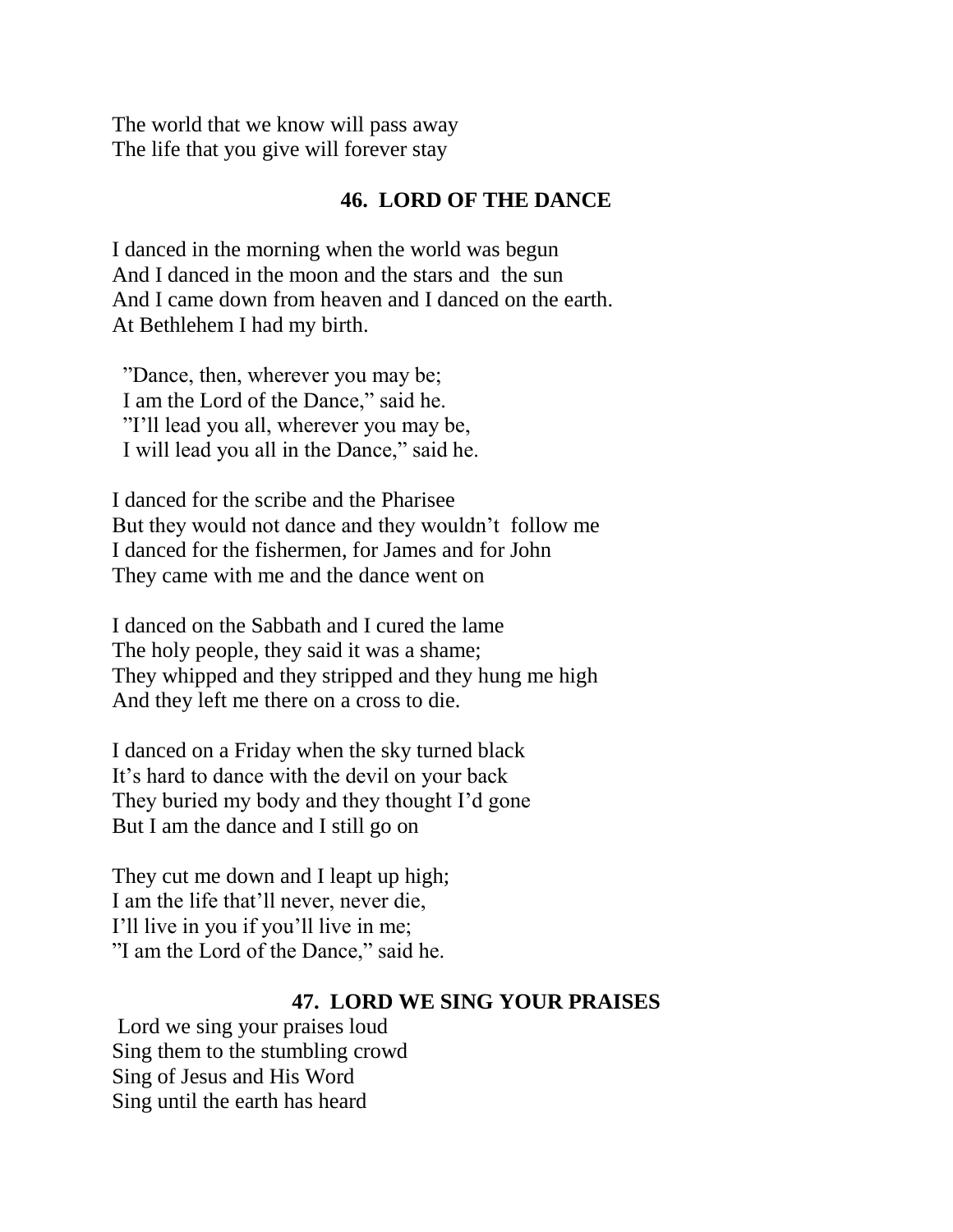The world that we know will pass away
The life that you give will forever stay

## 46. LORD OF THE DANCE

I danced in the morning when the world was begun
And I danced in the moon and the stars and the sun
And I came down from heaven and I danced on the earth.
At Bethlehem I had my birth.

”Dance, then, wherever you may be;
I am the Lord of the Dance,” said he.
”I’ll lead you all, wherever you may be,
I will lead you all in the Dance,” said he.

I danced for the scribe and the Pharisee
But they would not dance and they wouldn’t follow me
I danced for the fishermen, for James and for John
They came with me and the dance went on

I danced on the Sabbath and I cured the lame
The holy people, they said it was a shame;
They whipped and they stripped and they hung me high
And they left me there on a cross to die.

I danced on a Friday when the sky turned black
It’s hard to dance with the devil on your back
They buried my body and they thought I’d gone
But I am the dance and I still go on

They cut me down and I leapt up high;
I am the life that’ll never, never die,
I’ll live in you if you’ll live in me;
”I am the Lord of the Dance,” said he.

## 47. LORD WE SING YOUR PRAISES

Lord we sing your praises loud
Sing them to the stumbling crowd
Sing of Jesus and His Word
Sing until the earth has heard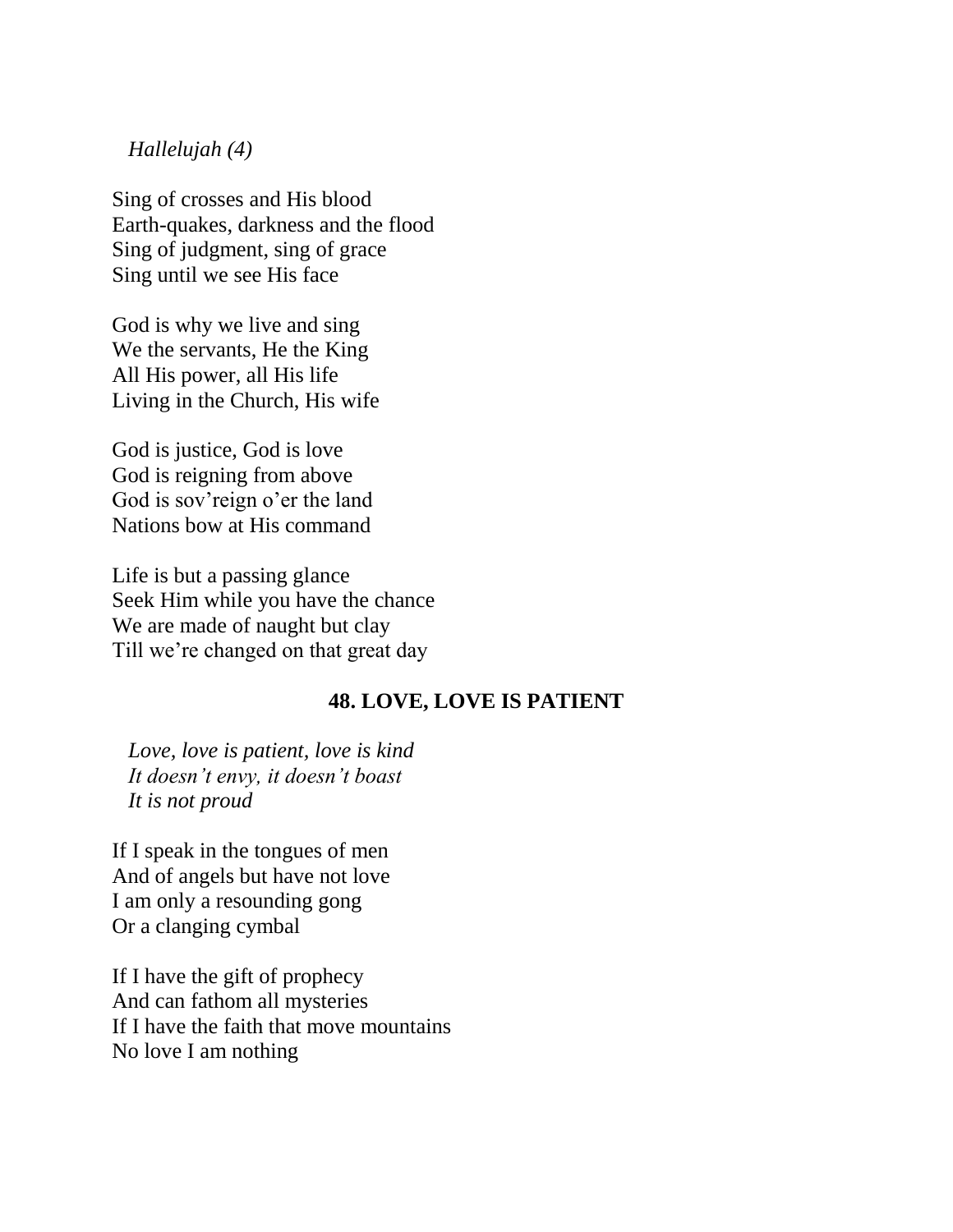*Hallelujah (4)*

Sing of crosses and His blood
Earth-quakes, darkness and the flood
Sing of judgment, sing of grace
Sing until we see His face

God is why we live and sing
We the servants, He the King
All His power, all His life
Living in the Church, His wife

God is justice, God is love
God is reigning from above
God is sov'reign o'er the land
Nations bow at His command

Life is but a passing glance
Seek Him while you have the chance
We are made of naught but clay
Till we're changed on that great day

## 48. LOVE, LOVE IS PATIENT

*Love, love is patient, love is kind*
*It doesn't envy, it doesn't boast*
*It is not proud*

If I speak in the tongues of men
And of angels but have not love
I am only a resounding gong
Or a clanging cymbal

If I have the gift of prophecy
And can fathom all mysteries
If I have the faith that move mountains
No love I am nothing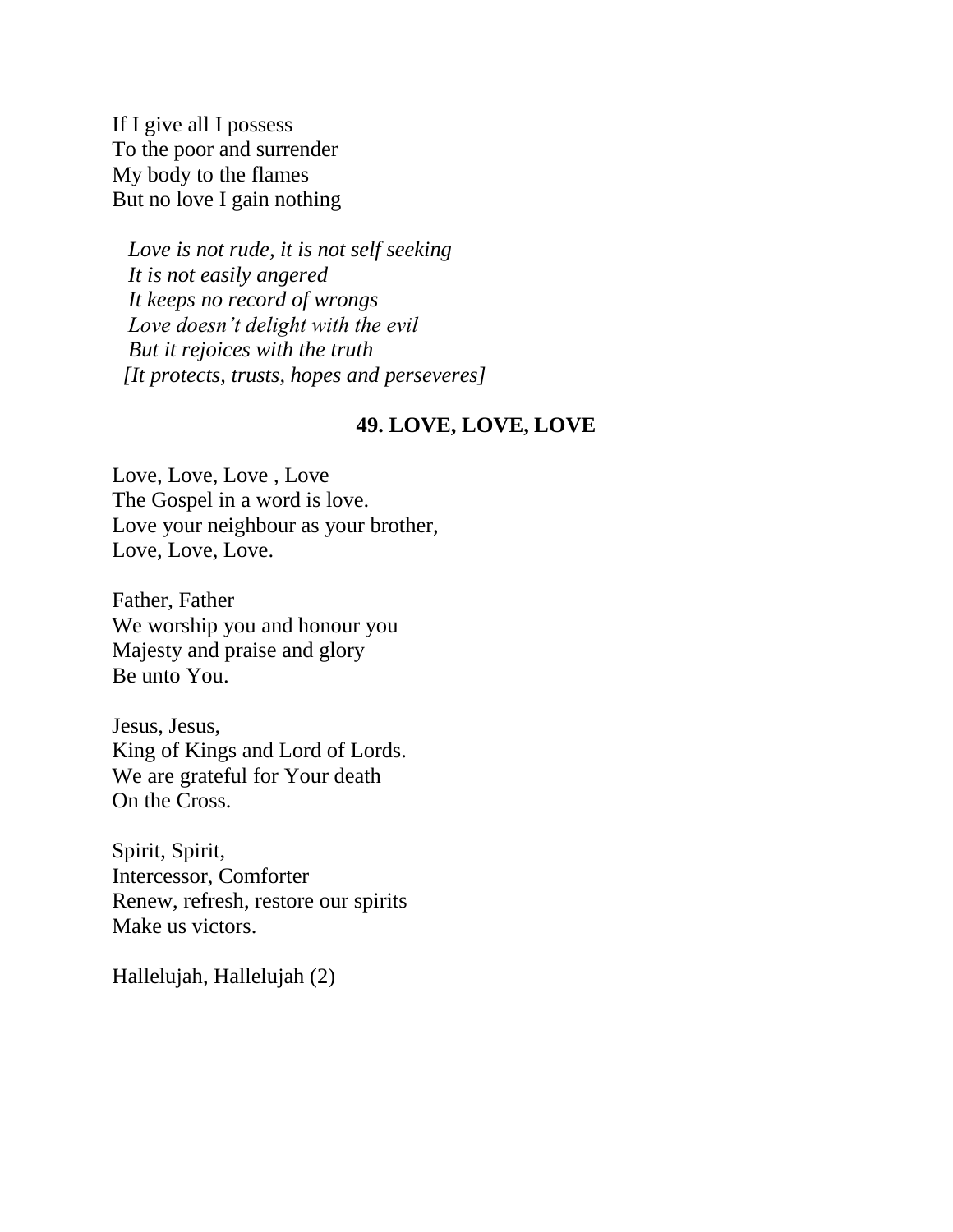If I give all I possess
To the poor and surrender
My body to the flames
But no love I gain nothing

*Love is not rude, it is not self seeking*
*It is not easily angered*
*It keeps no record of wrongs*
*Love doesn't delight with the evil*
*But it rejoices with the truth*
*[It protects, trusts, hopes and perseveres]*

### 49. LOVE, LOVE, LOVE

Love, Love, Love , Love
The Gospel in a word is love.
Love your neighbour as your brother,
Love, Love, Love.

Father, Father
We worship you and honour you
Majesty and praise and glory
Be unto You.

Jesus, Jesus,
King of Kings and Lord of Lords.
We are grateful for Your death
On the Cross.

Spirit, Spirit,
Intercessor, Comforter
Renew, refresh, restore our spirits
Make us victors.

Hallelujah, Hallelujah (2)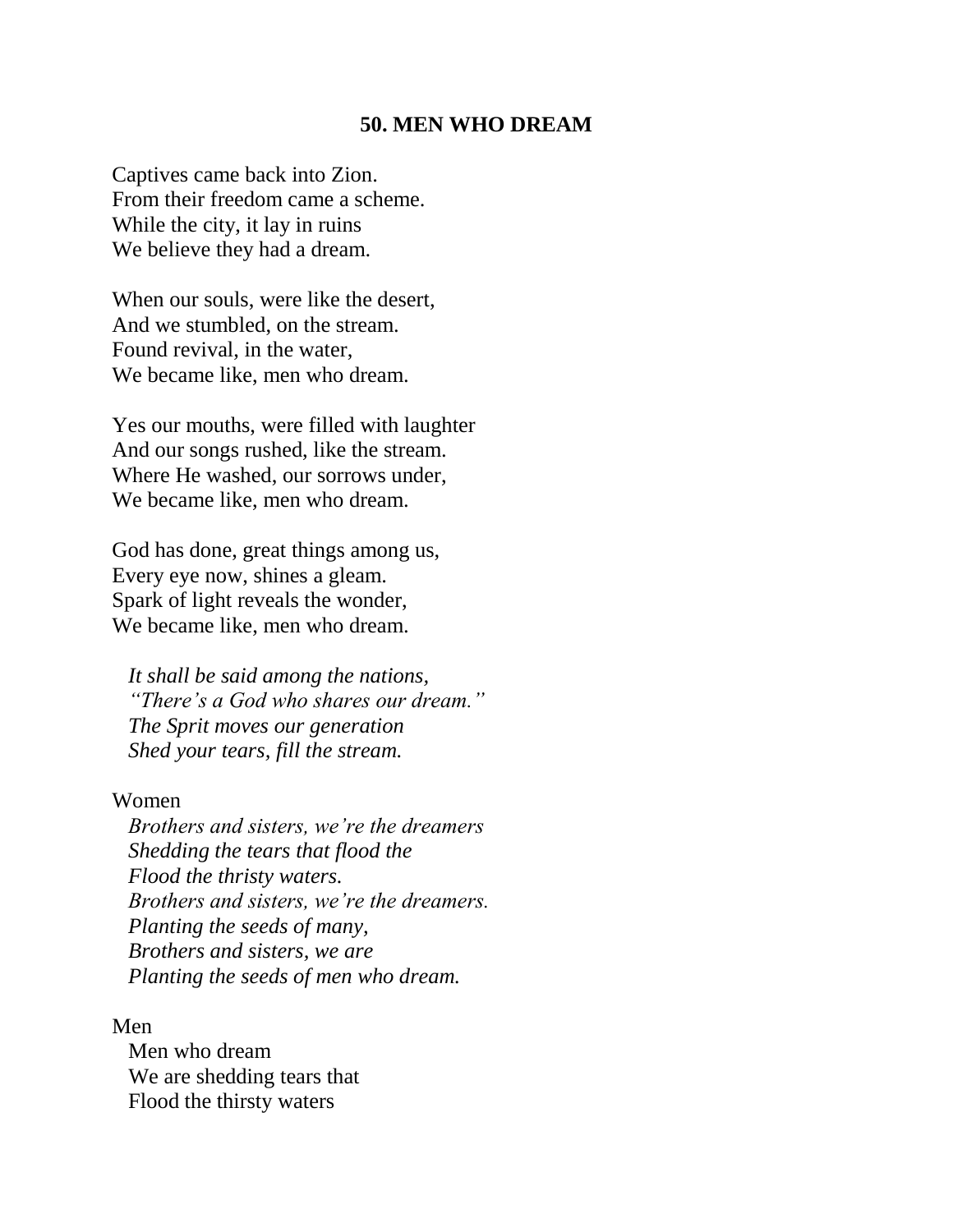## 50. MEN WHO DREAM

Captives came back into Zion.
From their freedom came a scheme.
While the city, it lay in ruins
We believe they had a dream.

When our souls, were like the desert,
And we stumbled, on the stream.
Found revival, in the water,
We became like, men who dream.

Yes our mouths, were filled with laughter
And our songs rushed, like the stream.
Where He washed, our sorrows under,
We became like, men who dream.

God has done, great things among us,
Every eye now, shines a gleam.
Spark of light reveals the wonder,
We became like, men who dream.

*It shall be said among the nations,*
*"There's a God who shares our dream."*
*The Sprit moves our generation*
*Shed your tears, fill the stream.*

Women

*Brothers and sisters, we're the dreamers*
*Shedding the tears that flood the*
*Flood the thirsty waters.*
*Brothers and sisters, we're the dreamers.*
*Planting the seeds of many,*
*Brothers and sisters, we are*
*Planting the seeds of men who dream.*

Men

Men who dream
We are shedding tears that
Flood the thirsty waters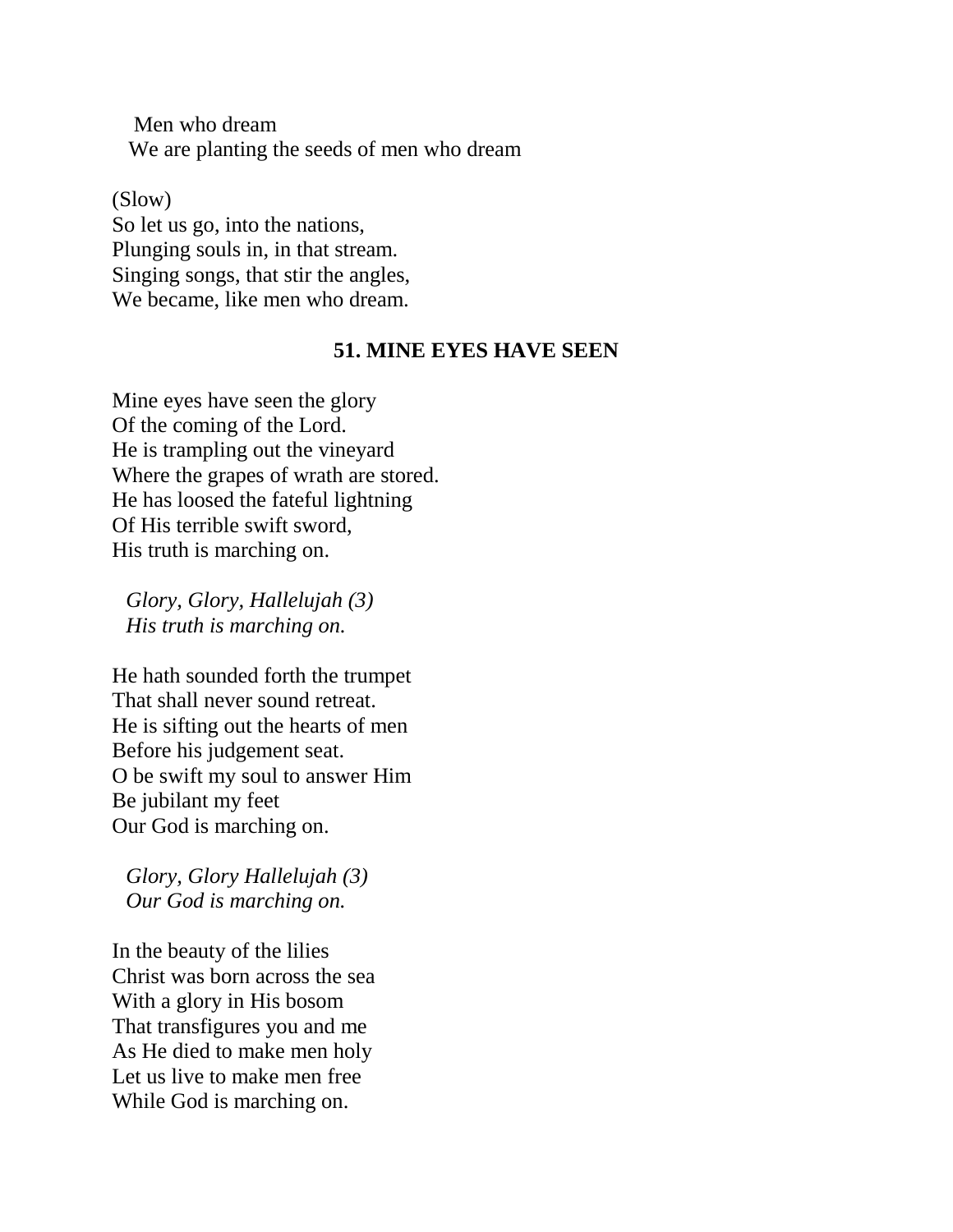Men who dream
We are planting the seeds of men who dream

(Slow)
So let us go, into the nations,
Plunging souls in, in that stream.
Singing songs, that stir the angles,
We became, like men who dream.

### 51. MINE EYES HAVE SEEN

Mine eyes have seen the glory
Of the coming of the Lord.
He is trampling out the vineyard
Where the grapes of wrath are stored.
He has loosed the fateful lightning
Of His terrible swift sword,
His truth is marching on.

*Glory, Glory, Hallelujah (3)*
*His truth is marching on.*

He hath sounded forth the trumpet
That shall never sound retreat.
He is sifting out the hearts of men
Before his judgement seat.
O be swift my soul to answer Him
Be jubilant my feet
Our God is marching on.

*Glory, Glory Hallelujah (3)*
*Our God is marching on.*

In the beauty of the lilies
Christ was born across the sea
With a glory in His bosom
That transfigures you and me
As He died to make men holy
Let us live to make men free
While God is marching on.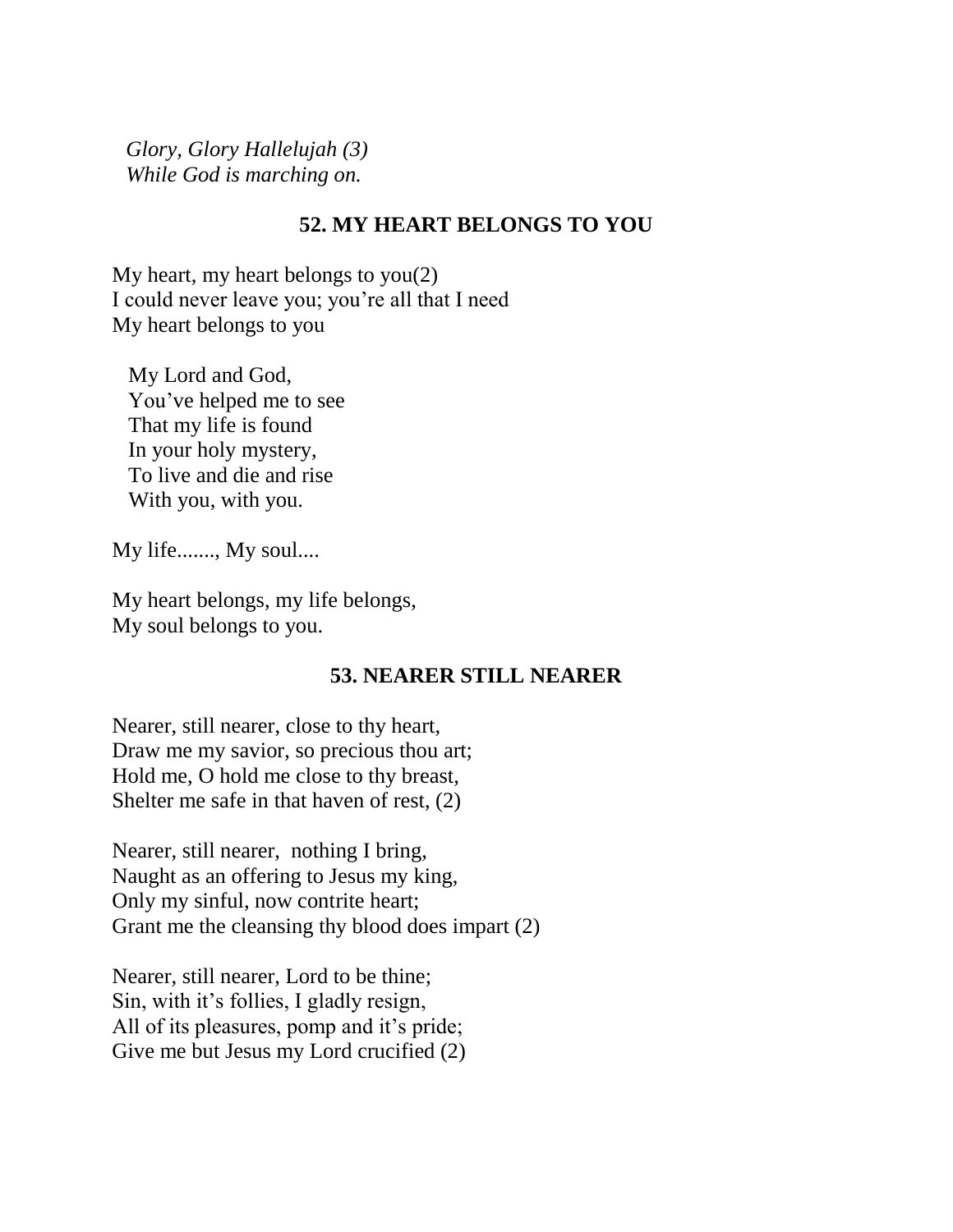*Glory, Glory Hallelujah (3)*
*While God is marching on.*

## 52. MY HEART BELONGS TO YOU

My heart, my heart belongs to you(2)
I could never leave you; you're all that I need
My heart belongs to you

My Lord and God,
You've helped me to see
That my life is found
In your holy mystery,
To live and die and rise
With you, with you.

My life......., My soul....

My heart belongs, my life belongs,
My soul belongs to you.

## 53. NEARER STILL NEARER

Nearer, still nearer, close to thy heart,
Draw me my savior, so precious thou art;
Hold me, O hold me close to thy breast,
Shelter me safe in that haven of rest, (2)

Nearer, still nearer, nothing I bring,
Naught as an offering to Jesus my king,
Only my sinful, now contrite heart;
Grant me the cleansing thy blood does impart (2)

Nearer, still nearer, Lord to be thine;
Sin, with it's follies, I gladly resign,
All of its pleasures, pomp and it's pride;
Give me but Jesus my Lord crucified (2)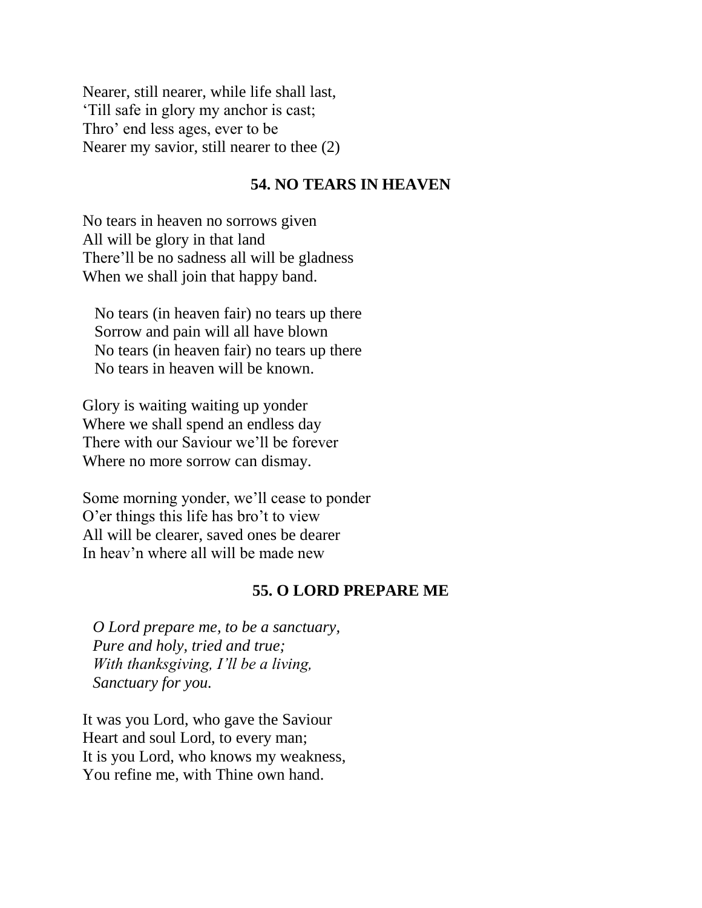Nearer, still nearer, while life shall last,
'Till safe in glory my anchor is cast;
Thro' end less ages, ever to be
Nearer my savior, still nearer to thee (2)

## 54. NO TEARS IN HEAVEN

No tears in heaven no sorrows given
All will be glory in that land
There'll be no sadness all will be gladness
When we shall join that happy band.

No tears (in heaven fair) no tears up there
Sorrow and pain will all have blown
No tears (in heaven fair) no tears up there
No tears in heaven will be known.

Glory is waiting waiting up yonder
Where we shall spend an endless day
There with our Saviour we'll be forever
Where no more sorrow can dismay.

Some morning yonder, we'll cease to ponder
O'er things this life has bro't to view
All will be clearer, saved ones be dearer
In heav'n where all will be made new

## 55. O LORD PREPARE ME

*O Lord prepare me, to be a sanctuary,*
*Pure and holy, tried and true;*
*With thanksgiving, I'll be a living,*
*Sanctuary for you.*

It was you Lord, who gave the Saviour
Heart and soul Lord, to every man;
It is you Lord, who knows my weakness,
You refine me, with Thine own hand.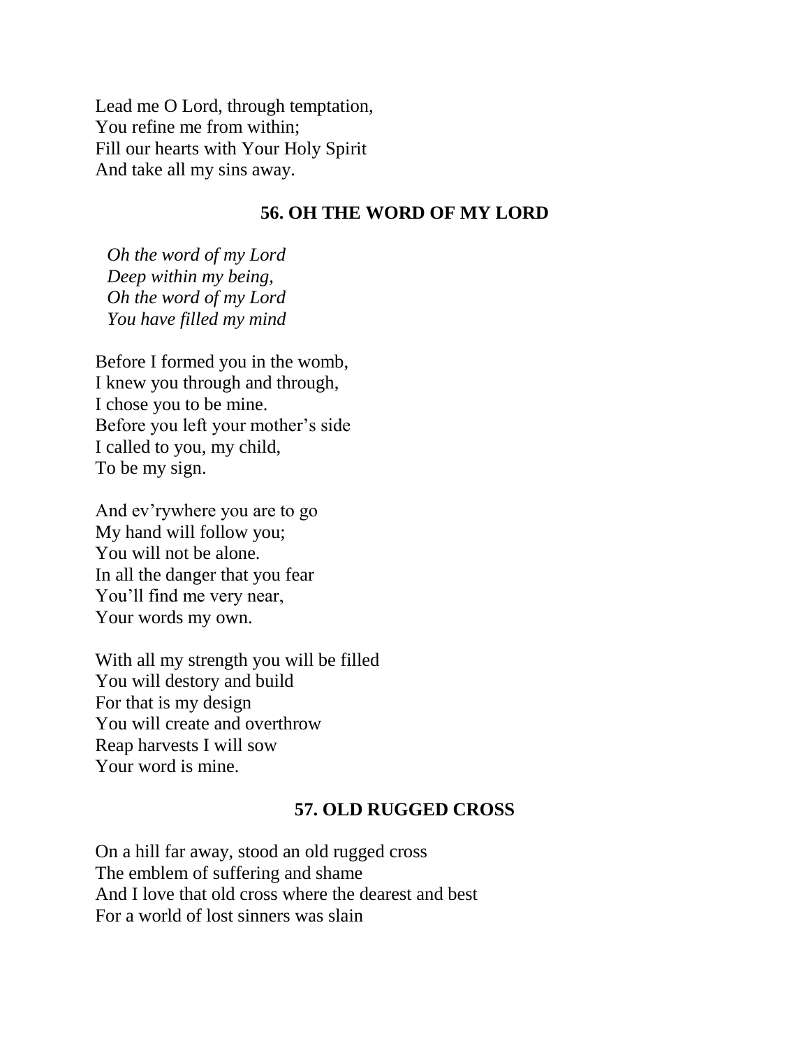Lead me O Lord, through temptation,
You refine me from within;
Fill our hearts with Your Holy Spirit
And take all my sins away.

## 56. OH THE WORD OF MY LORD

*Oh the word of my Lord*
*Deep within my being,*
*Oh the word of my Lord*
*You have filled my mind*

Before I formed you in the womb,
I knew you through and through,
I chose you to be mine.
Before you left your mother's side
I called to you, my child,
To be my sign.

And ev'rywhere you are to go
My hand will follow you;
You will not be alone.
In all the danger that you fear
You'll find me very near,
Your words my own.

With all my strength you will be filled
You will destory and build
For that is my design
You will create and overthrow
Reap harvests I will sow
Your word is mine.

## 57. OLD RUGGED CROSS

On a hill far away, stood an old rugged cross
The emblem of suffering and shame
And I love that old cross where the dearest and best
For a world of lost sinners was slain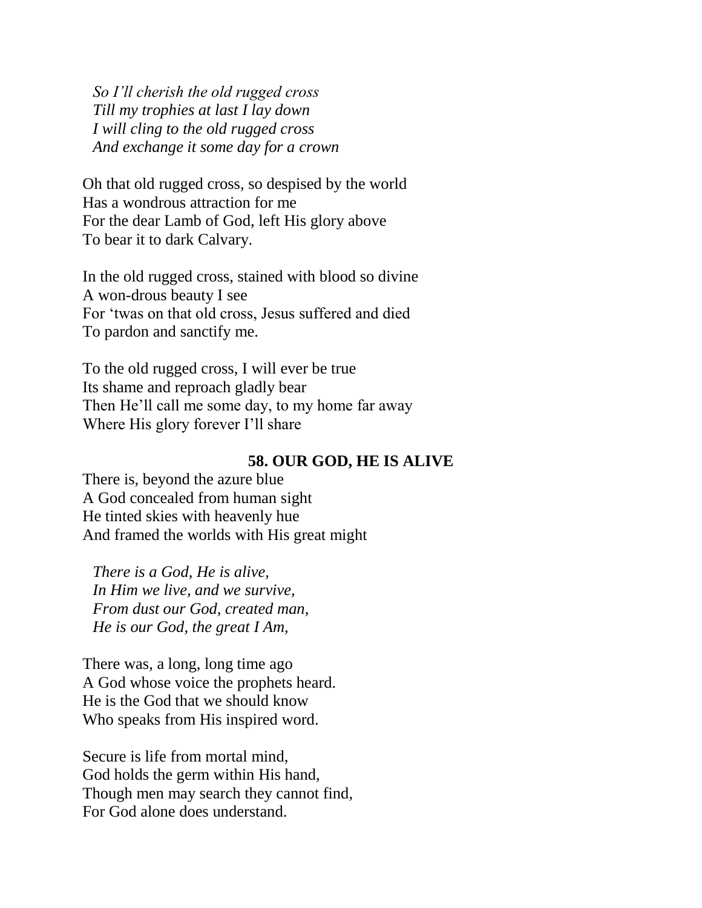*So I'll cherish the old rugged cross*
*Till my trophies at last I lay down*
*I will cling to the old rugged cross*
*And exchange it some day for a crown*

Oh that old rugged cross, so despised by the world
Has a wondrous attraction for me
For the dear Lamb of God, left His glory above
To bear it to dark Calvary.

In the old rugged cross, stained with blood so divine
A won-drous beauty I see
For 'twas on that old cross, Jesus suffered and died
To pardon and sanctify me.

To the old rugged cross, I will ever be true
Its shame and reproach gladly bear
Then He'll call me some day, to my home far away
Where His glory forever I'll share

## 58. OUR GOD, HE IS ALIVE

There is, beyond the azure blue
A God concealed from human sight
He tinted skies with heavenly hue
And framed the worlds with His great might

*There is a God, He is alive,*
*In Him we live, and we survive,*
*From dust our God, created man,*
*He is our God, the great I Am,*

There was, a long, long time ago
A God whose voice the prophets heard.
He is the God that we should know
Who speaks from His inspired word.

Secure is life from mortal mind,
God holds the germ within His hand,
Though men may search they cannot find,
For God alone does understand.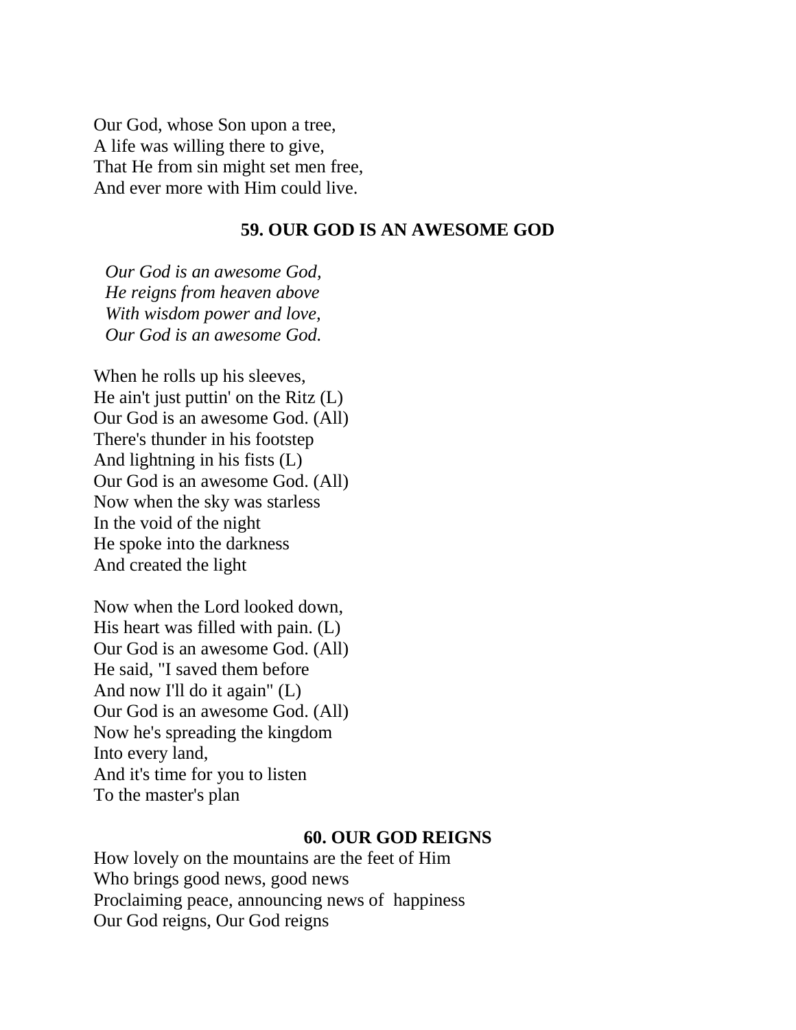Our God, whose Son upon a tree,
A life was willing there to give,
That He from sin might set men free,
And ever more with Him could live.

## 59. OUR GOD IS AN AWESOME GOD

*Our God is an awesome God,*
*He reigns from heaven above*
*With wisdom power and love,*
*Our God is an awesome God.*

When he rolls up his sleeves,
He ain't just puttin' on the Ritz (L)
Our God is an awesome God. (All)
There's thunder in his footstep
And lightning in his fists (L)
Our God is an awesome God. (All)
Now when the sky was starless
In the void of the night
He spoke into the darkness
And created the light

Now when the Lord looked down,
His heart was filled with pain. (L)
Our God is an awesome God. (All)
He said, "I saved them before
And now I'll do it again" (L)
Our God is an awesome God. (All)
Now he's spreading the kingdom
Into every land,
And it's time for you to listen
To the master's plan

## 60. OUR GOD REIGNS

How lovely on the mountains are the feet of Him
Who brings good news, good news
Proclaiming peace, announcing news of happiness
Our God reigns, Our God reigns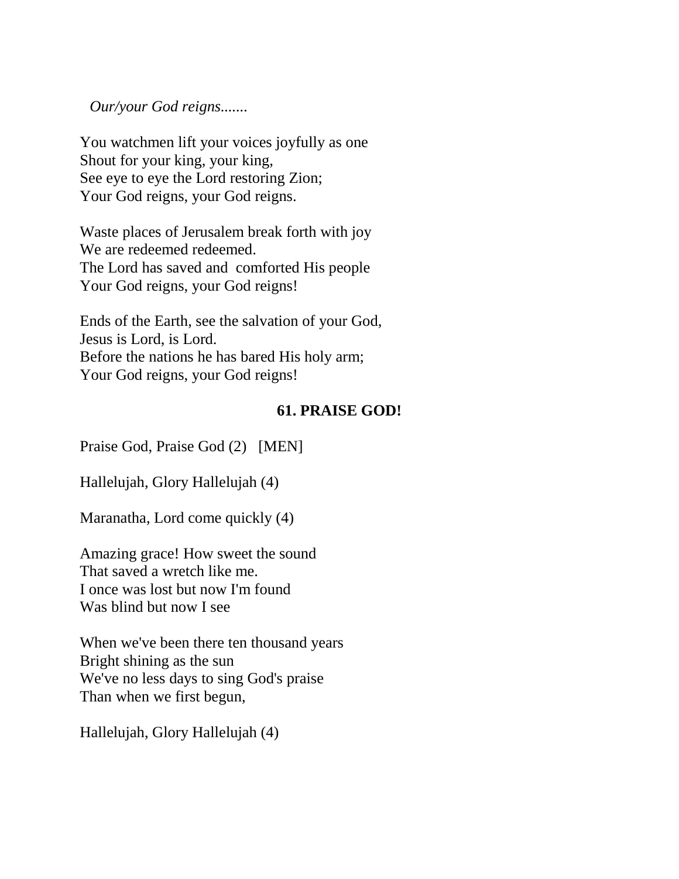*Our/your God reigns.......*

You watchmen lift your voices joyfully as one
Shout for your king, your king,
See eye to eye the Lord restoring Zion;
Your God reigns, your God reigns.

Waste places of Jerusalem break forth with joy
We are redeemed redeemed.
The Lord has saved and comforted His people
Your God reigns, your God reigns!

Ends of the Earth, see the salvation of your God,
Jesus is Lord, is Lord.
Before the nations he has bared His holy arm;
Your God reigns, your God reigns!

## 61. PRAISE GOD!

Praise God, Praise God (2) [MEN]

Hallelujah, Glory Hallelujah (4)

Maranatha, Lord come quickly (4)

Amazing grace! How sweet the sound
That saved a wretch like me.
I once was lost but now I'm found
Was blind but now I see

When we've been there ten thousand years
Bright shining as the sun
We've no less days to sing God's praise
Than when we first begun,

Hallelujah, Glory Hallelujah (4)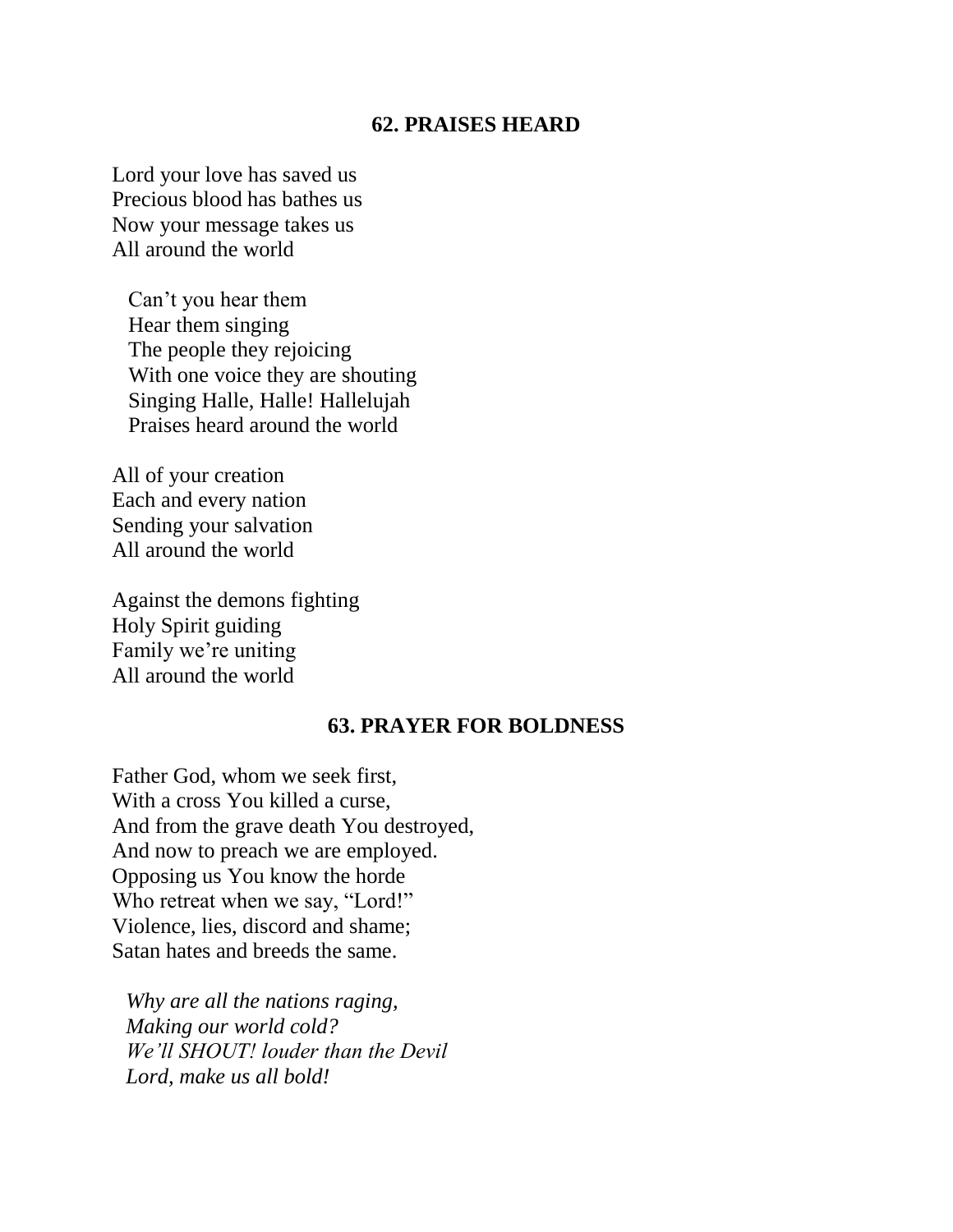## 62. PRAISES HEARD

Lord your love has saved us
Precious blood has bathes us
Now your message takes us
All around the world

Can't you hear them
Hear them singing
The people they rejoicing
With one voice they are shouting
Singing Halle, Halle! Hallelujah
Praises heard around the world

All of your creation
Each and every nation
Sending your salvation
All around the world

Against the demons fighting
Holy Spirit guiding
Family we're uniting
All around the world

## 63. PRAYER FOR BOLDNESS

Father God, whom we seek first,
With a cross You killed a curse,
And from the grave death You destroyed,
And now to preach we are employed.
Opposing us You know the horde
Who retreat when we say, "Lord!"
Violence, lies, discord and shame;
Satan hates and breeds the same.

*Why are all the nations raging,*
*Making our world cold?*
*We'll SHOUT! louder than the Devil*
*Lord, make us all bold!*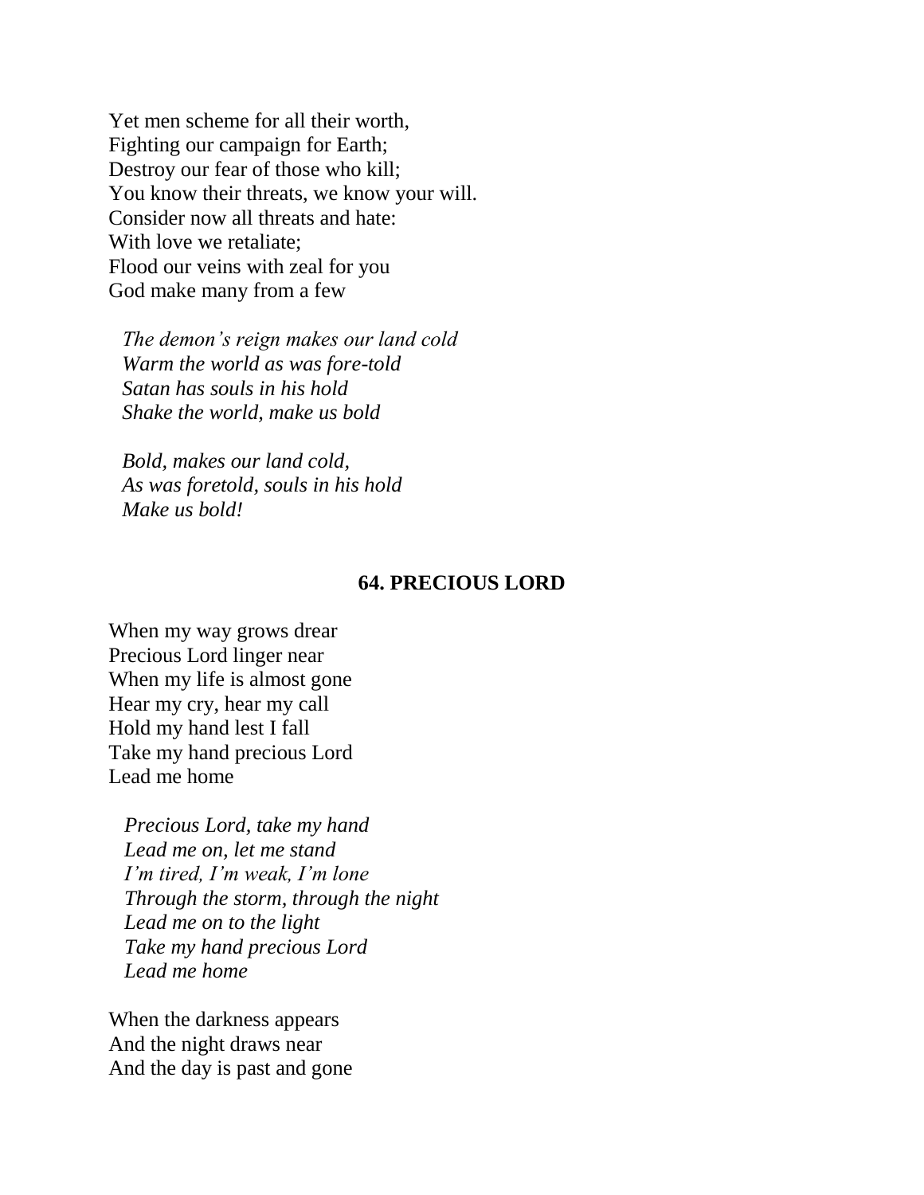Yet men scheme for all their worth,
Fighting our campaign for Earth;
Destroy our fear of those who kill;
You know their threats, we know your will.
Consider now all threats and hate:
With love we retaliate;
Flood our veins with zeal for you
God make many from a few

*The demon's reign makes our land cold*
*Warm the world as was fore-told*
*Satan has souls in his hold*
*Shake the world, make us bold*

*Bold, makes our land cold,*
*As was foretold, souls in his hold*
*Make us bold!*

## 64. PRECIOUS LORD

When my way grows drear
Precious Lord linger near
When my life is almost gone
Hear my cry, hear my call
Hold my hand lest I fall
Take my hand precious Lord
Lead me home

*Precious Lord, take my hand*
*Lead me on, let me stand*
*I'm tired, I'm weak, I'm lone*
*Through the storm, through the night*
*Lead me on to the light*
*Take my hand precious Lord*
*Lead me home*

When the darkness appears
And the night draws near
And the day is past and gone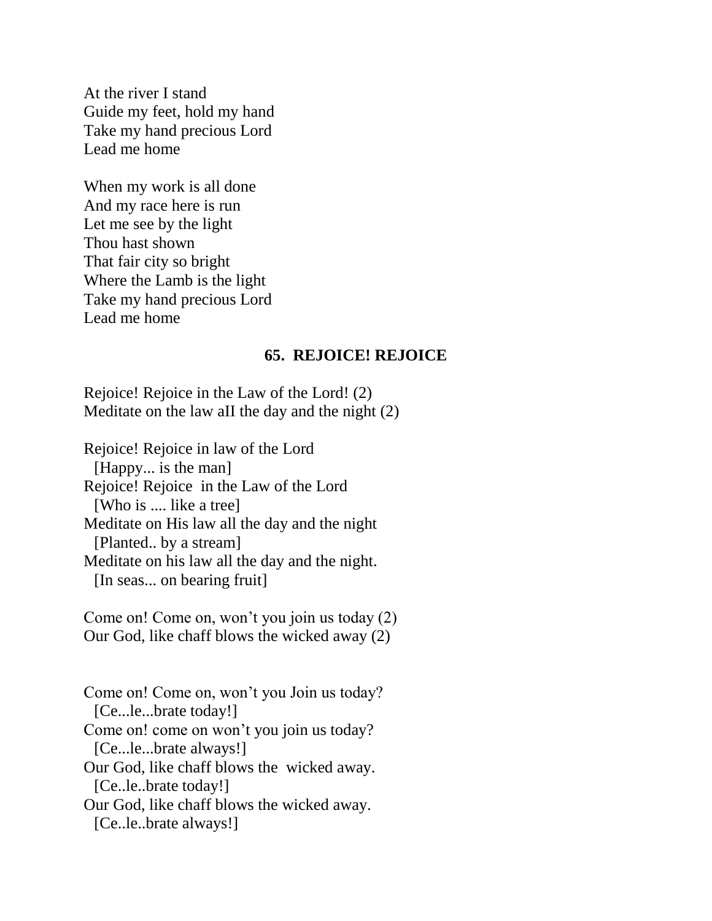At the river I stand
Guide my feet, hold my hand
Take my hand precious Lord
Lead me home

When my work is all done
And my race here is run
Let me see by the light
Thou hast shown
That fair city so bright
Where the Lamb is the light
Take my hand precious Lord
Lead me home

### 65. REJOICE! REJOICE

Rejoice! Rejoice in the Law of the Lord! (2)
Meditate on the law aII the day and the night (2)

Rejoice! Rejoice in law of the Lord
  [Happy... is the man]
Rejoice! Rejoice  in the Law of the Lord
  [Who is .... like a tree]
Meditate on His law all the day and the night
  [Planted.. by a stream]
Meditate on his law all the day and the night.
  [In seas... on bearing fruit]

Come on! Come on, won't you join us today (2)
Our God, like chaff blows the wicked away (2)

Come on! Come on, won't you Join us today?
  [Ce...le...brate today!]
Come on! come on won't you join us today?
  [Ce...le...brate always!]
Our God, like chaff blows the  wicked away.
  [Ce..le..brate today!]
Our God, like chaff blows the wicked away.
  [Ce..le..brate always!]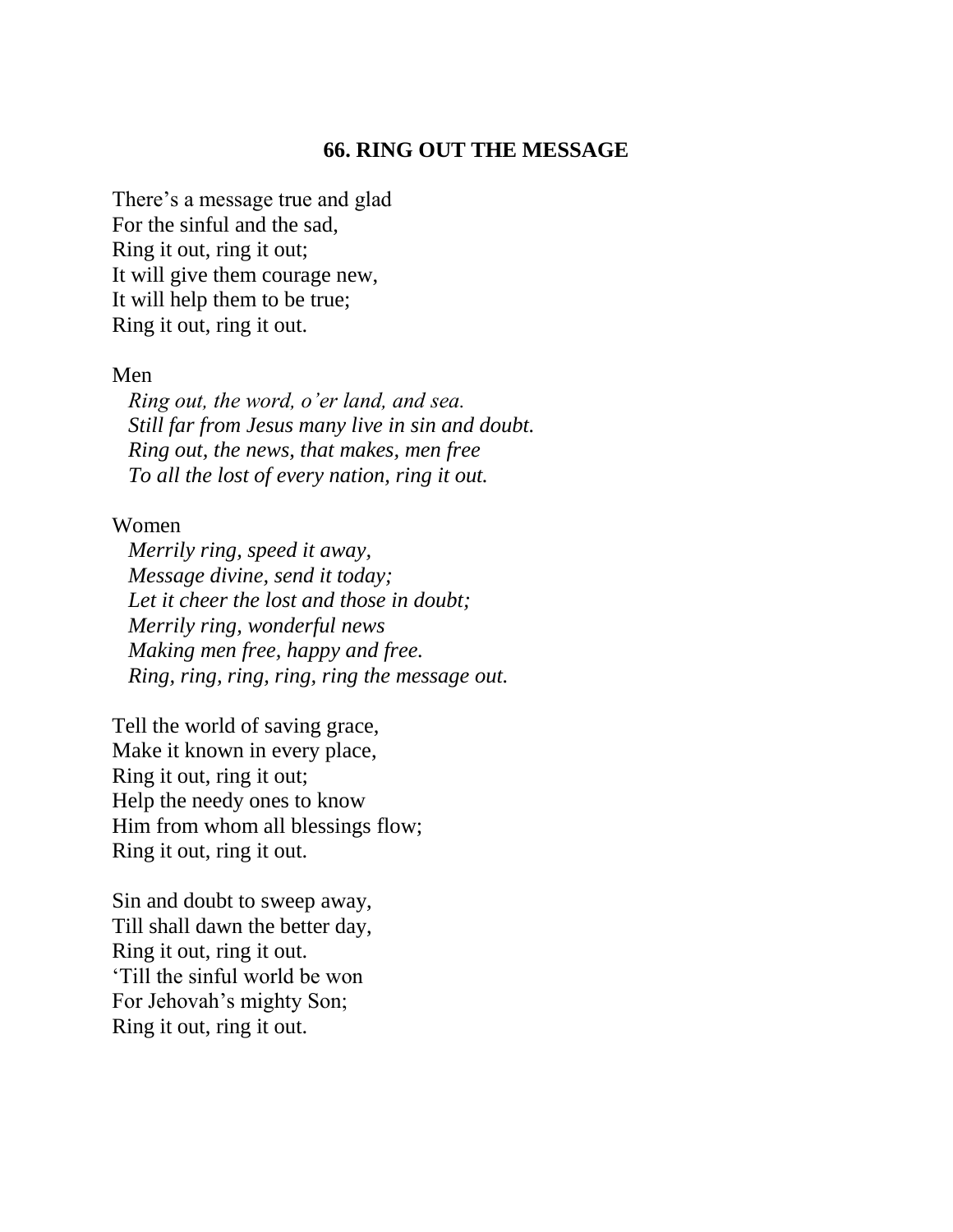## 66. RING OUT THE MESSAGE

There's a message true and glad
For the sinful and the sad,
Ring it out, ring it out;
It will give them courage new,
It will help them to be true;
Ring it out, ring it out.

Men

*Ring out, the word, o'er land, and sea.*
*Still far from Jesus many live in sin and doubt.*
*Ring out, the news, that makes, men free*
*To all the lost of every nation, ring it out.*

Women

*Merrily ring, speed it away,*
*Message divine, send it today;*
*Let it cheer the lost and those in doubt;*
*Merrily ring, wonderful news*
*Making men free, happy and free.*
*Ring, ring, ring, ring, ring the message out.*

Tell the world of saving grace,
Make it known in every place,
Ring it out, ring it out;
Help the needy ones to know
Him from whom all blessings flow;
Ring it out, ring it out.

Sin and doubt to sweep away,
Till shall dawn the better day,
Ring it out, ring it out.
'Till the sinful world be won
For Jehovah's mighty Son;
Ring it out, ring it out.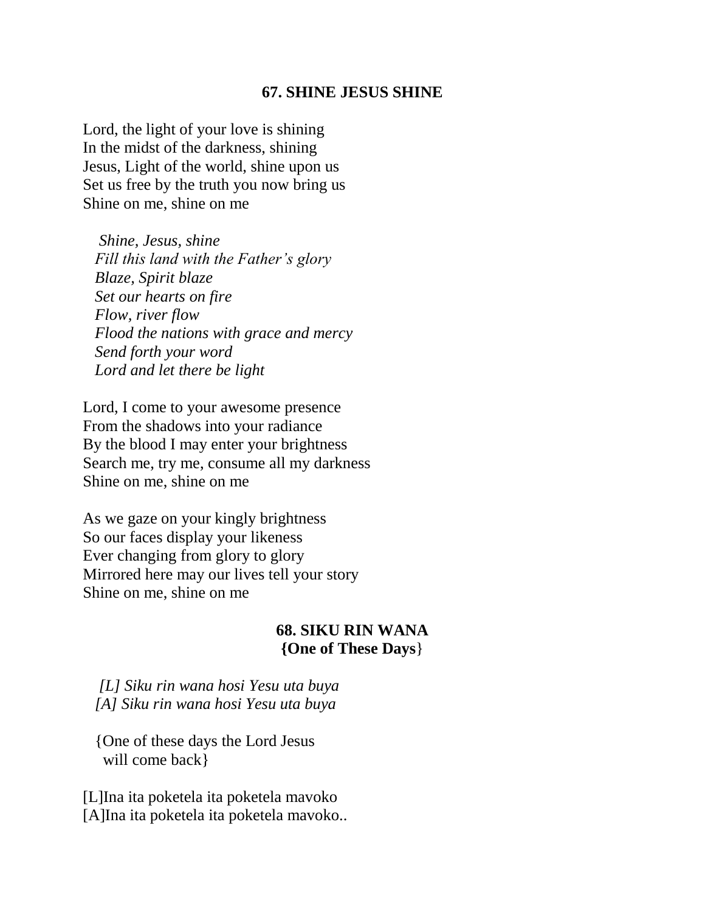## 67. SHINE JESUS SHINE

Lord, the light of your love is shining
In the midst of the darkness, shining
Jesus, Light of the world, shine upon us
Set us free by the truth you now bring us
Shine on me, shine on me

*Shine, Jesus, shine*
*Fill this land with the Father's glory*
*Blaze, Spirit blaze*
*Set our hearts on fire*
*Flow, river flow*
*Flood the nations with grace and mercy*
*Send forth your word*
*Lord and let there be light*

Lord, I come to your awesome presence
From the shadows into your radiance
By the blood I may enter your brightness
Search me, try me, consume all my darkness
Shine on me, shine on me

As we gaze on your kingly brightness
So our faces display your likeness
Ever changing from glory to glory
Mirrored here may our lives tell your story
Shine on me, shine on me

## 68. SIKU RIN WANA
**{One of These Days}**

*[L] Siku rin wana hosi Yesu uta buya*
*[A] Siku rin wana hosi Yesu uta buya*

{One of these days the Lord Jesus
will come back}

[L]Ina ita poketela ita poketela mavoko
[A]Ina ita poketela ita poketela mavoko..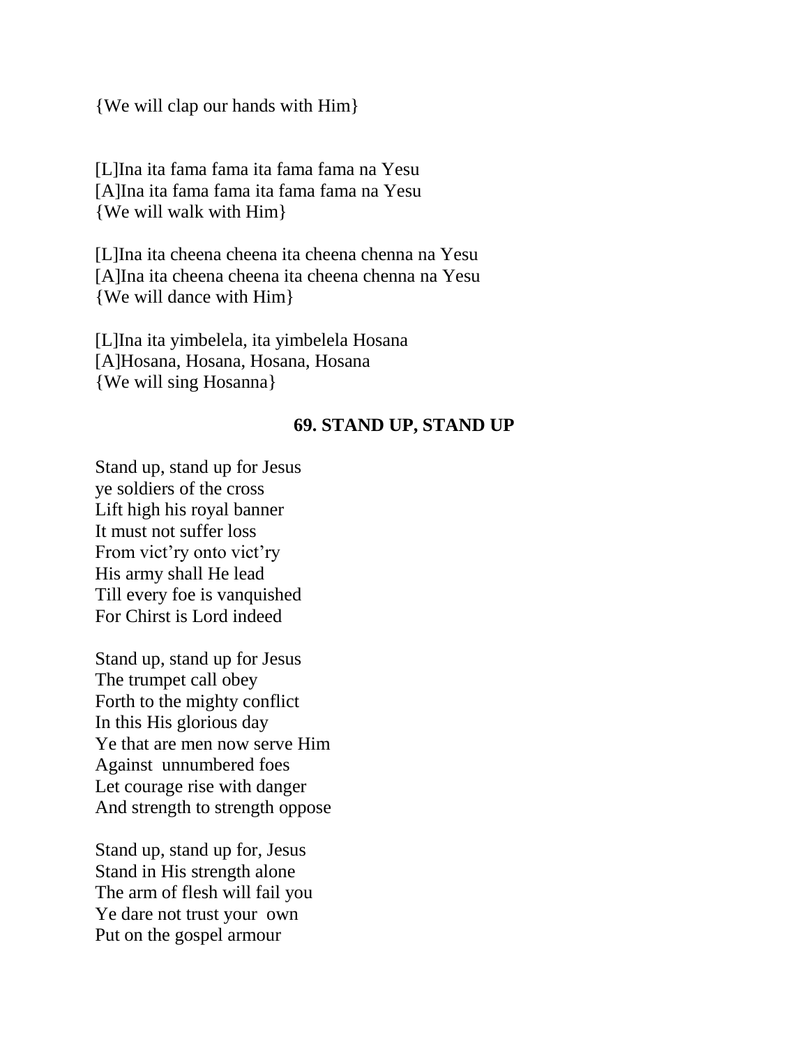{We will clap our hands with Him}

[L]Ina ita fama fama ita fama fama na Yesu
[A]Ina ita fama fama ita fama fama na Yesu
{We will walk with Him}

[L]Ina ita cheena cheena ita cheena chenna na Yesu
[A]Ina ita cheena cheena ita cheena chenna na Yesu
{We will dance with Him}

[L]Ina ita yimbelela, ita yimbelela Hosana
[A]Hosana, Hosana, Hosana, Hosana
{We will sing Hosanna}

## 69. STAND UP, STAND UP

Stand up, stand up for Jesus
ye soldiers of the cross
Lift high his royal banner
It must not suffer loss
From vict'ry onto vict'ry
His army shall He lead
Till every foe is vanquished
For Chirst is Lord indeed

Stand up, stand up for Jesus
The trumpet call obey
Forth to the mighty conflict
In this His glorious day
Ye that are men now serve Him
Against unnumbered foes
Let courage rise with danger
And strength to strength oppose

Stand up, stand up for, Jesus
Stand in His strength alone
The arm of flesh will fail you
Ye dare not trust your own
Put on the gospel armour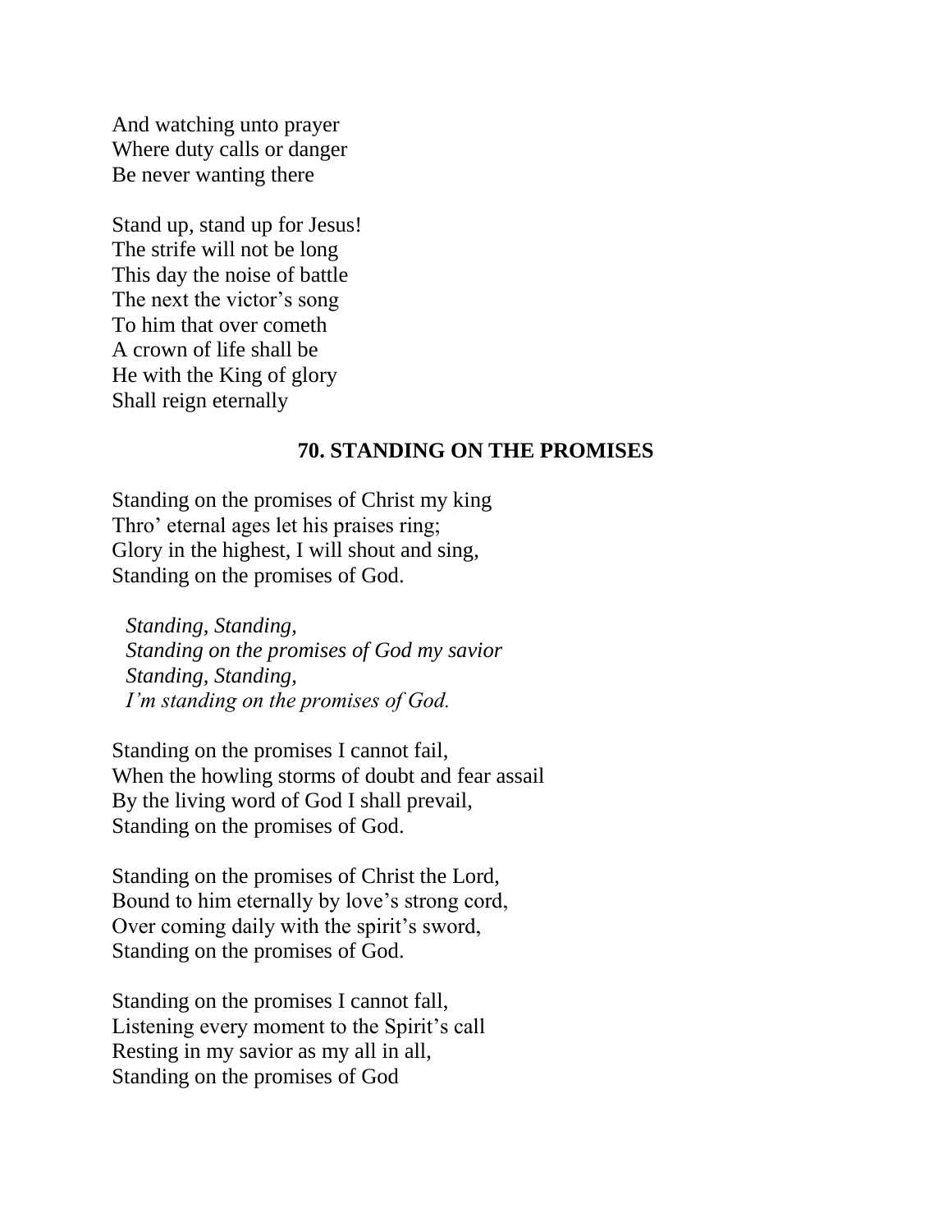And watching unto prayer
Where duty calls or danger
Be never wanting there

Stand up, stand up for Jesus!
The strife will not be long
This day the noise of battle
The next the victor's song
To him that over cometh
A crown of life shall be
He with the King of glory
Shall reign eternally

## 70. STANDING ON THE PROMISES

Standing on the promises of Christ my king
Thro' eternal ages let his praises ring;
Glory in the highest, I will shout and sing,
Standing on the promises of God.

*Standing, Standing,*
*Standing on the promises of God my savior*
*Standing, Standing,*
*I'm standing on the promises of God.*

Standing on the promises I cannot fail,
When the howling storms of doubt and fear assail
By the living word of God I shall prevail,
Standing on the promises of God.

Standing on the promises of Christ the Lord,
Bound to him eternally by love's strong cord,
Over coming daily with the spirit's sword,
Standing on the promises of God.

Standing on the promises I cannot fall,
Listening every moment to the Spirit's call
Resting in my savior as my all in all,
Standing on the promises of God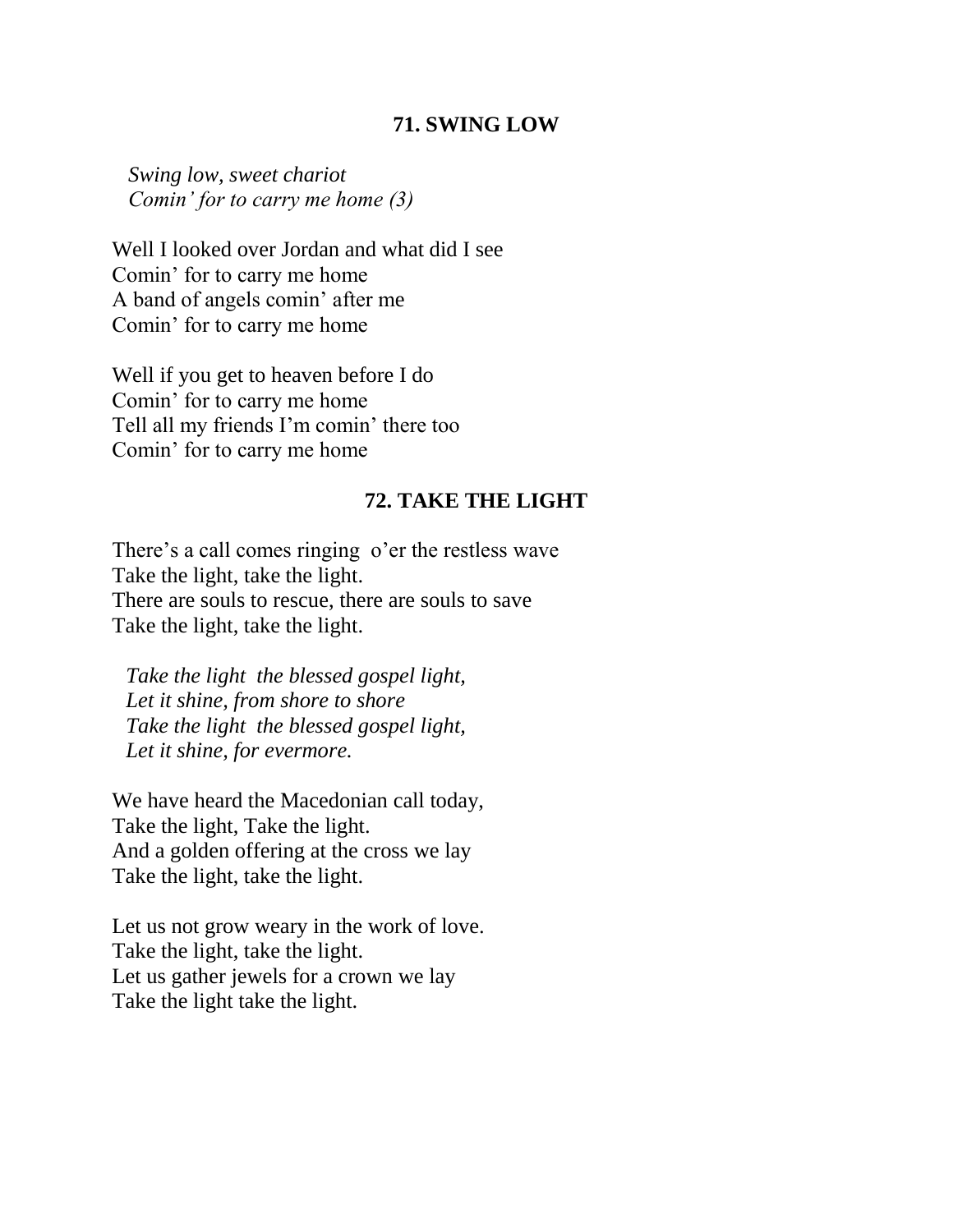## 71. SWING LOW

*Swing low, sweet chariot*
*Comin' for to carry me home (3)*

Well I looked over Jordan and what did I see
Comin' for to carry me home
A band of angels comin' after me
Comin' for to carry me home

Well if you get to heaven before I do
Comin' for to carry me home
Tell all my friends I'm comin' there too
Comin' for to carry me home

## 72. TAKE THE LIGHT

There's a call comes ringing o'er the restless wave
Take the light, take the light.
There are souls to rescue, there are souls to save
Take the light, take the light.

*Take the light the blessed gospel light,*
*Let it shine, from shore to shore*
*Take the light the blessed gospel light,*
*Let it shine, for evermore.*

We have heard the Macedonian call today,
Take the light, Take the light.
And a golden offering at the cross we lay
Take the light, take the light.

Let us not grow weary in the work of love.
Take the light, take the light.
Let us gather jewels for a crown we lay
Take the light take the light.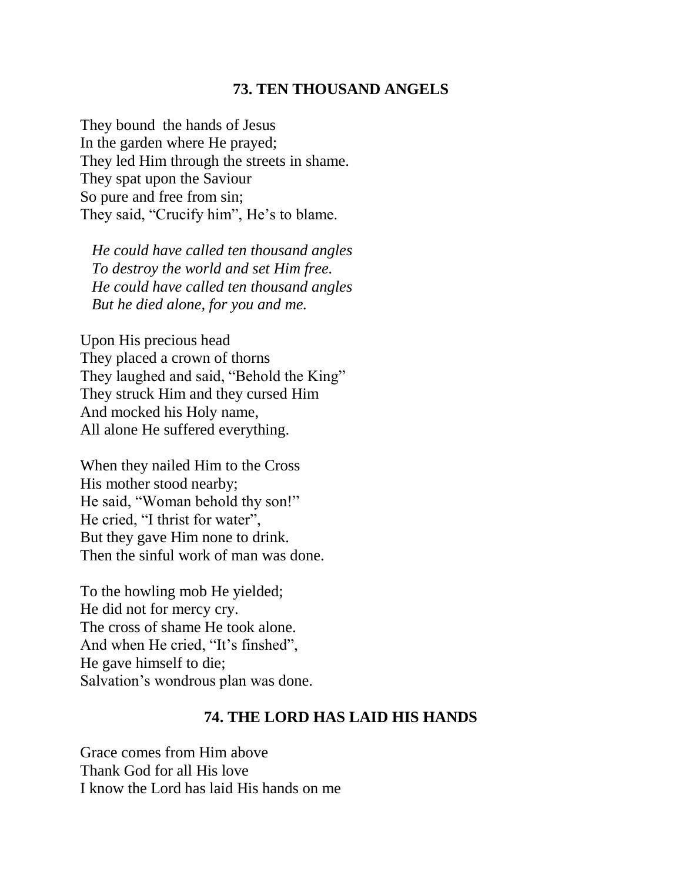## 73. TEN THOUSAND ANGELS

They bound the hands of Jesus
In the garden where He prayed;
They led Him through the streets in shame.
They spat upon the Saviour
So pure and free from sin;
They said, "Crucify him", He's to blame.

*He could have called ten thousand angles*
*To destroy the world and set Him free.*
*He could have called ten thousand angles*
*But he died alone, for you and me.*

Upon His precious head
They placed a crown of thorns
They laughed and said, "Behold the King"
They struck Him and they cursed Him
And mocked his Holy name,
All alone He suffered everything.

When they nailed Him to the Cross
His mother stood nearby;
He said, "Woman behold thy son!"
He cried, "I thrist for water",
But they gave Him none to drink.
Then the sinful work of man was done.

To the howling mob He yielded;
He did not for mercy cry.
The cross of shame He took alone.
And when He cried, "It's finshed",
He gave himself to die;
Salvation's wondrous plan was done.

## 74. THE LORD HAS LAID HIS HANDS

Grace comes from Him above
Thank God for all His love
I know the Lord has laid His hands on me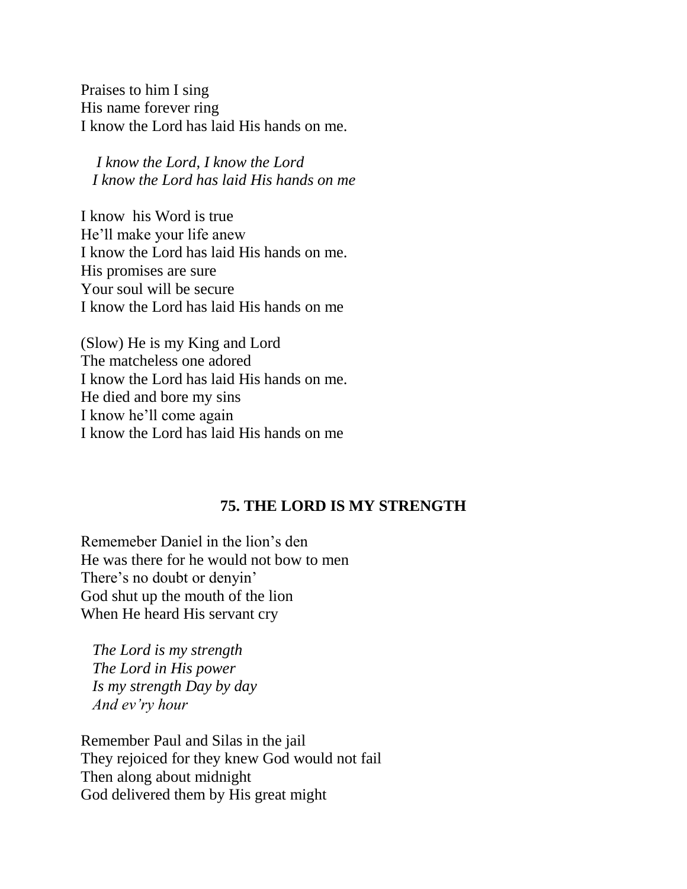Praises to him I sing
His name forever ring
I know the Lord has laid His hands on me.

*I know the Lord, I know the Lord*
*I know the Lord has laid His hands on me*

I know his Word is true
He'll make your life anew
I know the Lord has laid His hands on me.
His promises are sure
Your soul will be secure
I know the Lord has laid His hands on me

(Slow) He is my King and Lord
The matcheless one adored
I know the Lord has laid His hands on me.
He died and bore my sins
I know he'll come again
I know the Lord has laid His hands on me

## 75. THE LORD IS MY STRENGTH

Rememeber Daniel in the lion's den
He was there for he would not bow to men
There's no doubt or denyin'
God shut up the mouth of the lion
When He heard His servant cry

*The Lord is my strength*
*The Lord in His power*
*Is my strength Day by day*
*And ev'ry hour*

Remember Paul and Silas in the jail
They rejoiced for they knew God would not fail
Then along about midnight
God delivered them by His great might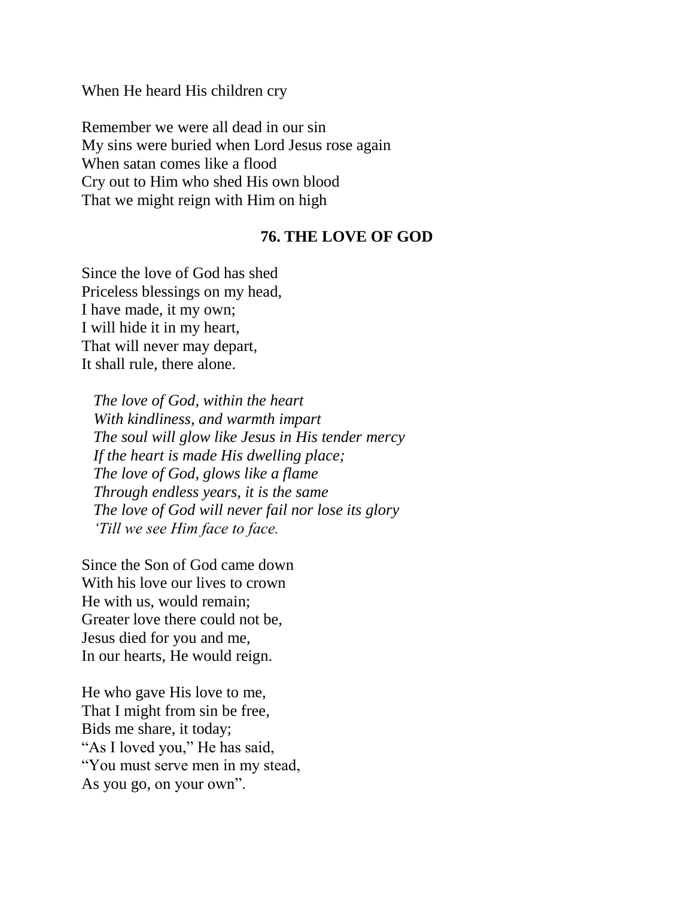When He heard His children cry

Remember we were all dead in our sin
My sins were buried when Lord Jesus rose again
When satan comes like a flood
Cry out to Him who shed His own blood
That we might reign with Him on high

## 76. THE LOVE OF GOD

Since the love of God has shed
Priceless blessings on my head,
I have made, it my own;
I will hide it in my heart,
That will never may depart,
It shall rule, there alone.

*The love of God, within the heart*
*With kindliness, and warmth impart*
*The soul will glow like Jesus in His tender mercy*
*If the heart is made His dwelling place;*
*The love of God, glows like a flame*
*Through endless years, it is the same*
*The love of God will never fail nor lose its glory*
*'Till we see Him face to face.*

Since the Son of God came down
With his love our lives to crown
He with us, would remain;
Greater love there could not be,
Jesus died for you and me,
In our hearts, He would reign.

He who gave His love to me,
That I might from sin be free,
Bids me share, it today;
"As I loved you," He has said,
"You must serve men in my stead,
As you go, on your own".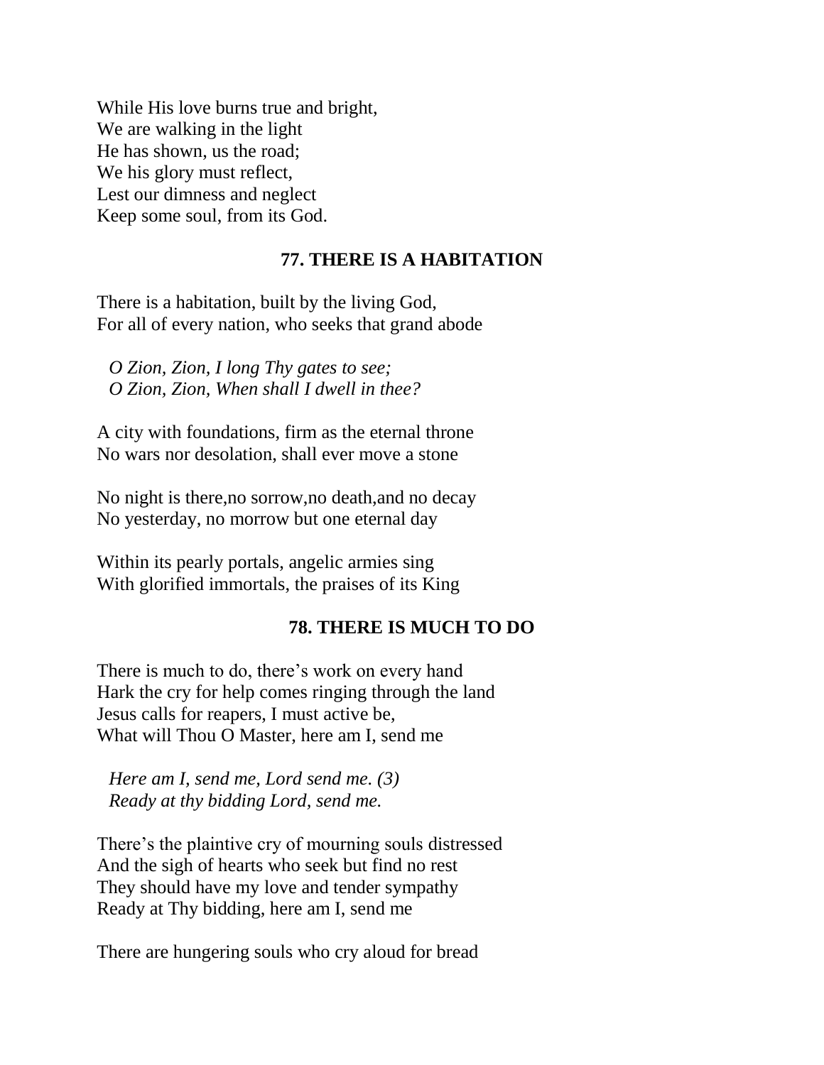While His love burns true and bright,
We are walking in the light
He has shown, us the road;
We his glory must reflect,
Lest our dimness and neglect
Keep some soul, from its God.

### 77. THERE IS A HABITATION

There is a habitation, built by the living God,
For all of every nation, who seeks that grand abode

*O Zion, Zion, I long Thy gates to see;*
*O Zion, Zion, When shall I dwell in thee?*

A city with foundations, firm as the eternal throne
No wars nor desolation, shall ever move a stone

No night is there,no sorrow,no death,and no decay
No yesterday, no morrow but one eternal day

Within its pearly portals, angelic armies sing
With glorified immortals, the praises of its King

### 78. THERE IS MUCH TO DO

There is much to do, there's work on every hand
Hark the cry for help comes ringing through the land
Jesus calls for reapers, I must active be,
What will Thou O Master, here am I, send me

*Here am I, send me, Lord send me. (3)*
*Ready at thy bidding Lord, send me.*

There's the plaintive cry of mourning souls distressed
And the sigh of hearts who seek but find no rest
They should have my love and tender sympathy
Ready at Thy bidding, here am I, send me

There are hungering souls who cry aloud for bread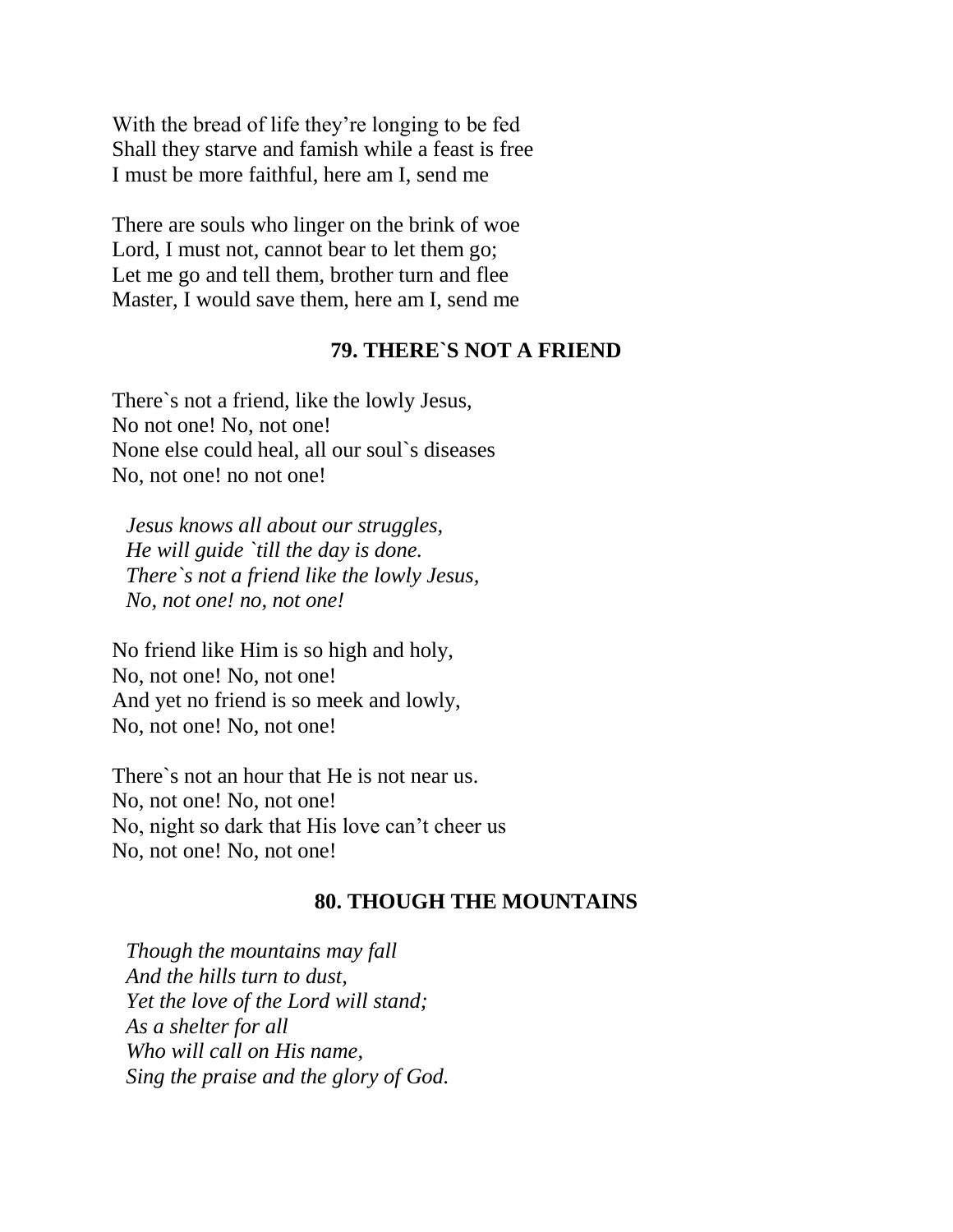With the bread of life they're longing to be fed
Shall they starve and famish while a feast is free
I must be more faithful, here am I, send me

There are souls who linger on the brink of woe
Lord, I must not, cannot bear to let them go;
Let me go and tell them, brother turn and flee
Master, I would save them, here am I, send me

## 79. THERE`S NOT A FRIEND

There`s not a friend, like the lowly Jesus,
No not one! No, not one!
None else could heal, all our soul`s diseases
No, not one! no not one!

*Jesus knows all about our struggles,*
*He will guide `till the day is done.*
*There`s not a friend like the lowly Jesus,*
*No, not one! no, not one!*

No friend like Him is so high and holy,
No, not one! No, not one!
And yet no friend is so meek and lowly,
No, not one! No, not one!

There`s not an hour that He is not near us.
No, not one! No, not one!
No, night so dark that His love can't cheer us
No, not one! No, not one!

## 80. THOUGH THE MOUNTAINS

*Though the mountains may fall*
*And the hills turn to dust,*
*Yet the love of the Lord will stand;*
*As a shelter for all*
*Who will call on His name,*
*Sing the praise and the glory of God.*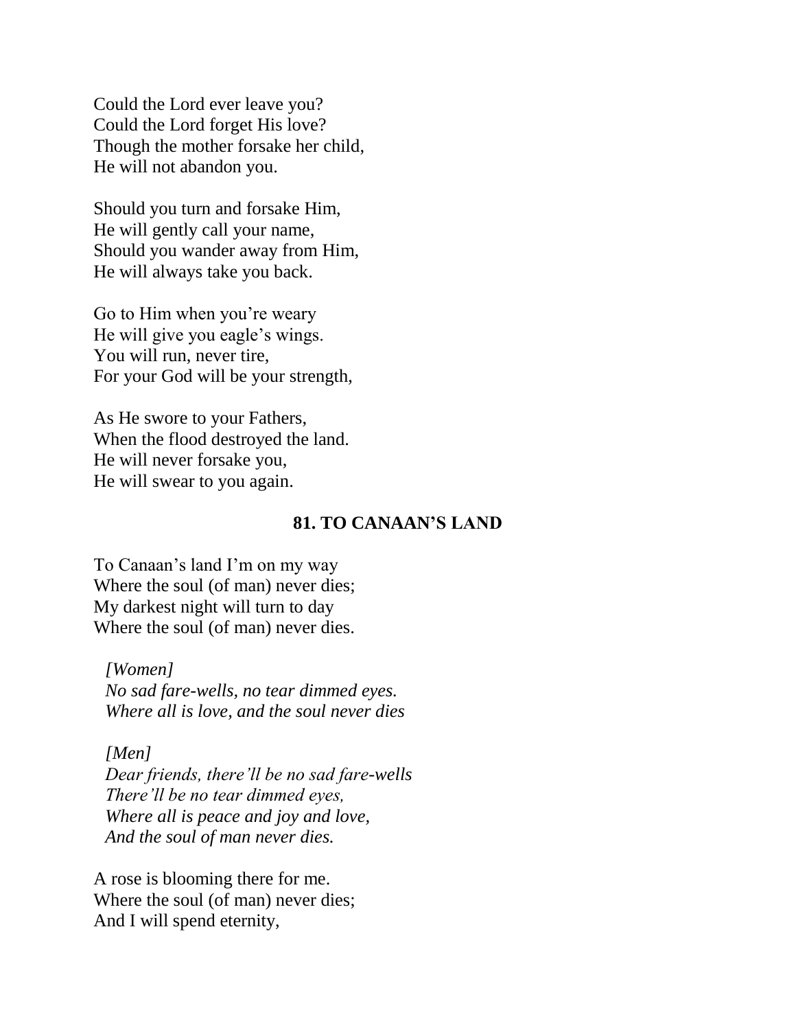Could the Lord ever leave you?
Could the Lord forget His love?
Though the mother forsake her child,
He will not abandon you.

Should you turn and forsake Him,
He will gently call your name,
Should you wander away from Him,
He will always take you back.

Go to Him when you're weary
He will give you eagle's wings.
You will run, never tire,
For your God will be your strength,

As He swore to your Fathers,
When the flood destroyed the land.
He will never forsake you,
He will swear to you again.

## 81. TO CANAAN'S LAND

To Canaan's land I'm on my way
Where the soul (of man) never dies;
My darkest night will turn to day
Where the soul (of man) never dies.

*[Women]*
*No sad fare-wells, no tear dimmed eyes.*
*Where all is love, and the soul never dies*

*[Men]*
*Dear friends, there'll be no sad fare-wells*
*There'll be no tear dimmed eyes,*
*Where all is peace and joy and love,*
*And the soul of man never dies.*

A rose is blooming there for me.
Where the soul (of man) never dies;
And I will spend eternity,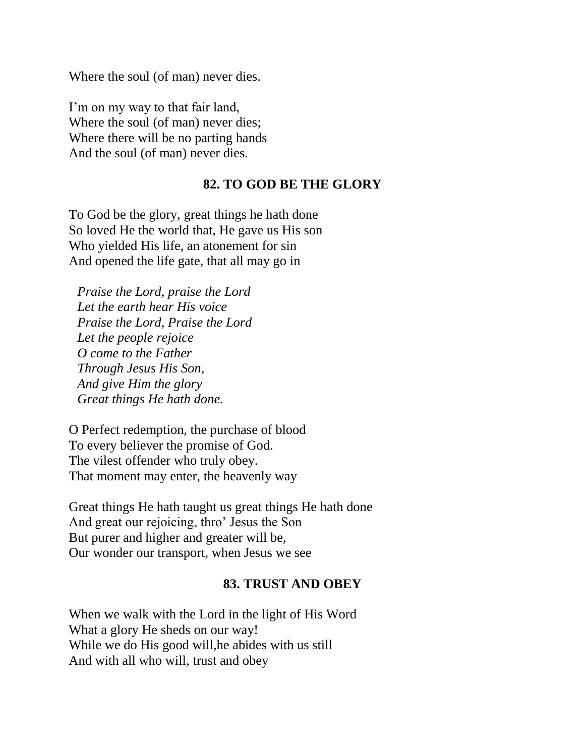Where the soul (of man) never dies.

I'm on my way to that fair land,
Where the soul (of man) never dies;
Where there will be no parting hands
And the soul (of man) never dies.

## 82. TO GOD BE THE GLORY

To God be the glory, great things he hath done
So loved He the world that, He gave us His son
Who yielded His life, an atonement for sin
And opened the life gate, that all may go in

*Praise the Lord, praise the Lord*
*Let the earth hear His voice*
*Praise the Lord, Praise the Lord*
*Let the people rejoice*
*O come to the Father*
*Through Jesus His Son,*
*And give Him the glory*
*Great things He hath done.*

O Perfect redemption, the purchase of blood
To every believer the promise of God.
The vilest offender who truly obey.
That moment may enter, the heavenly way

Great things He hath taught us great things He hath done
And great our rejoicing, thro' Jesus the Son
But purer and higher and greater will be,
Our wonder our transport, when Jesus we see

## 83. TRUST AND OBEY

When we walk with the Lord in the light of His Word
What a glory He sheds on our way!
While we do His good will,he abides with us still
And with all who will, trust and obey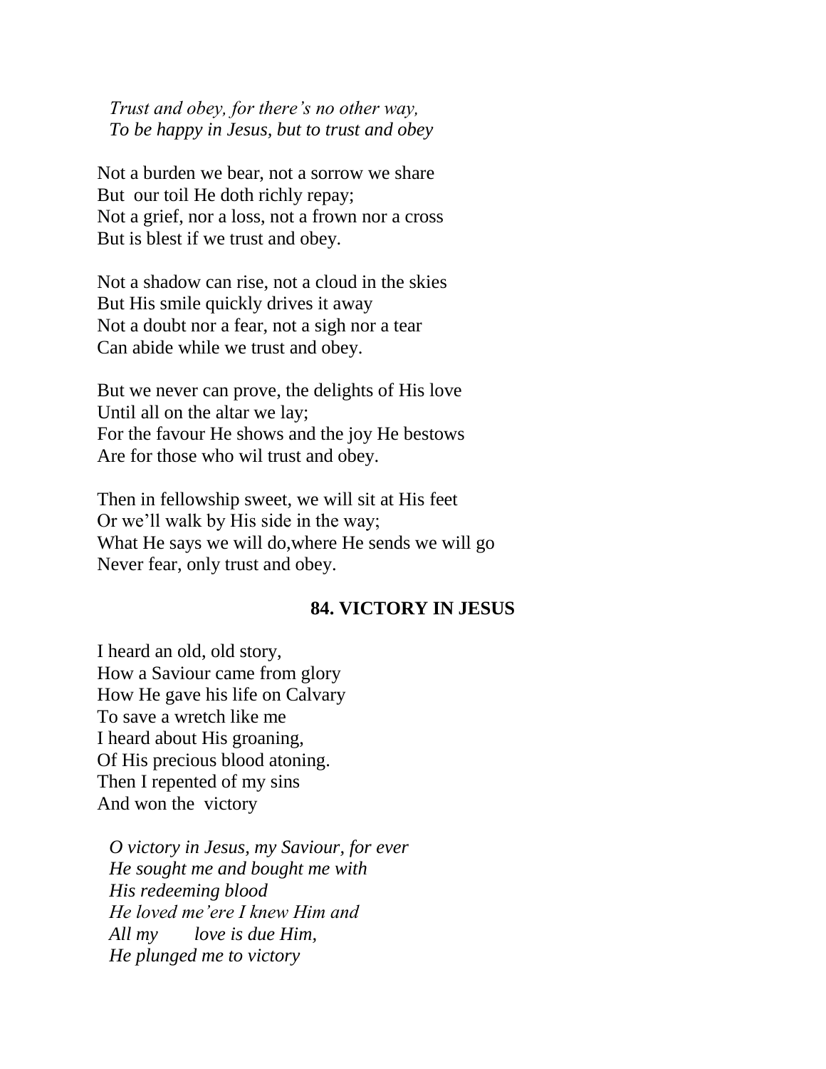*Trust and obey, for there's no other way,*
*To be happy in Jesus, but to trust and obey*

Not a burden we bear, not a sorrow we share
But our toil He doth richly repay;
Not a grief, nor a loss, not a frown nor a cross
But is blest if we trust and obey.

Not a shadow can rise, not a cloud in the skies
But His smile quickly drives it away
Not a doubt nor a fear, not a sigh nor a tear
Can abide while we trust and obey.

But we never can prove, the delights of His love
Until all on the altar we lay;
For the favour He shows and the joy He bestows
Are for those who wil trust and obey.

Then in fellowship sweet, we will sit at His feet
Or we'll walk by His side in the way;
What He says we will do,where He sends we will go
Never fear, only trust and obey.

## 84. VICTORY IN JESUS

I heard an old, old story,
How a Saviour came from glory
How He gave his life on Calvary
To save a wretch like me
I heard about His groaning,
Of His precious blood atoning.
Then I repented of my sins
And won the victory

*O victory in Jesus, my Saviour, for ever*
*He sought me and bought me with*
*His redeeming blood*
*He loved me'ere I knew Him and*
*All my love is due Him,*
*He plunged me to victory*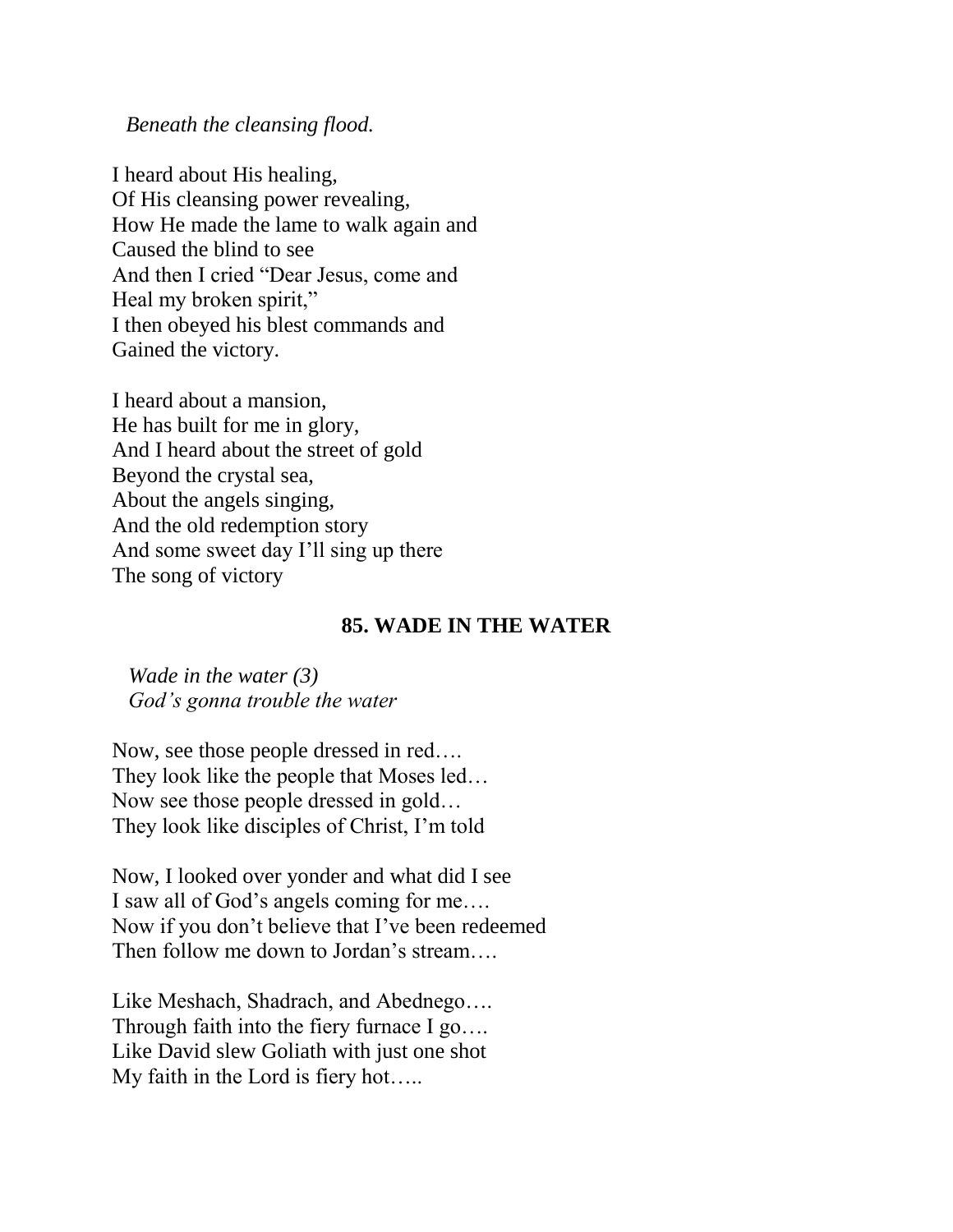*Beneath the cleansing flood.*

I heard about His healing,
Of His cleansing power revealing,
How He made the lame to walk again and
Caused the blind to see
And then I cried "Dear Jesus, come and
Heal my broken spirit,"
I then obeyed his blest commands and
Gained the victory.

I heard about a mansion,
He has built for me in glory,
And I heard about the street of gold
Beyond the crystal sea,
About the angels singing,
And the old redemption story
And some sweet day I'll sing up there
The song of victory

## 85. WADE IN THE WATER

*Wade in the water (3)*
*God's gonna trouble the water*

Now, see those people dressed in red….
They look like the people that Moses led…
Now see those people dressed in gold…
They look like disciples of Christ, I'm told

Now, I looked over yonder and what did I see
I saw all of God's angels coming for me….
Now if you don't believe that I've been redeemed
Then follow me down to Jordan's stream….

Like Meshach, Shadrach, and Abednego….
Through faith into the fiery furnace I go….
Like David slew Goliath with just one shot
My faith in the Lord is fiery hot…..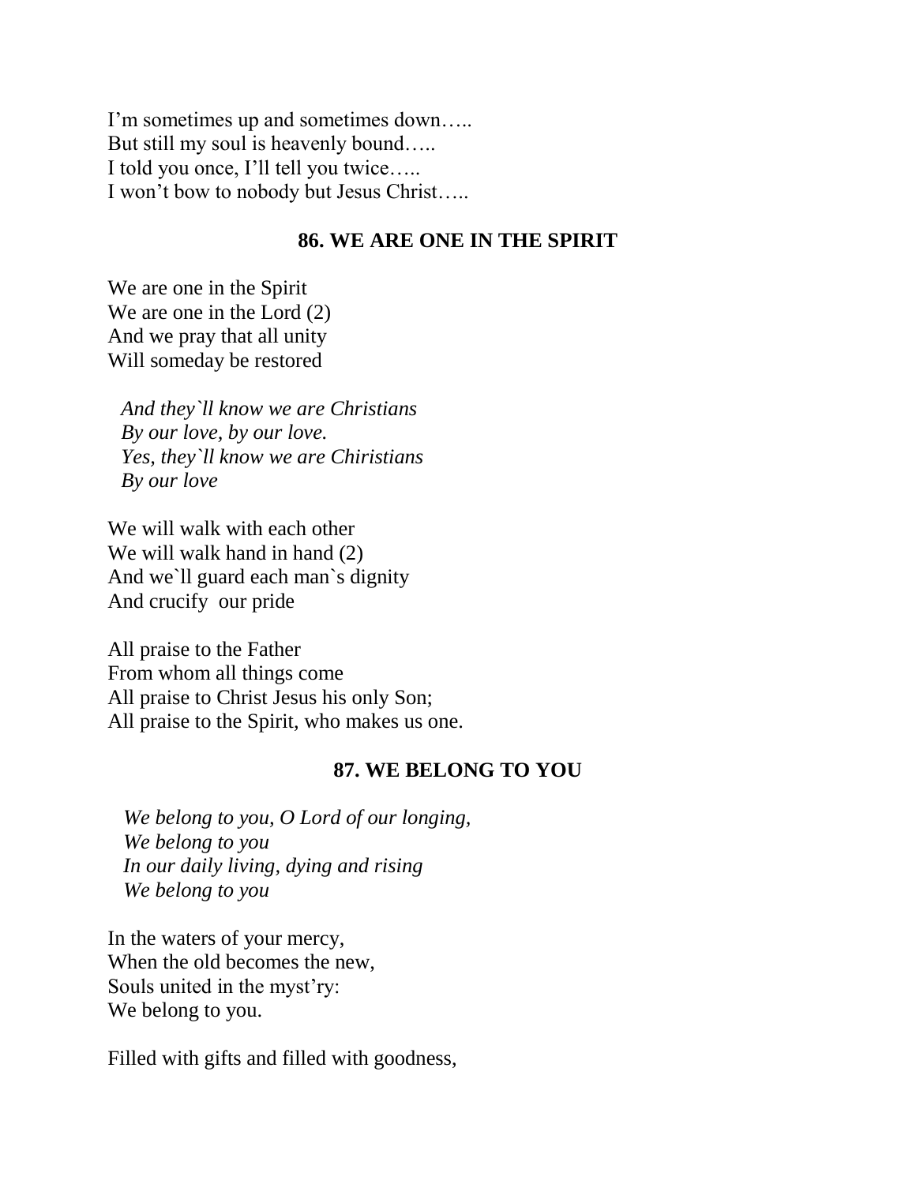I'm sometimes up and sometimes down…..
But still my soul is heavenly bound…..
I told you once, I'll tell you twice…..
I won't bow to nobody but Jesus Christ…..

## 86. WE ARE ONE IN THE SPIRIT

We are one in the Spirit
We are one in the Lord (2)
And we pray that all unity
Will someday be restored

*And they`ll know we are Christians*
*By our love, by our love.*
*Yes, they`ll know we are Chiristians*
*By our love*

We will walk with each other
We will walk hand in hand (2)
And we`ll guard each man`s dignity
And crucify our pride

All praise to the Father
From whom all things come
All praise to Christ Jesus his only Son;
All praise to the Spirit, who makes us one.

## 87. WE BELONG TO YOU

*We belong to you, O Lord of our longing,*
*We belong to you*
*In our daily living, dying and rising*
*We belong to you*

In the waters of your mercy,
When the old becomes the new,
Souls united in the myst'ry:
We belong to you.

Filled with gifts and filled with goodness,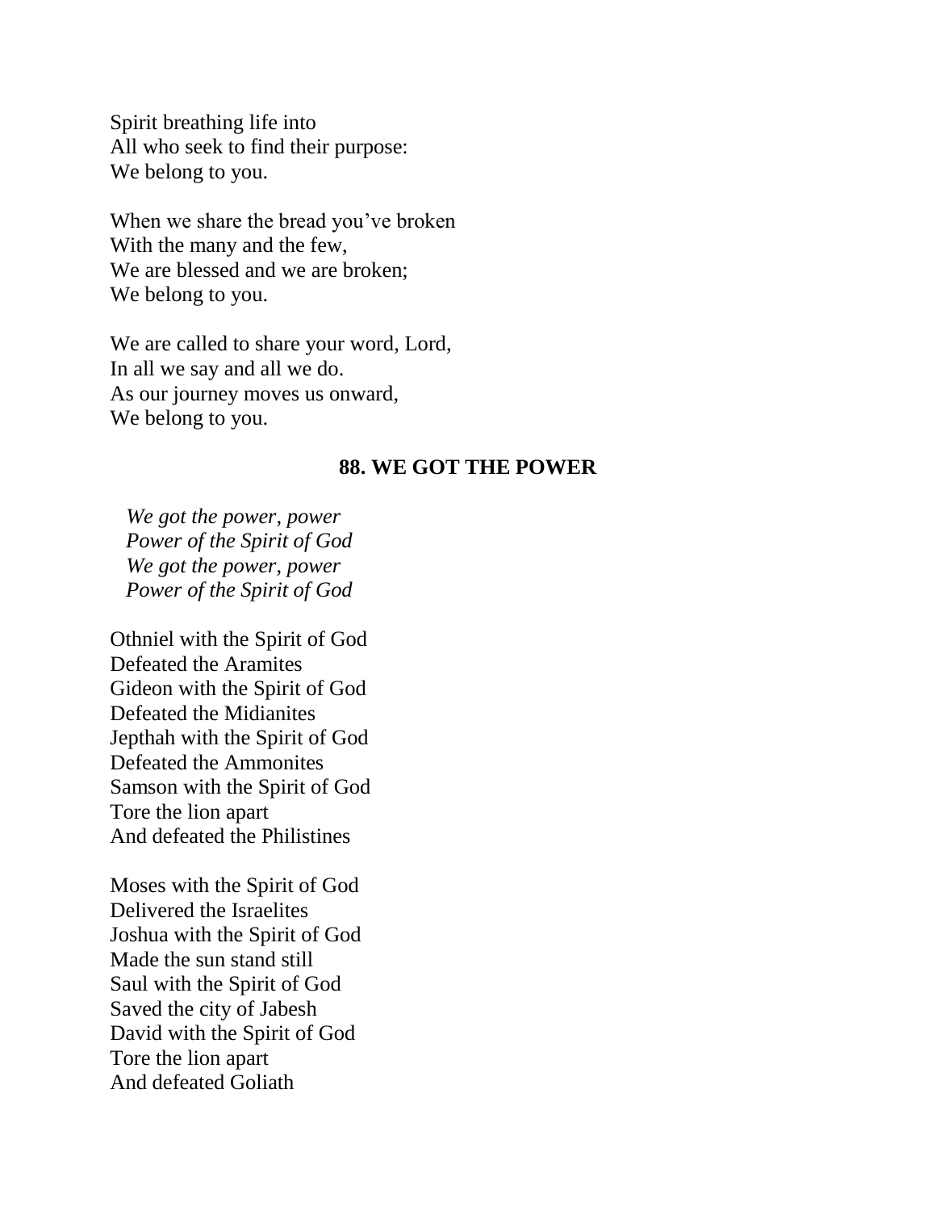Spirit breathing life into
All who seek to find their purpose:
We belong to you.

When we share the bread you've broken
With the many and the few,
We are blessed and we are broken;
We belong to you.

We are called to share your word, Lord,
In all we say and all we do.
As our journey moves us onward,
We belong to you.

## 88. WE GOT THE POWER

*We got the power, power*
*Power of the Spirit of God*
*We got the power, power*
*Power of the Spirit of God*

Othniel with the Spirit of God
Defeated the Aramites
Gideon with the Spirit of God
Defeated the Midianites
Jepthah with the Spirit of God
Defeated the Ammonites
Samson with the Spirit of God
Tore the lion apart
And defeated the Philistines

Moses with the Spirit of God
Delivered the Israelites
Joshua with the Spirit of God
Made the sun stand still
Saul with the Spirit of God
Saved the city of Jabesh
David with the Spirit of God
Tore the lion apart
And defeated Goliath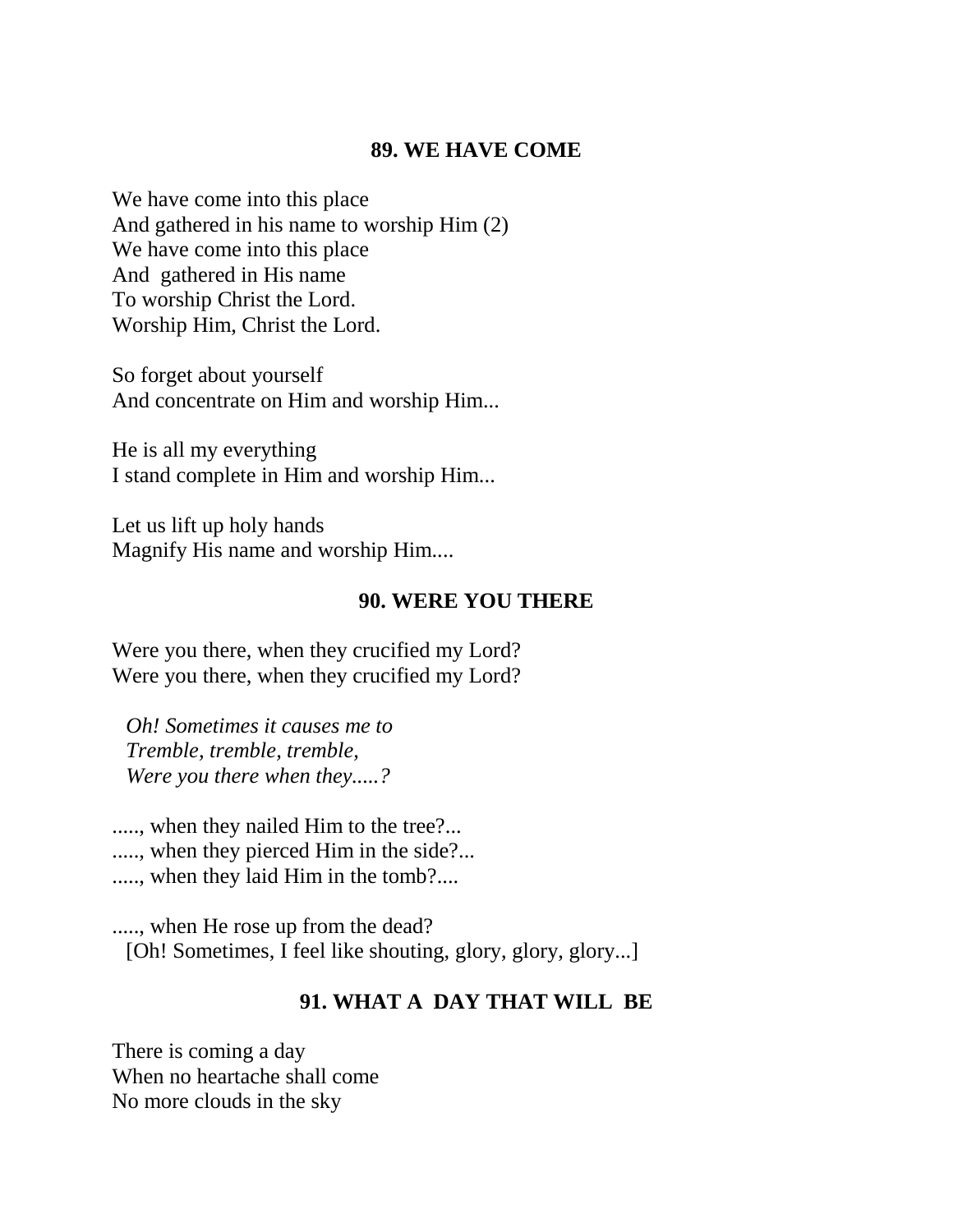### 89. WE HAVE COME

We have come into this place
And gathered in his name to worship Him (2)
We have come into this place
And  gathered in His name
To worship Christ the Lord.
Worship Him, Christ the Lord.

So forget about yourself
And concentrate on Him and worship Him...

He is all my everything
I stand complete in Him and worship Him...

Let us lift up holy hands
Magnify His name and worship Him....

### 90. WERE YOU THERE

Were you there, when they crucified my Lord?
Were you there, when they crucified my Lord?

*Oh! Sometimes it causes me to*
*Tremble, tremble, tremble,*
*Were you there when they.....?*

....., when they nailed Him to the tree?...
....., when they pierced Him in the side?...
....., when they laid Him in the tomb?....

....., when He rose up from the dead?
[Oh! Sometimes, I feel like shouting, glory, glory, glory...]

### 91. WHAT A  DAY THAT WILL  BE

There is coming a day
When no heartache shall come
No more clouds in the sky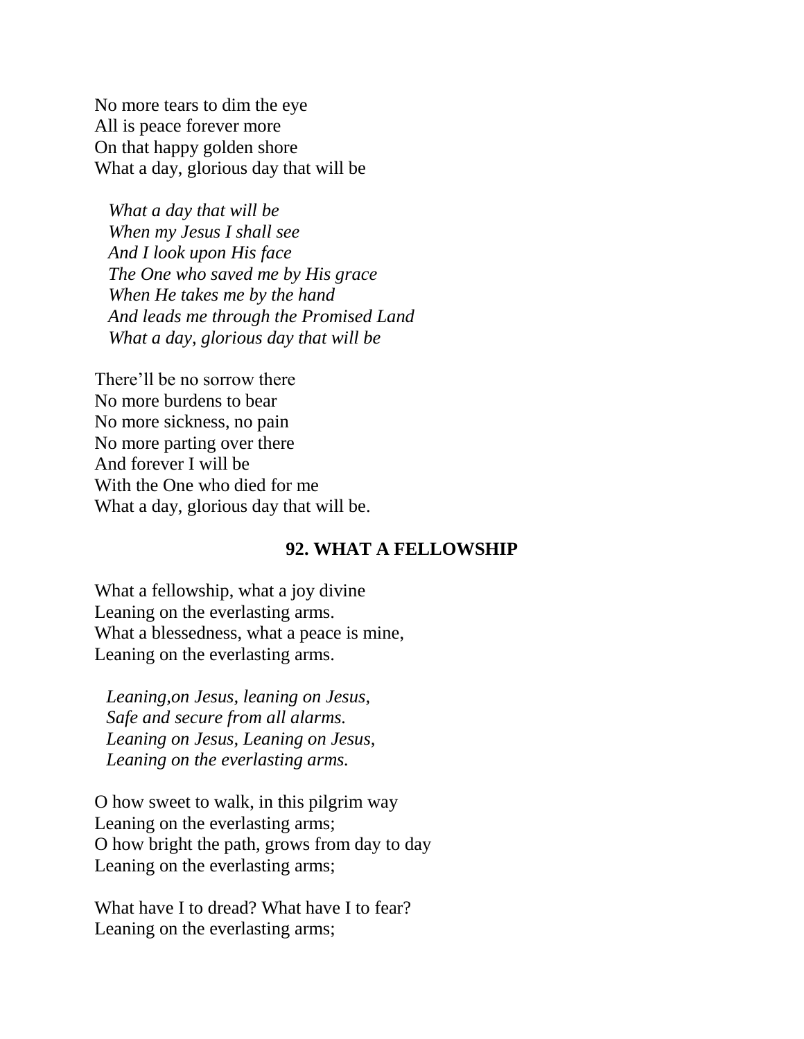No more tears to dim the eye
All is peace forever more
On that happy golden shore
What a day, glorious day that will be

*What a day that will be*
*When my Jesus I shall see*
*And I look upon His face*
*The One who saved me by His grace*
*When He takes me by the hand*
*And leads me through the Promised Land*
*What a day, glorious day that will be*

There'll be no sorrow there
No more burdens to bear
No more sickness, no pain
No more parting over there
And forever I will be
With the One who died for me
What a day, glorious day that will be.

## 92. WHAT A FELLOWSHIP

What a fellowship, what a joy divine
Leaning on the everlasting arms.
What a blessedness, what a peace is mine,
Leaning on the everlasting arms.

*Leaning,on Jesus, leaning on Jesus,*
*Safe and secure from all alarms.*
*Leaning on Jesus, Leaning on Jesus,*
*Leaning on the everlasting arms.*

O how sweet to walk, in this pilgrim way
Leaning on the everlasting arms;
O how bright the path, grows from day to day
Leaning on the everlasting arms;

What have I to dread? What have I to fear?
Leaning on the everlasting arms;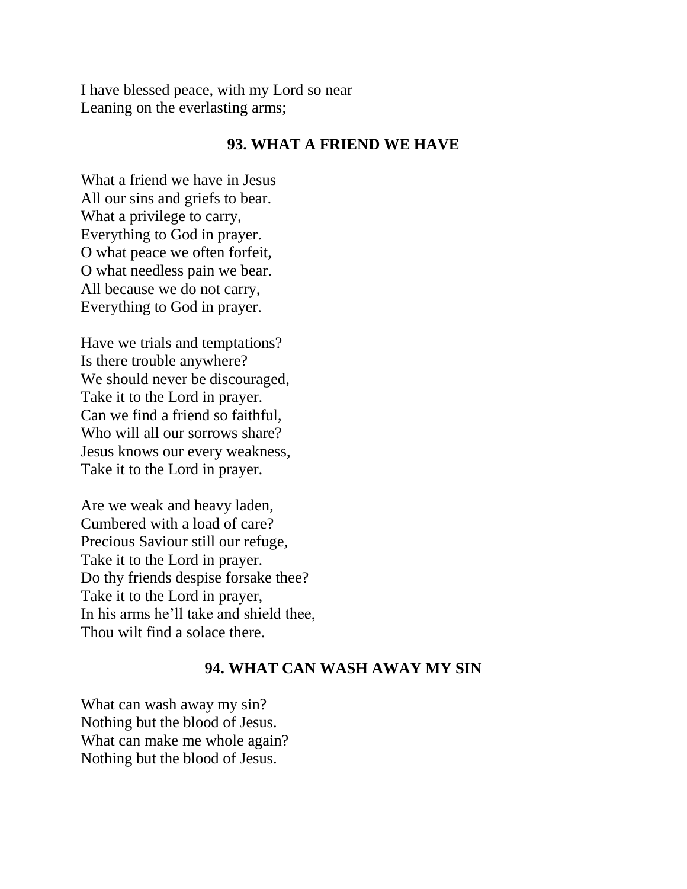I have blessed peace, with my Lord so near
Leaning on the everlasting arms;

## 93. WHAT A FRIEND WE HAVE

What a friend we have in Jesus
All our sins and griefs to bear.
What a privilege to carry,
Everything to God in prayer.
O what peace we often forfeit,
O what needless pain we bear.
All because we do not carry,
Everything to God in prayer.

Have we trials and temptations?
Is there trouble anywhere?
We should never be discouraged,
Take it to the Lord in prayer.
Can we find a friend so faithful,
Who will all our sorrows share?
Jesus knows our every weakness,
Take it to the Lord in prayer.

Are we weak and heavy laden,
Cumbered with a load of care?
Precious Saviour still our refuge,
Take it to the Lord in prayer.
Do thy friends despise forsake thee?
Take it to the Lord in prayer,
In his arms he'll take and shield thee,
Thou wilt find a solace there.

## 94. WHAT CAN WASH AWAY MY SIN

What can wash away my sin?
Nothing but the blood of Jesus.
What can make me whole again?
Nothing but the blood of Jesus.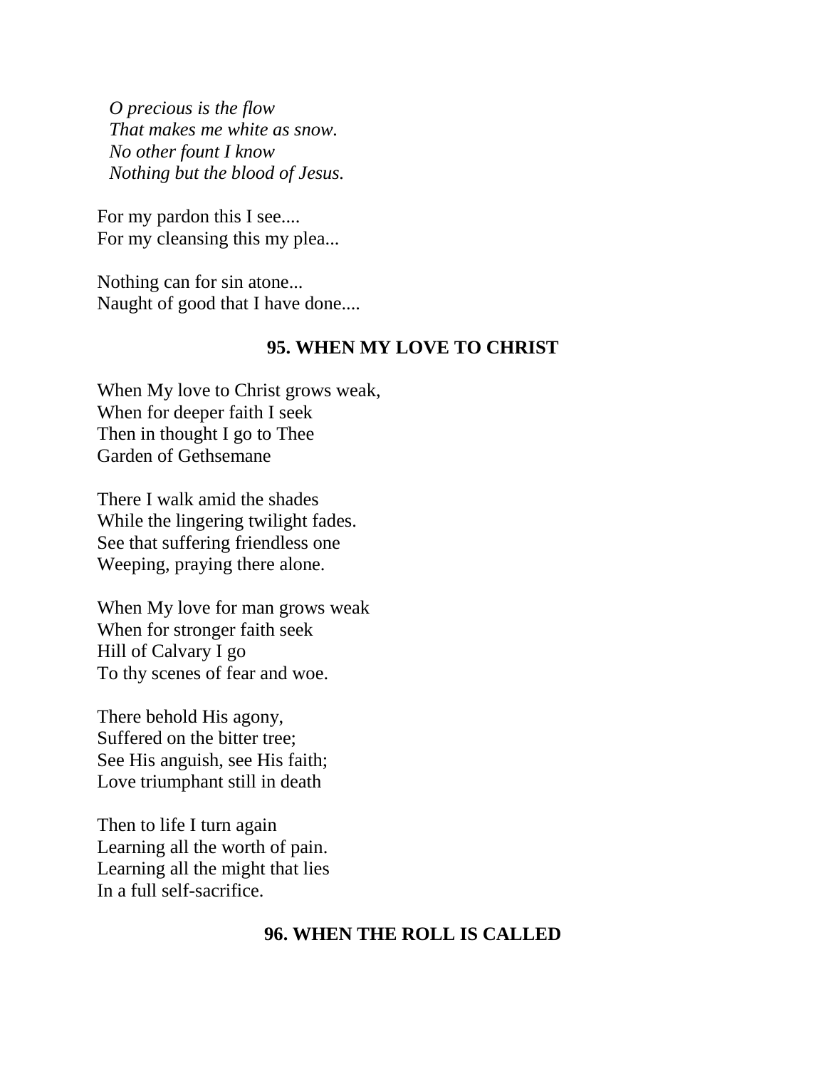*O precious is the flow*  
*That makes me white as snow.*  
*No other fount I know*  
*Nothing but the blood of Jesus.*

For my pardon this I see....  
For my cleansing this my plea...

Nothing can for sin atone...  
Naught of good that I have done....

## 95. WHEN MY LOVE TO CHRIST

When My love to Christ grows weak,  
When for deeper faith I seek  
Then in thought I go to Thee  
Garden of Gethsemane

There I walk amid the shades  
While the lingering twilight fades.  
See that suffering friendless one  
Weeping, praying there alone.

When My love for man grows weak  
When for stronger faith seek  
Hill of Calvary I go  
To thy scenes of fear and woe.

There behold His agony,  
Suffered on the bitter tree;  
See His anguish, see His faith;  
Love triumphant still in death

Then to life I turn again  
Learning all the worth of pain.  
Learning all the might that lies  
In a full self-sacrifice.

## 96. WHEN THE ROLL IS CALLED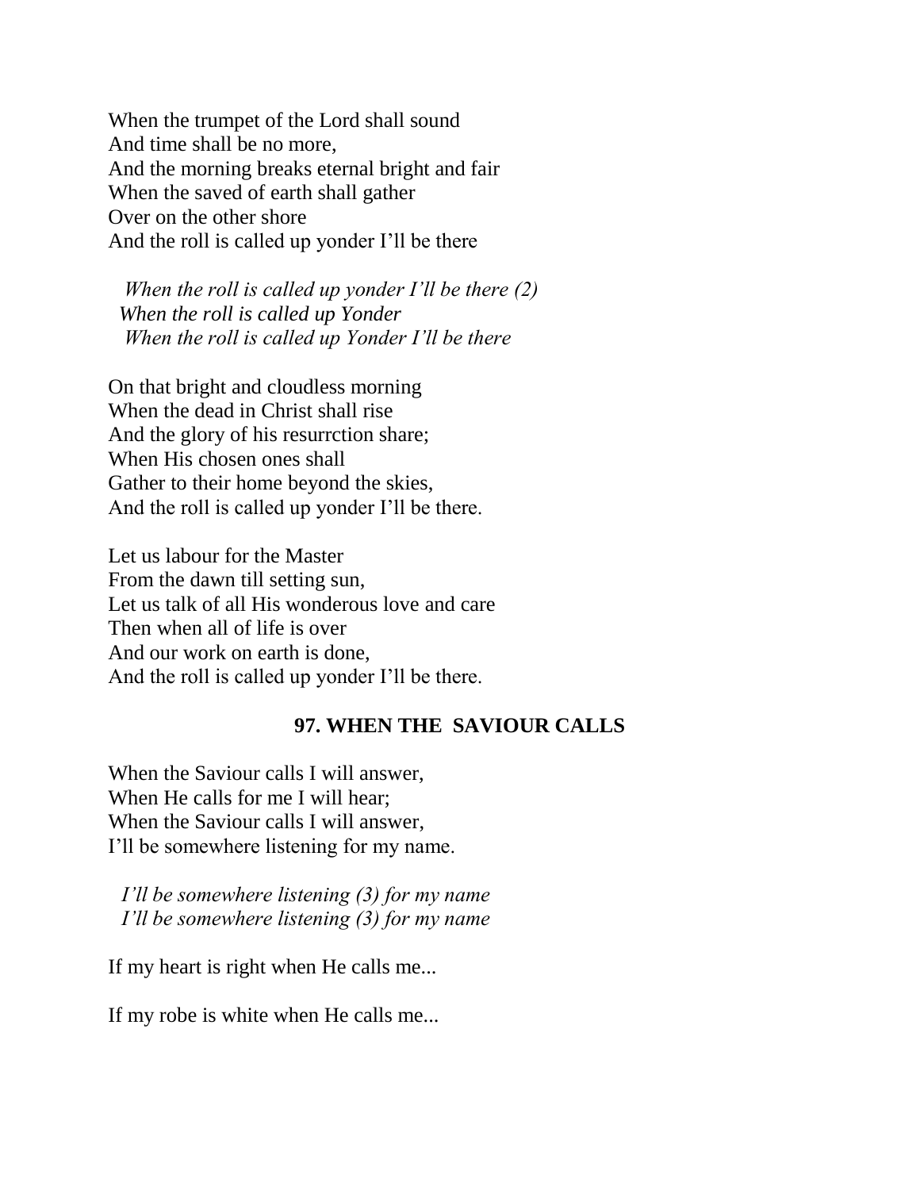When the trumpet of the Lord shall sound
And time shall be no more,
And the morning breaks eternal bright and fair
When the saved of earth shall gather
Over on the other shore
And the roll is called up yonder I'll be there

*When the roll is called up yonder I'll be there (2)*
*When the roll is called up Yonder*
*When the roll is called up Yonder I'll be there*

On that bright and cloudless morning
When the dead in Christ shall rise
And the glory of his resurrction share;
When His chosen ones shall
Gather to their home beyond the skies,
And the roll is called up yonder I'll be there.

Let us labour for the Master
From the dawn till setting sun,
Let us talk of all His wonderous love and care
Then when all of life is over
And our work on earth is done,
And the roll is called up yonder I'll be there.

## 97. WHEN THE SAVIOUR CALLS

When the Saviour calls I will answer,
When He calls for me I will hear;
When the Saviour calls I will answer,
I'll be somewhere listening for my name.

*I'll be somewhere listening (3) for my name*
*I'll be somewhere listening (3) for my name*

If my heart is right when He calls me...

If my robe is white when He calls me...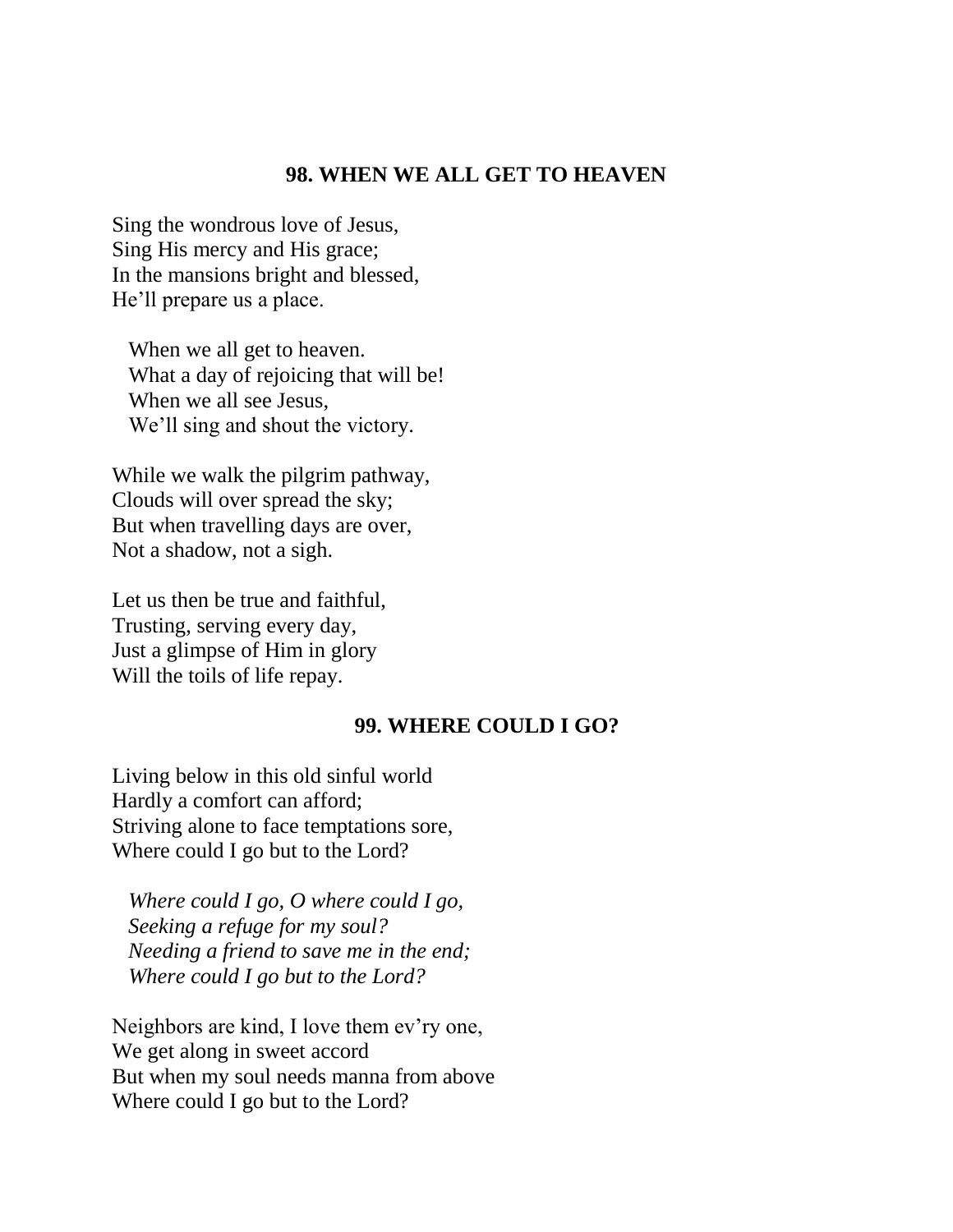## 98. WHEN WE ALL GET TO HEAVEN

Sing the wondrous love of Jesus,
Sing His mercy and His grace;
In the mansions bright and blessed,
He'll prepare us a place.

When we all get to heaven.
What a day of rejoicing that will be!
When we all see Jesus,
We'll sing and shout the victory.

While we walk the pilgrim pathway,
Clouds will over spread the sky;
But when travelling days are over,
Not a shadow, not a sigh.

Let us then be true and faithful,
Trusting, serving every day,
Just a glimpse of Him in glory
Will the toils of life repay.

## 99. WHERE COULD I GO?

Living below in this old sinful world
Hardly a comfort can afford;
Striving alone to face temptations sore,
Where could I go but to the Lord?

*Where could I go, O where could I go,*
*Seeking a refuge for my soul?*
*Needing a friend to save me in the end;*
*Where could I go but to the Lord?*

Neighbors are kind, I love them ev'ry one,
We get along in sweet accord
But when my soul needs manna from above
Where could I go but to the Lord?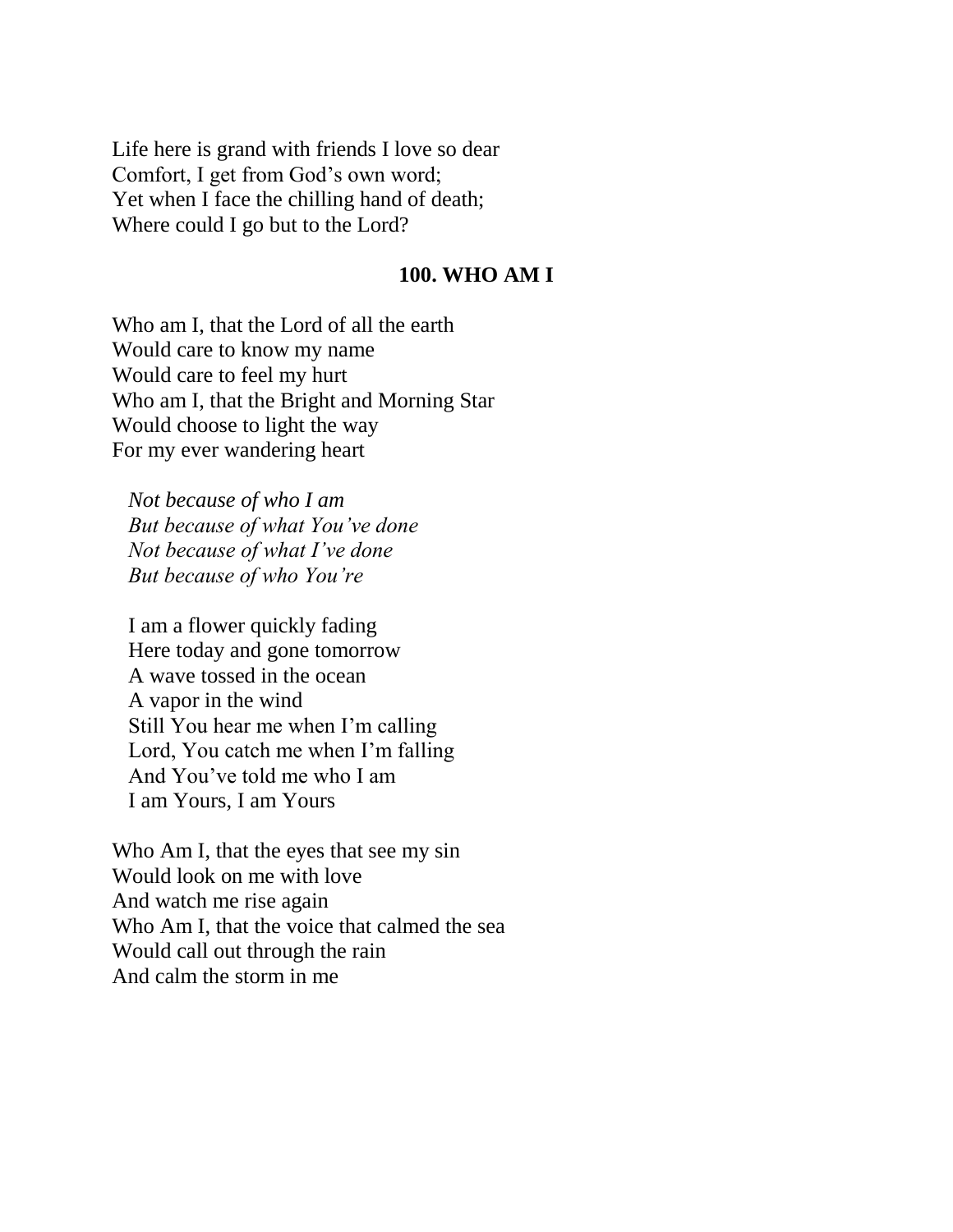Life here is grand with friends I love so dear
Comfort, I get from God's own word;
Yet when I face the chilling hand of death;
Where could I go but to the Lord?

## 100. WHO AM I

Who am I, that the Lord of all the earth
Would care to know my name
Would care to feel my hurt
Who am I, that the Bright and Morning Star
Would choose to light the way
For my ever wandering heart

*Not because of who I am*
*But because of what You've done*
*Not because of what I've done*
*But because of who You're*

I am a flower quickly fading
Here today and gone tomorrow
A wave tossed in the ocean
A vapor in the wind
Still You hear me when I'm calling
Lord, You catch me when I'm falling
And You've told me who I am
I am Yours, I am Yours

Who Am I, that the eyes that see my sin
Would look on me with love
And watch me rise again
Who Am I, that the voice that calmed the sea
Would call out through the rain
And calm the storm in me